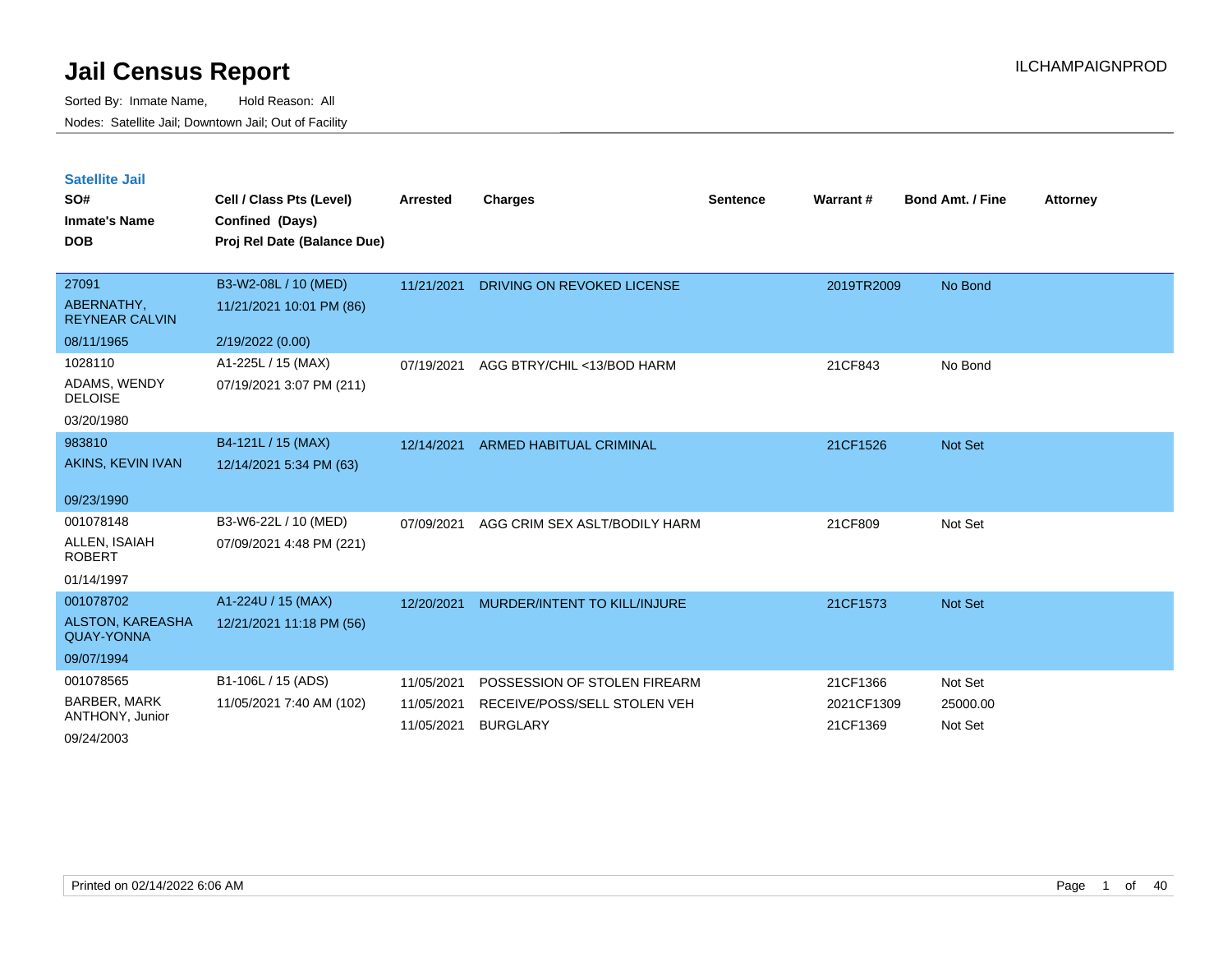# Jail Census Report

ILCHAMPAIGNPROD

Sorted By: Inmate Name, Hold Reason: All

Nodes: Satellite Jail; Downtown Jail; Out of Facility

## Satellite Jail

| SO# / Inmate's Name / DOB | Cell / Class Pts (Level) / Confined (Days) / Proj Rel Date (Balance Due) | Arrested | Charges | Sentence | Warrant # | Bond Amt. / Fine | Attorney |
|---|---|---|---|---|---|---|---|
| 27091<br>ABERNATHY, REYNEAR CALVIN<br>08/11/1965 | B3-W2-08L / 10 (MED)<br>11/21/2021 10:01 PM (86)<br>2/19/2022 (0.00) | 11/21/2021 | DRIVING ON REVOKED LICENSE | | 2019TR2009 | No Bond | |
| 1028110<br>ADAMS, WENDY DELOISE<br>03/20/1980 | A1-225L / 15 (MAX)<br>07/19/2021 3:07 PM (211) | 07/19/2021 | AGG BTRY/CHIL <13/BOD HARM | | 21CF843 | No Bond | |
| 983810<br>AKINS, KEVIN IVAN<br>09/23/1990 | B4-121L / 15 (MAX)<br>12/14/2021 5:34 PM (63) | 12/14/2021 | ARMED HABITUAL CRIMINAL | | 21CF1526 | Not Set | |
| 001078148<br>ALLEN, ISAIAH ROBERT<br>01/14/1997 | B3-W6-22L / 10 (MED)<br>07/09/2021 4:48 PM (221) | 07/09/2021 | AGG CRIM SEX ASLT/BODILY HARM | | 21CF809 | Not Set | |
| 001078702<br>ALSTON, KAREASHA QUAY-YONNA<br>09/07/1994 | A1-224U / 15 (MAX)<br>12/21/2021 11:18 PM (56) | 12/20/2021 | MURDER/INTENT TO KILL/INJURE | | 21CF1573 | Not Set | |
| 001078565<br>BARBER, MARK ANTHONY, Junior<br>09/24/2003 | B1-106L / 15 (ADS)<br>11/05/2021 7:40 AM (102) | 11/05/2021 | POSSESSION OF STOLEN FIREARM | | 21CF1366 | Not Set | |
| | | 11/05/2021 | RECEIVE/POSS/SELL STOLEN VEH | | 2021CF1309 | 25000.00 | |
| | | 11/05/2021 | BURGLARY | | 21CF1369 | Not Set | |

Printed on 02/14/2022 6:06 AM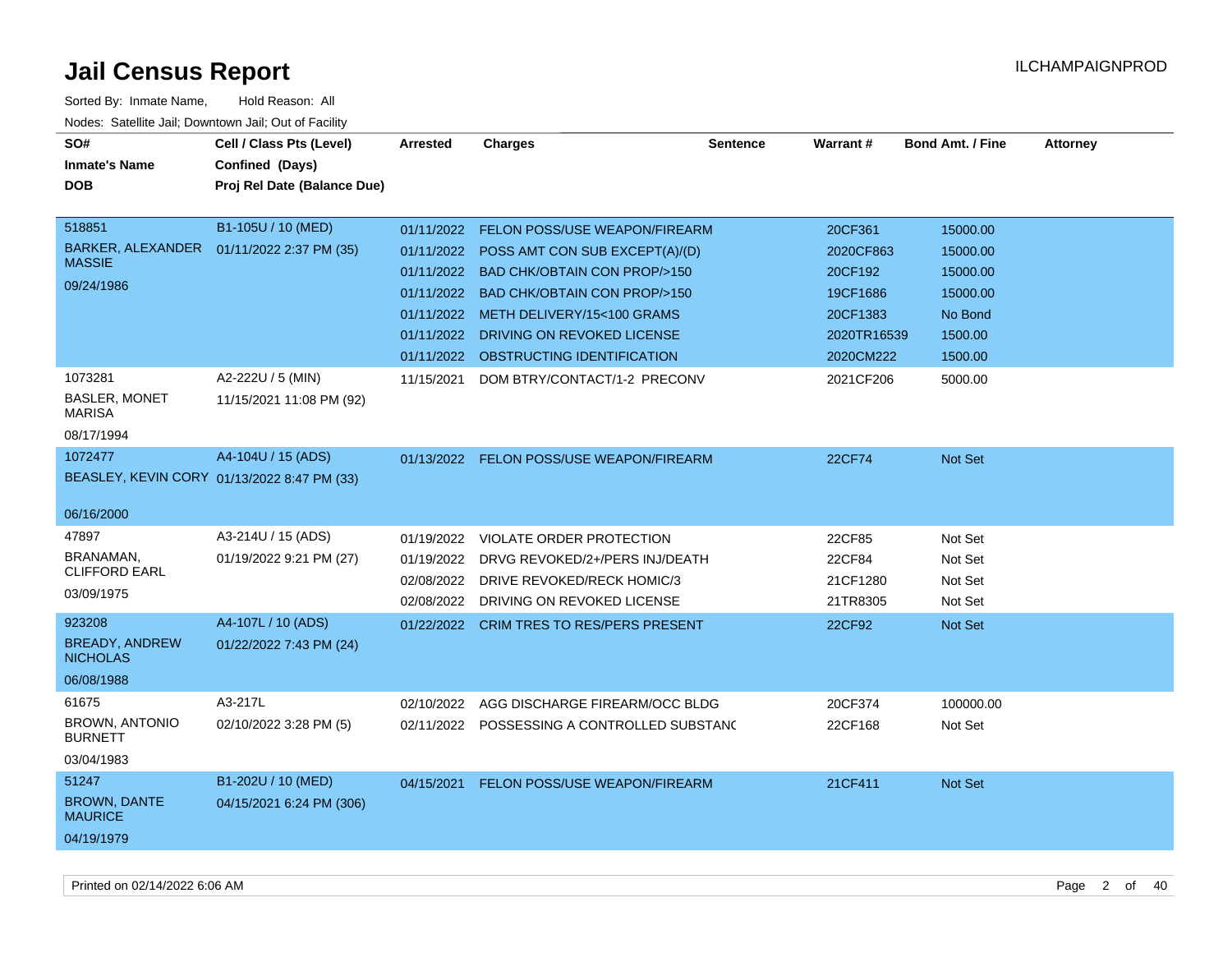# Jail Census Report

ILCHAMPAIGNPROD

Sorted By: Inmate Name, Hold Reason: All

Nodes: Satellite Jail; Downtown Jail; Out of Facility

| SO# / Inmate's Name / DOB | Cell / Class Pts (Level) / Confined (Days) / Proj Rel Date (Balance Due) | Arrested | Charges | Sentence | Warrant # | Bond Amt. / Fine | Attorney |
|---|---|---|---|---|---|---|---|
| 518851<br>BARKER, ALEXANDER MASSIE<br>09/24/1986 | B1-105U / 10 (MED)<br>01/11/2022 2:37 PM (35) | 01/11/2022 | FELON POSS/USE WEAPON/FIREARM | | 20CF361 | 15000.00 | |
| | | 01/11/2022 | POSS AMT CON SUB EXCEPT(A)/(D) | | 2020CF863 | 15000.00 | |
| | | 01/11/2022 | BAD CHK/OBTAIN CON PROP/>150 | | 20CF192 | 15000.00 | |
| | | 01/11/2022 | BAD CHK/OBTAIN CON PROP/>150 | | 19CF1686 | 15000.00 | |
| | | 01/11/2022 | METH DELIVERY/15<100 GRAMS | | 20CF1383 | No Bond | |
| | | 01/11/2022 | DRIVING ON REVOKED LICENSE | | 2020TR16539 | 1500.00 | |
| | | 01/11/2022 | OBSTRUCTING IDENTIFICATION | | 2020CM222 | 1500.00 | |
| 1073281<br>BASLER, MONET MARISA<br>08/17/1994 | A2-222U / 5 (MIN)<br>11/15/2021 11:08 PM (92) | 11/15/2021 | DOM BTRY/CONTACT/1-2 PRECONV | | 2021CF206 | 5000.00 | |
| 1072477<br>BEASLEY, KEVIN CORY<br>06/16/2000 | A4-104U / 15 (ADS)<br>01/13/2022 8:47 PM (33) | 01/13/2022 | FELON POSS/USE WEAPON/FIREARM | | 22CF74 | Not Set | |
| 47897<br>BRANAMAN, CLIFFORD EARL<br>03/09/1975 | A3-214U / 15 (ADS)<br>01/19/2022 9:21 PM (27) | 01/19/2022 | VIOLATE ORDER PROTECTION | | 22CF85 | Not Set | |
| | | 01/19/2022 | DRVG REVOKED/2+/PERS INJ/DEATH | | 22CF84 | Not Set | |
| | | 02/08/2022 | DRIVE REVOKED/RECK HOMIC/3 | | 21CF1280 | Not Set | |
| | | 02/08/2022 | DRIVING ON REVOKED LICENSE | | 21TR8305 | Not Set | |
| 923208<br>BREADY, ANDREW NICHOLAS<br>06/08/1988 | A4-107L / 10 (ADS)<br>01/22/2022 7:43 PM (24) | 01/22/2022 | CRIM TRES TO RES/PERS PRESENT | | 22CF92 | Not Set | |
| 61675<br>BROWN, ANTONIO BURNETT<br>03/04/1983 | A3-217L<br>02/10/2022 3:28 PM (5) | 02/10/2022 | AGG DISCHARGE FIREARM/OCC BLDG | | 20CF374 | 100000.00 | |
| | | 02/11/2022 | POSSESSING A CONTROLLED SUBSTANC | | 22CF168 | Not Set | |
| 51247<br>BROWN, DANTE MAURICE<br>04/19/1979 | B1-202U / 10 (MED)<br>04/15/2021 6:24 PM (306) | 04/15/2021 | FELON POSS/USE WEAPON/FIREARM | | 21CF411 | Not Set | |

Printed on 02/14/2022 6:06 AM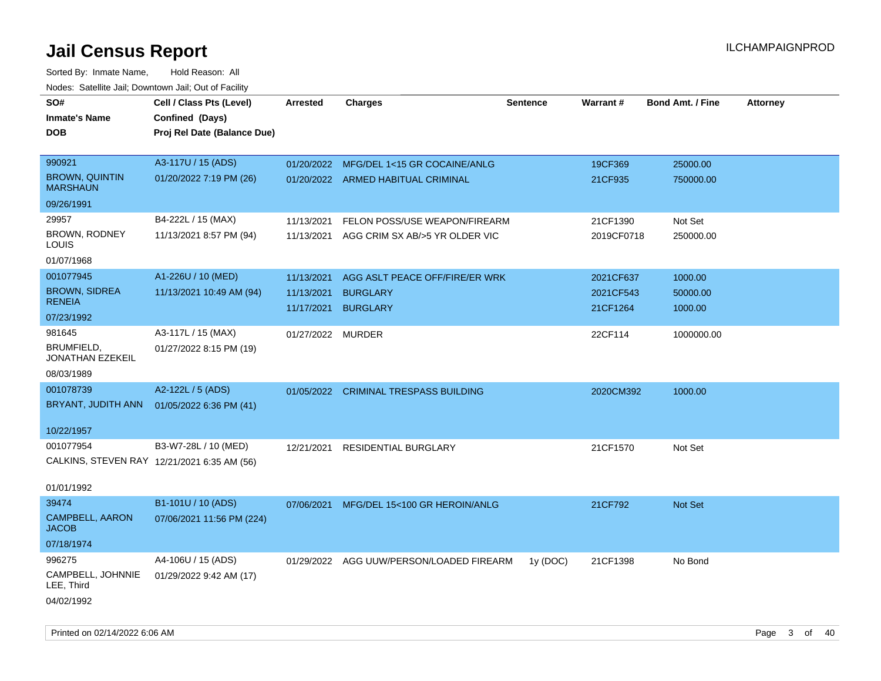# Jail Census Report

ILCHAMPAIGNPROD

Sorted By: Inmate Name, Hold Reason: All

Nodes: Satellite Jail; Downtown Jail; Out of Facility

| SO# / Inmate's Name / DOB | Cell / Class Pts (Level) / Confined (Days) / Proj Rel Date (Balance Due) | Arrested | Charges | Sentence | Warrant # | Bond Amt. / Fine | Attorney |
|---|---|---|---|---|---|---|---|
| 990921<br>BROWN, QUINTIN MARSHAUN<br>09/26/1991 | A3-117U / 15 (ADS)<br>01/20/2022 7:19 PM (26) | 01/20/2022<br>01/20/2022 | MFG/DEL 1<15 GR COCAINE/ANLG<br>ARMED HABITUAL CRIMINAL | | 19CF369<br>21CF935 | 25000.00<br>750000.00 | |
| 29957<br>BROWN, RODNEY LOUIS<br>01/07/1968 | B4-222L / 15 (MAX)<br>11/13/2021 8:57 PM (94) | 11/13/2021<br>11/13/2021 | FELON POSS/USE WEAPON/FIREARM<br>AGG CRIM SX AB/>5 YR OLDER VIC | | 21CF1390<br>2019CF0718 | Not Set<br>250000.00 | |
| 001077945<br>BROWN, SIDREA RENEIA<br>07/23/1992 | A1-226U / 10 (MED)<br>11/13/2021 10:49 AM (94) | 11/13/2021<br>11/13/2021<br>11/17/2021 | AGG ASLT PEACE OFF/FIRE/ER WRK<br>BURGLARY<br>BURGLARY | | 2021CF637<br>2021CF543<br>21CF1264 | 1000.00<br>50000.00<br>1000.00 | |
| 981645<br>BRUMFIELD, JONATHAN EZEKEIL<br>08/03/1989 | A3-117L / 15 (MAX)<br>01/27/2022 8:15 PM (19) | 01/27/2022 | MURDER | | 22CF114 | 1000000.00 | |
| 001078739<br>BRYANT, JUDITH ANN<br>10/22/1957 | A2-122L / 5 (ADS)<br>01/05/2022 6:36 PM (41) | 01/05/2022 | CRIMINAL TRESPASS BUILDING | | 2020CM392 | 1000.00 | |
| 001077954<br>CALKINS, STEVEN RAY<br>01/01/1992 | B3-W7-28L / 10 (MED)<br>12/21/2021 6:35 AM (56) | 12/21/2021 | RESIDENTIAL BURGLARY | | 21CF1570 | Not Set | |
| 39474<br>CAMPBELL, AARON JACOB<br>07/18/1974 | B1-101U / 10 (ADS)<br>07/06/2021 11:56 PM (224) | 07/06/2021 | MFG/DEL 15<100 GR HEROIN/ANLG | | 21CF792 | Not Set | |
| 996275<br>CAMPBELL, JOHNNIE LEE, Third<br>04/02/1992 | A4-106U / 15 (ADS)<br>01/29/2022 9:42 AM (17) | 01/29/2022 | AGG UUW/PERSON/LOADED FIREARM | 1y (DOC) | 21CF1398 | No Bond | |

Printed on 02/14/2022 6:06 AM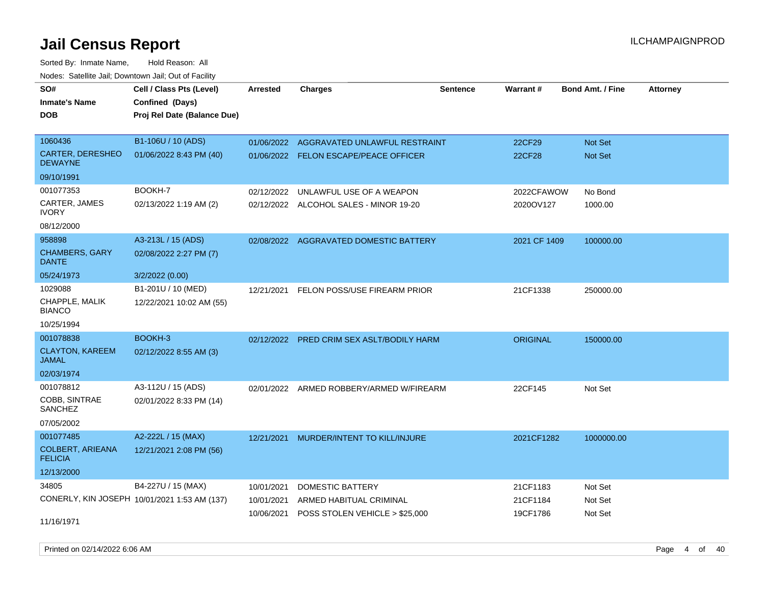# Jail Census Report

Sorted By: Inmate Name, Hold Reason: All

Nodes: Satellite Jail; Downtown Jail; Out of Facility

| SO# / Inmate's Name / DOB | Cell / Class Pts (Level) / Confined (Days) / Proj Rel Date (Balance Due) | Arrested | Charges | Sentence | Warrant # | Bond Amt. / Fine | Attorney |
|---|---|---|---|---|---|---|---|
| 1060436<br>CARTER, DERESHEO DEWAYNE<br>09/10/1991 | B1-106U / 10 (ADS)<br>01/06/2022 8:43 PM (40) | 01/06/2022<br>01/06/2022 | AGGRAVATED UNLAWFUL RESTRAINT<br>FELON ESCAPE/PEACE OFFICER | | 22CF29<br>22CF28 | Not Set<br>Not Set | |
| 001077353<br>CARTER, JAMES IVORY<br>08/12/2000 | BOOKH-7<br>02/13/2022 1:19 AM (2) | 02/12/2022<br>02/12/2022 | UNLAWFUL USE OF A WEAPON<br>ALCOHOL SALES - MINOR 19-20 | | 2022CFAWOW<br>2020OV127 | No Bond<br>1000.00 | |
| 958898<br>CHAMBERS, GARY DANTE<br>05/24/1973 | A3-213L / 15 (ADS)<br>02/08/2022 2:27 PM (7)<br>3/2/2022 (0.00) | 02/08/2022 | AGGRAVATED DOMESTIC BATTERY | | 2021 CF 1409 | 100000.00 | |
| 1029088<br>CHAPPLE, MALIK BIANCO<br>10/25/1994 | B1-201U / 10 (MED)<br>12/22/2021 10:02 AM (55) | 12/21/2021 | FELON POSS/USE FIREARM PRIOR | | 21CF1338 | 250000.00 | |
| 001078838<br>CLAYTON, KAREEM JAMAL<br>02/03/1974 | BOOKH-3<br>02/12/2022 8:55 AM (3) | 02/12/2022 | PRED CRIM SEX ASLT/BODILY HARM | | ORIGINAL | 150000.00 | |
| 001078812<br>COBB, SINTRAE SANCHEZ<br>07/05/2002 | A3-112U / 15 (ADS)<br>02/01/2022 8:33 PM (14) | 02/01/2022 | ARMED ROBBERY/ARMED W/FIREARM | | 22CF145 | Not Set | |
| 001077485<br>COLBERT, ARIEANA FELICIA<br>12/13/2000 | A2-222L / 15 (MAX)<br>12/21/2021 2:08 PM (56) | 12/21/2021 | MURDER/INTENT TO KILL/INJURE | | 2021CF1282 | 1000000.00 | |
| 34805<br>CONERLY, KIN JOSEPH<br>11/16/1971 | B4-227U / 15 (MAX)<br>10/01/2021 1:53 AM (137) | 10/01/2021<br>10/01/2021<br>10/06/2021 | DOMESTIC BATTERY<br>ARMED HABITUAL CRIMINAL<br>POSS STOLEN VEHICLE > $25,000 | | 21CF1183<br>21CF1184<br>19CF1786 | Not Set<br>Not Set<br>Not Set | |

Printed on 02/14/2022 6:06 AM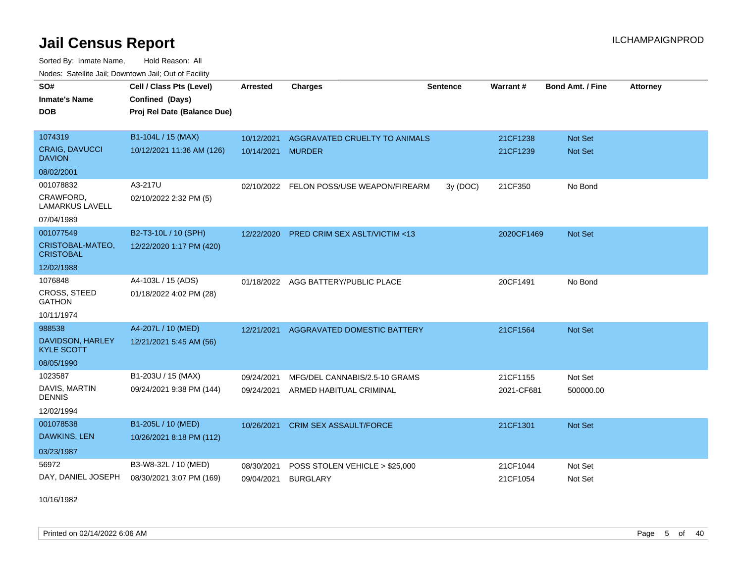# Jail Census Report

ILCHAMPAIGNPROD

Sorted By: Inmate Name, Hold Reason: All

Nodes: Satellite Jail; Downtown Jail; Out of Facility

| SO# / Inmate's Name / DOB | Cell / Class Pts (Level) / Confined (Days) / Proj Rel Date (Balance Due) | Arrested | Charges | Sentence | Warrant # | Bond Amt. / Fine | Attorney |
|---|---|---|---|---|---|---|---|
| 1074319<br>CRAIG, DAVUCCI DAVION<br>08/02/2001 | B1-104L / 15 (MAX)<br>10/12/2021 11:36 AM (126) | 10/12/2021<br>10/14/2021 | AGGRAVATED CRUELTY TO ANIMALS<br>MURDER | | 21CF1238<br>21CF1239 | Not Set<br>Not Set | |
| 001078832<br>CRAWFORD, LAMARKUS LAVELL<br>07/04/1989 | A3-217U<br>02/10/2022 2:32 PM (5) | 02/10/2022 | FELON POSS/USE WEAPON/FIREARM | 3y (DOC) | 21CF350 | No Bond | |
| 001077549<br>CRISTOBAL-MATEO, CRISTOBAL<br>12/02/1988 | B2-T3-10L / 10 (SPH)<br>12/22/2020 1:17 PM (420) | 12/22/2020 | PRED CRIM SEX ASLT/VICTIM <13 | | 2020CF1469 | Not Set | |
| 1076848<br>CROSS, STEED GATHON<br>10/11/1974 | A4-103L / 15 (ADS)<br>01/18/2022 4:02 PM (28) | 01/18/2022 | AGG BATTERY/PUBLIC PLACE | | 20CF1491 | No Bond | |
| 988538<br>DAVIDSON, HARLEY KYLE SCOTT<br>08/05/1990 | A4-207L / 10 (MED)<br>12/21/2021 5:45 AM (56) | 12/21/2021 | AGGRAVATED DOMESTIC BATTERY | | 21CF1564 | Not Set | |
| 1023587<br>DAVIS, MARTIN DENNIS<br>12/02/1994 | B1-203U / 15 (MAX)<br>09/24/2021 9:38 PM (144) | 09/24/2021<br>09/24/2021 | MFG/DEL CANNABIS/2.5-10 GRAMS<br>ARMED HABITUAL CRIMINAL | | 21CF1155<br>2021-CF681 | Not Set<br>500000.00 | |
| 001078538<br>DAWKINS, LEN<br>03/23/1987 | B1-205L / 10 (MED)<br>10/26/2021 8:18 PM (112) | 10/26/2021 | CRIM SEX ASSAULT/FORCE | | 21CF1301 | Not Set | |
| 56972<br>DAY, DANIEL JOSEPH<br>10/16/1982 | B3-W8-32L / 10 (MED)<br>08/30/2021 3:07 PM (169) | 08/30/2021<br>09/04/2021 | POSS STOLEN VEHICLE > $25,000<br>BURGLARY | | 21CF1044<br>21CF1054 | Not Set<br>Not Set | |

Printed on 02/14/2022 6:06 AM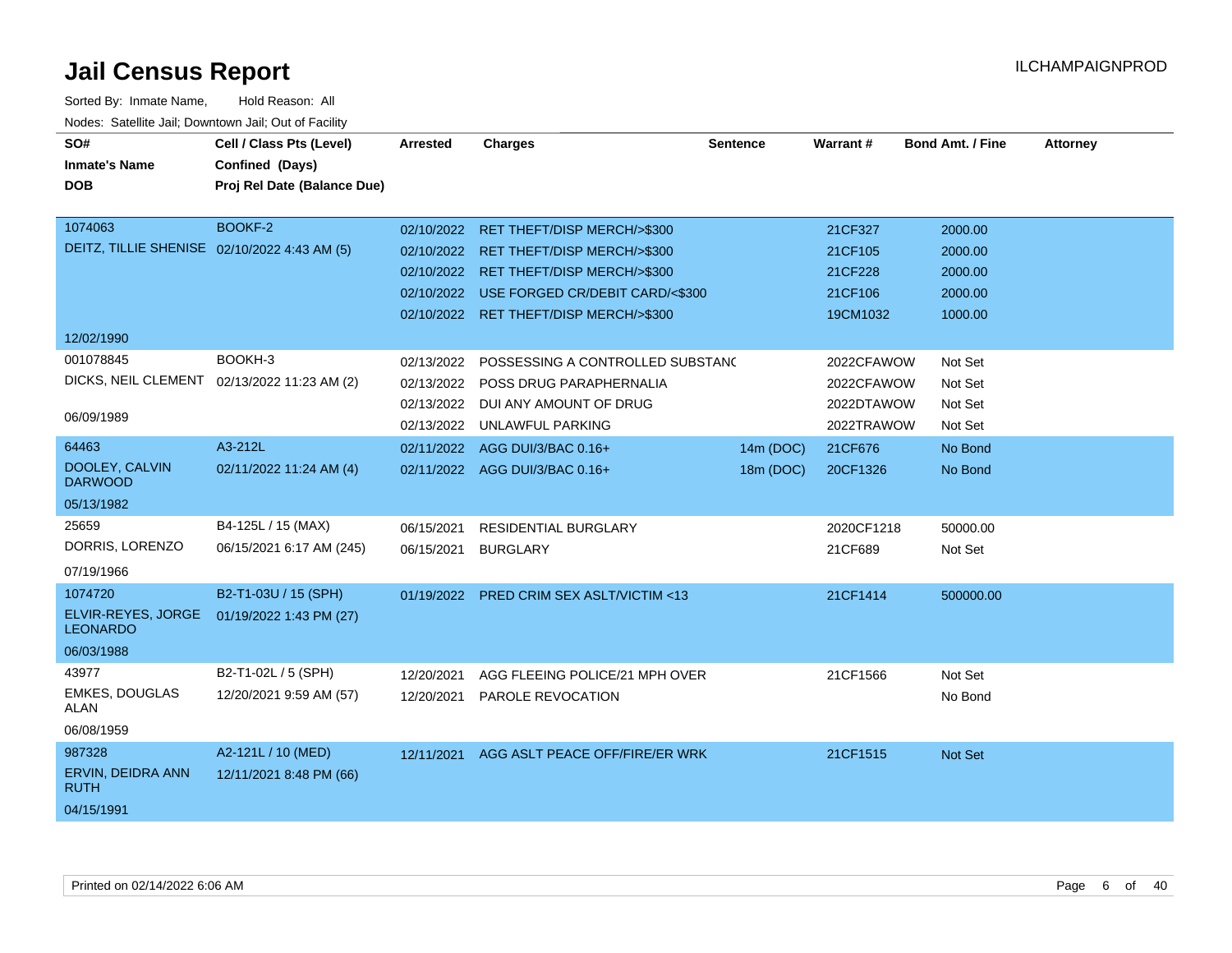# Jail Census Report

Sorted By: Inmate Name, Hold Reason: All

Nodes: Satellite Jail; Downtown Jail; Out of Facility

| SO# / Inmate's Name / DOB | Cell / Class Pts (Level) / Confined (Days) / Proj Rel Date (Balance Due) | Arrested | Charges | Sentence | Warrant # | Bond Amt. / Fine | Attorney |
|---|---|---|---|---|---|---|---|
| 1074063 | BOOKF-2 | 02/10/2022 | RET THEFT/DISP MERCH/>$300 | | 21CF327 | 2000.00 | |
| DEITZ, TILLIE SHENISE | 02/10/2022 4:43 AM (5) | 02/10/2022 | RET THEFT/DISP MERCH/>$300 | | 21CF105 | 2000.00 | |
| | | 02/10/2022 | RET THEFT/DISP MERCH/>$300 | | 21CF228 | 2000.00 | |
| | | 02/10/2022 | USE FORGED CR/DEBIT CARD/<$300 | | 21CF106 | 2000.00 | |
| | | 02/10/2022 | RET THEFT/DISP MERCH/>$300 | | 19CM1032 | 1000.00 | |
| 12/02/1990 | | | | | | | |
| 001078845 | BOOKH-3 | 02/13/2022 | POSSESSING A CONTROLLED SUBSTANC | | 2022CFAWOW | Not Set | |
| DICKS, NEIL CLEMENT | 02/13/2022 11:23 AM (2) | 02/13/2022 | POSS DRUG PARAPHERNALIA | | 2022CFAWOW | Not Set | |
| 06/09/1989 | | 02/13/2022 | DUI ANY AMOUNT OF DRUG | | 2022DTAWOW | Not Set | |
| | | 02/13/2022 | UNLAWFUL PARKING | | 2022TRAWOW | Not Set | |
| 64463 | A3-212L | 02/11/2022 | AGG DUI/3/BAC 0.16+ | 14m (DOC) | 21CF676 | No Bond | |
| DOOLEY, CALVIN DARWOOD | 02/11/2022 11:24 AM (4) | 02/11/2022 | AGG DUI/3/BAC 0.16+ | 18m (DOC) | 20CF1326 | No Bond | |
| 05/13/1982 | | | | | | | |
| 25659 | B4-125L / 15 (MAX) | 06/15/2021 | RESIDENTIAL BURGLARY | | 2020CF1218 | 50000.00 | |
| DORRIS, LORENZO | 06/15/2021 6:17 AM (245) | 06/15/2021 | BURGLARY | | 21CF689 | Not Set | |
| 07/19/1966 | | | | | | | |
| 1074720 | B2-T1-03U / 15 (SPH) | 01/19/2022 | PRED CRIM SEX ASLT/VICTIM <13 | | 21CF1414 | 500000.00 | |
| ELVIR-REYES, JORGE LEONARDO | 01/19/2022 1:43 PM (27) | | | | | | |
| 06/03/1988 | | | | | | | |
| 43977 | B2-T1-02L / 5 (SPH) | 12/20/2021 | AGG FLEEING POLICE/21 MPH OVER | | 21CF1566 | Not Set | |
| EMKES, DOUGLAS ALAN | 12/20/2021 9:59 AM (57) | 12/20/2021 | PAROLE REVOCATION | | | No Bond | |
| 06/08/1959 | | | | | | | |
| 987328 | A2-121L / 10 (MED) | 12/11/2021 | AGG ASLT PEACE OFF/FIRE/ER WRK | | 21CF1515 | Not Set | |
| ERVIN, DEIDRA ANN RUTH | 12/11/2021 8:48 PM (66) | | | | | | |
| 04/15/1991 | | | | | | | |

Printed on 02/14/2022 6:06 AM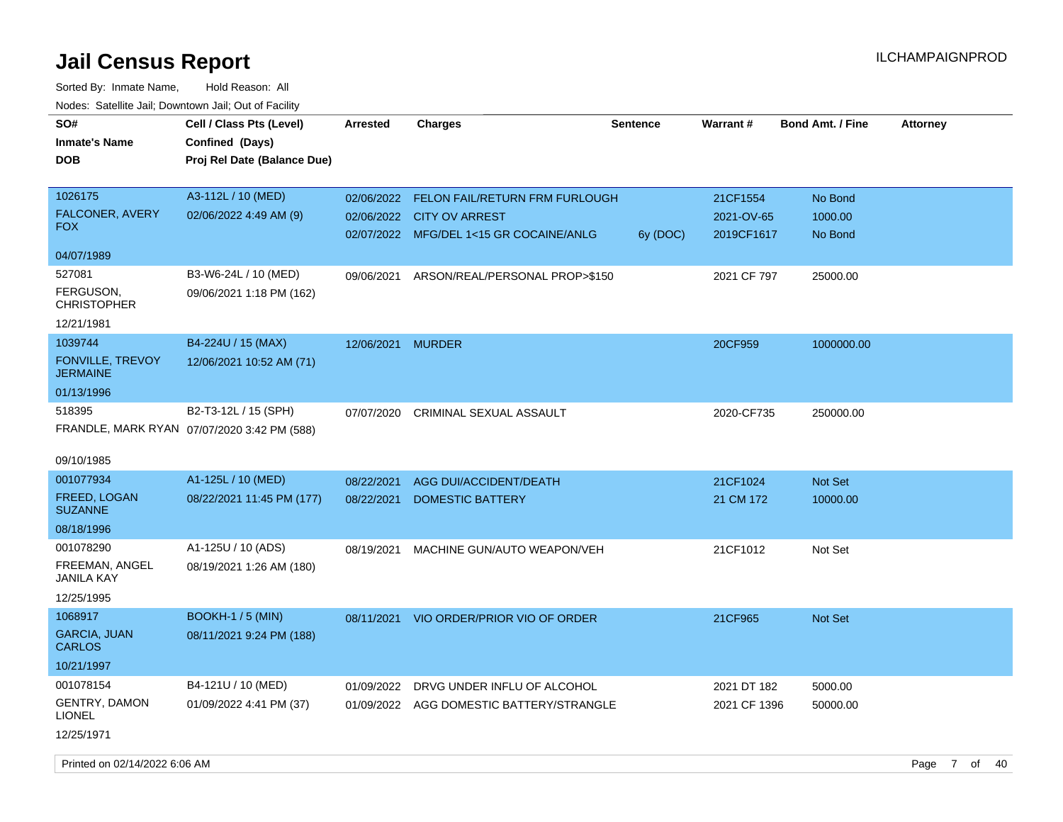# Jail Census Report

ILCHAMPAIGNPROD

Sorted By: Inmate Name, Hold Reason: All

Nodes: Satellite Jail; Downtown Jail; Out of Facility

| SO# / Inmate's Name / DOB | Cell / Class Pts (Level) / Confined (Days) / Proj Rel Date (Balance Due) | Arrested | Charges | Sentence | Warrant # | Bond Amt. / Fine | Attorney |
|---|---|---|---|---|---|---|---|
| 1026175 FALCONER, AVERY FOX 04/07/1989 | A3-112L / 10 (MED) 02/06/2022 4:49 AM (9) | 02/06/2022 | FELON FAIL/RETURN FRM FURLOUGH | | 21CF1554 | No Bond | |
| | | 02/06/2022 | CITY OV ARREST | | 2021-OV-65 | 1000.00 | |
| | | 02/07/2022 | MFG/DEL 1<15 GR COCAINE/ANLG | 6y (DOC) | 2019CF1617 | No Bond | |
| 527081 FERGUSON, CHRISTOPHER 12/21/1981 | B3-W6-24L / 10 (MED) 09/06/2021 1:18 PM (162) | 09/06/2021 | ARSON/REAL/PERSONAL PROP>$150 | | 2021 CF 797 | 25000.00 | |
| 1039744 FONVILLE, TREVOY JERMAINE 01/13/1996 | B4-224U / 15 (MAX) 12/06/2021 10:52 AM (71) | 12/06/2021 | MURDER | | 20CF959 | 1000000.00 | |
| 518395 FRANDLE, MARK RYAN 09/10/1985 | B2-T3-12L / 15 (SPH) 07/07/2020 3:42 PM (588) | 07/07/2020 | CRIMINAL SEXUAL ASSAULT | | 2020-CF735 | 250000.00 | |
| 001077934 FREED, LOGAN SUZANNE 08/18/1996 | A1-125L / 10 (MED) 08/22/2021 11:45 PM (177) | 08/22/2021 | AGG DUI/ACCIDENT/DEATH | | 21CF1024 | Not Set | |
| | | 08/22/2021 | DOMESTIC BATTERY | | 21 CM 172 | 10000.00 | |
| 001078290 FREEMAN, ANGEL JANILA KAY 12/25/1995 | A1-125U / 10 (ADS) 08/19/2021 1:26 AM (180) | 08/19/2021 | MACHINE GUN/AUTO WEAPON/VEH | | 21CF1012 | Not Set | |
| 1068917 GARCIA, JUAN CARLOS 10/21/1997 | BOOKH-1 / 5 (MIN) 08/11/2021 9:24 PM (188) | 08/11/2021 | VIO ORDER/PRIOR VIO OF ORDER | | 21CF965 | Not Set | |
| 001078154 GENTRY, DAMON LIONEL 12/25/1971 | B4-121U / 10 (MED) 01/09/2022 4:41 PM (37) | 01/09/2022 | DRVG UNDER INFLU OF ALCOHOL | | 2021 DT 182 | 5000.00 | |
| | | 01/09/2022 | AGG DOMESTIC BATTERY/STRANGLE | | 2021 CF 1396 | 50000.00 | |

Printed on 02/14/2022 6:06 AM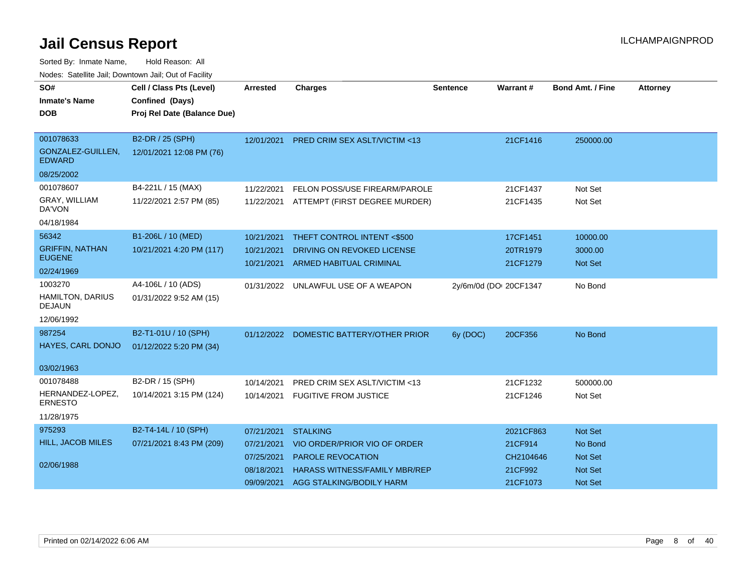# Jail Census Report

ILCHAMPAIGNPROD

Sorted By: Inmate Name, Hold Reason: All

Nodes: Satellite Jail; Downtown Jail; Out of Facility

| SO# / Inmate's Name / DOB | Cell / Class Pts (Level) / Confined (Days) / Proj Rel Date (Balance Due) | Arrested | Charges | Sentence | Warrant # | Bond Amt. / Fine | Attorney |
|---|---|---|---|---|---|---|---|
| 001078633 GONZALEZ-GUILLEN, EDWARD 08/25/2002 | B2-DR / 25 (SPH) 12/01/2021 12:08 PM (76) | 12/01/2021 | PRED CRIM SEX ASLT/VICTIM <13 | | 21CF1416 | 250000.00 | |
| 001078607 GRAY, WILLIAM DA'VON 04/18/1984 | B4-221L / 15 (MAX) 11/22/2021 2:57 PM (85) | 11/22/2021 | FELON POSS/USE FIREARM/PAROLE | | 21CF1437 | Not Set | |
| | | 11/22/2021 | ATTEMPT (FIRST DEGREE MURDER) | | 21CF1435 | Not Set | |
| 56342 GRIFFIN, NATHAN EUGENE 02/24/1969 | B1-206L / 10 (MED) 10/21/2021 4:20 PM (117) | 10/21/2021 | THEFT CONTROL INTENT <$500 | | 17CF1451 | 10000.00 | |
| | | 10/21/2021 | DRIVING ON REVOKED LICENSE | | 20TR1979 | 3000.00 | |
| | | 10/21/2021 | ARMED HABITUAL CRIMINAL | | 21CF1279 | Not Set | |
| 1003270 HAMILTON, DARIUS DEJAUN 12/06/1992 | A4-106L / 10 (ADS) 01/31/2022 9:52 AM (15) | 01/31/2022 | UNLAWFUL USE OF A WEAPON | 2y/6m/0d (DOI | 20CF1347 | No Bond | |
| 987254 HAYES, CARL DONJO 03/02/1963 | B2-T1-01U / 10 (SPH) 01/12/2022 5:20 PM (34) | 01/12/2022 | DOMESTIC BATTERY/OTHER PRIOR | 6y (DOC) | 20CF356 | No Bond | |
| 001078488 HERNANDEZ-LOPEZ, ERNESTO 11/28/1975 | B2-DR / 15 (SPH) 10/14/2021 3:15 PM (124) | 10/14/2021 | PRED CRIM SEX ASLT/VICTIM <13 | | 21CF1232 | 500000.00 | |
| | | 10/14/2021 | FUGITIVE FROM JUSTICE | | 21CF1246 | Not Set | |
| 975293 HILL, JACOB MILES 02/06/1988 | B2-T4-14L / 10 (SPH) 07/21/2021 8:43 PM (209) | 07/21/2021 | STALKING | | 2021CF863 | Not Set | |
| | | 07/21/2021 | VIO ORDER/PRIOR VIO OF ORDER | | 21CF914 | No Bond | |
| | | 07/25/2021 | PAROLE REVOCATION | | CH2104646 | Not Set | |
| | | 08/18/2021 | HARASS WITNESS/FAMILY MBR/REP | | 21CF992 | Not Set | |
| | | 09/09/2021 | AGG STALKING/BODILY HARM | | 21CF1073 | Not Set | |

Printed on 02/14/2022 6:06 AM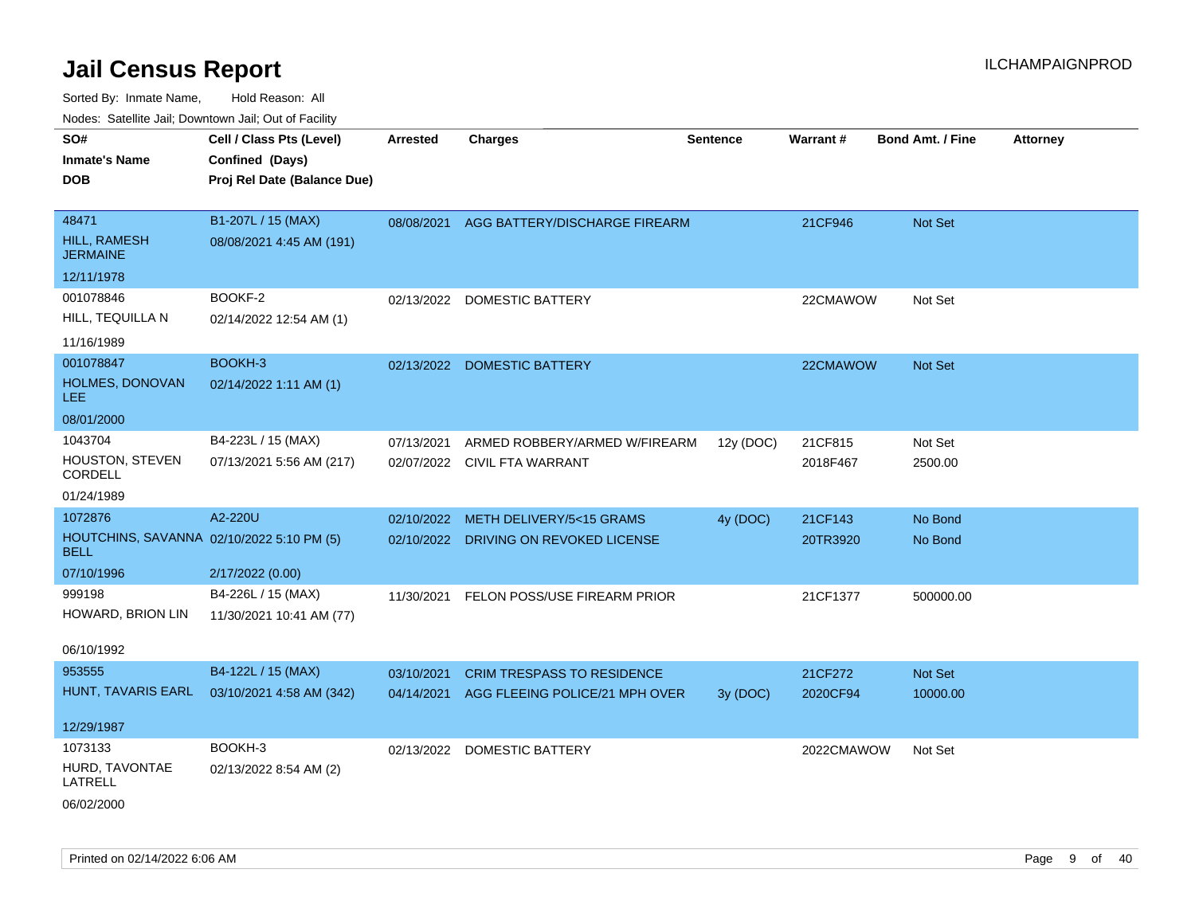# Jail Census Report

ILCHAMPAIGNPROD

Sorted By: Inmate Name, Hold Reason: All

Nodes: Satellite Jail; Downtown Jail; Out of Facility

| SO# / Inmate's Name / DOB | Cell / Class Pts (Level) / Confined (Days) / Proj Rel Date (Balance Due) | Arrested | Charges | Sentence | Warrant # | Bond Amt. / Fine | Attorney |
|---|---|---|---|---|---|---|---|
| 48471<br>HILL, RAMESH JERMAINE<br>12/11/1978 | B1-207L / 15 (MAX)<br>08/08/2021 4:45 AM (191) | 08/08/2021 | AGG BATTERY/DISCHARGE FIREARM | | 21CF946 | Not Set | |
| 001078846<br>HILL, TEQUILLA N<br>11/16/1989 | BOOKF-2<br>02/14/2022 12:54 AM (1) | 02/13/2022 | DOMESTIC BATTERY | | 22CMAWOW | Not Set | |
| 001078847<br>HOLMES, DONOVAN LEE<br>08/01/2000 | BOOKH-3<br>02/14/2022 1:11 AM (1) | 02/13/2022 | DOMESTIC BATTERY | | 22CMAWOW | Not Set | |
| 1043704<br>HOUSTON, STEVEN CORDELL<br>01/24/1989 | B4-223L / 15 (MAX)<br>07/13/2021 5:56 AM (217) | 07/13/2021<br>02/07/2022 | ARMED ROBBERY/ARMED W/FIREARM<br>CIVIL FTA WARRANT | 12y (DOC) | 21CF815<br>2018F467 | Not Set<br>2500.00 | |
| 1072876<br>HOUTCHINS, SAVANNA BELL<br>07/10/1996 | A2-220U<br>02/10/2022 5:10 PM (5)<br>2/17/2022 (0.00) | 02/10/2022<br>02/10/2022 | METH DELIVERY/5<15 GRAMS<br>DRIVING ON REVOKED LICENSE | 4y (DOC) | 21CF143<br>20TR3920 | No Bond<br>No Bond | |
| 999198<br>HOWARD, BRION LIN<br>06/10/1992 | B4-226L / 15 (MAX)<br>11/30/2021 10:41 AM (77) | 11/30/2021 | FELON POSS/USE FIREARM PRIOR | | 21CF1377 | 500000.00 | |
| 953555<br>HUNT, TAVARIS EARL<br>12/29/1987 | B4-122L / 15 (MAX)<br>03/10/2021 4:58 AM (342) | 03/10/2021<br>04/14/2021 | CRIM TRESPASS TO RESIDENCE<br>AGG FLEEING POLICE/21 MPH OVER | 3y (DOC) | 21CF272<br>2020CF94 | Not Set<br>10000.00 | |
| 1073133<br>HURD, TAVONTAE LATRELL<br>06/02/2000 | BOOKH-3<br>02/13/2022 8:54 AM (2) | 02/13/2022 | DOMESTIC BATTERY | | 2022CMAWOW | Not Set | |

Printed on 02/14/2022 6:06 AM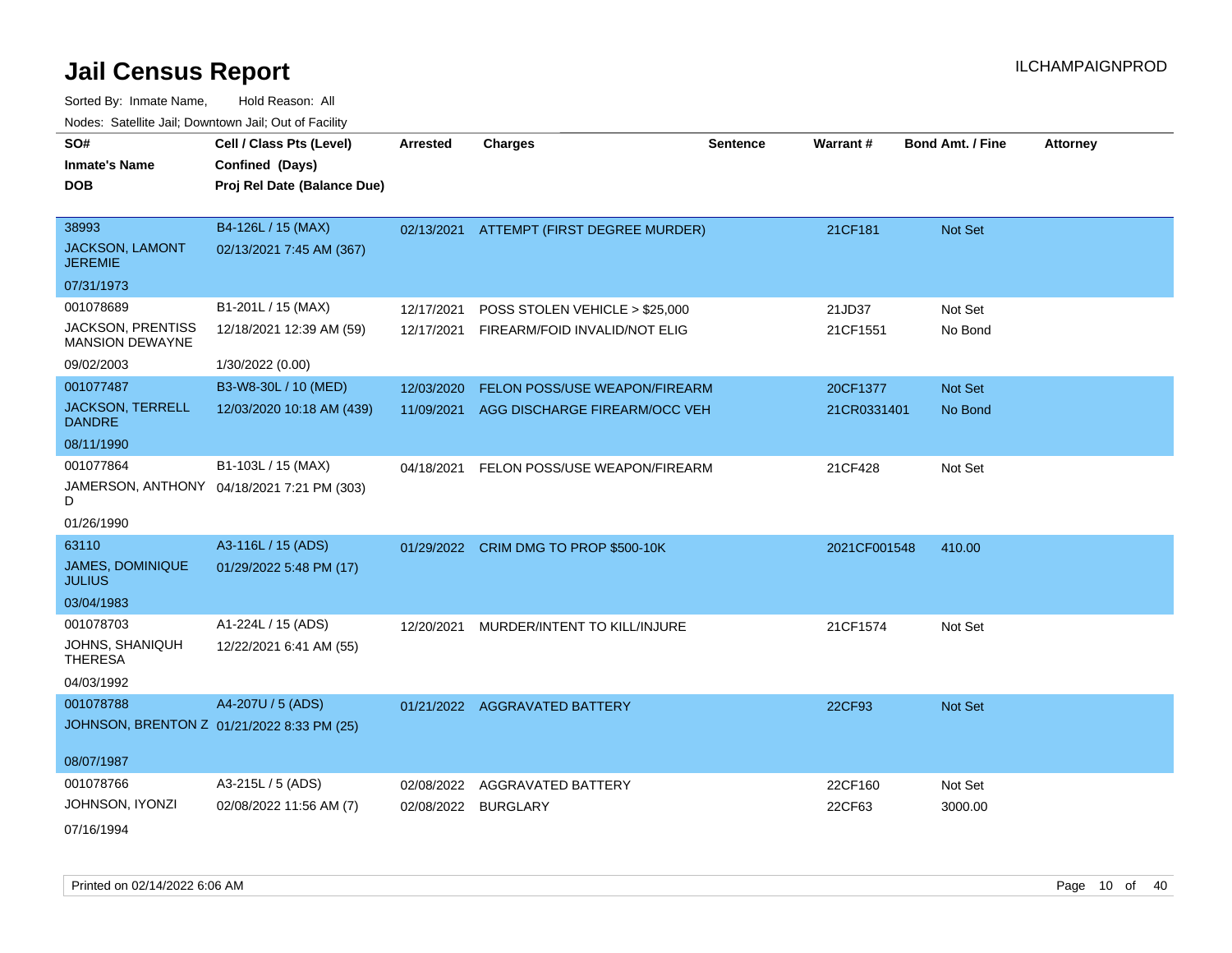# Jail Census Report

ILCHAMPAIGNPROD

Sorted By: Inmate Name, Hold Reason: All

Nodes: Satellite Jail; Downtown Jail; Out of Facility

| SO# / Inmate's Name / DOB | Cell / Class Pts (Level) / Confined (Days) / Proj Rel Date (Balance Due) | Arrested | Charges | Sentence | Warrant # | Bond Amt. / Fine | Attorney |
|---|---|---|---|---|---|---|---|
| 38993<br>JACKSON, LAMONT JEREMIE<br>07/31/1973 | B4-126L / 15 (MAX)<br>02/13/2021 7:45 AM (367) | 02/13/2021 | ATTEMPT (FIRST DEGREE MURDER) | | 21CF181 | Not Set | |
| 001078689<br>JACKSON, PRENTISS MANSION DEWAYNE<br>09/02/2003 | B1-201L / 15 (MAX)<br>12/18/2021 12:39 AM (59)<br>1/30/2022 (0.00) | 12/17/2021<br>12/17/2021 | POSS STOLEN VEHICLE > $25,000<br>FIREARM/FOID INVALID/NOT ELIG | | 21JD37<br>21CF1551 | Not Set<br>No Bond | |
| 001077487<br>JACKSON, TERRELL DANDRE<br>08/11/1990 | B3-W8-30L / 10 (MED)<br>12/03/2020 10:18 AM (439) | 12/03/2020<br>11/09/2021 | FELON POSS/USE WEAPON/FIREARM<br>AGG DISCHARGE FIREARM/OCC VEH | | 20CF1377<br>21CR0331401 | Not Set<br>No Bond | |
| 001077864<br>JAMERSON, ANTHONY D<br>01/26/1990 | B1-103L / 15 (MAX)<br>04/18/2021 7:21 PM (303) | 04/18/2021 | FELON POSS/USE WEAPON/FIREARM | | 21CF428 | Not Set | |
| 63110<br>JAMES, DOMINIQUE JULIUS<br>03/04/1983 | A3-116L / 15 (ADS)<br>01/29/2022 5:48 PM (17) | 01/29/2022 | CRIM DMG TO PROP $500-10K | | 2021CF001548 | 410.00 | |
| 001078703<br>JOHNS, SHANIQUH THERESA<br>04/03/1992 | A1-224L / 15 (ADS)<br>12/22/2021 6:41 AM (55) | 12/20/2021 | MURDER/INTENT TO KILL/INJURE | | 21CF1574 | Not Set | |
| 001078788<br>JOHNSON, BRENTON Z<br>08/07/1987 | A4-207U / 5 (ADS)<br>01/21/2022 8:33 PM (25) | 01/21/2022 | AGGRAVATED BATTERY | | 22CF93 | Not Set | |
| 001078766<br>JOHNSON, IYONZI<br>07/16/1994 | A3-215L / 5 (ADS)<br>02/08/2022 11:56 AM (7) | 02/08/2022<br>02/08/2022 | AGGRAVATED BATTERY<br>BURGLARY | | 22CF160<br>22CF63 | Not Set<br>3000.00 | |

Printed on 02/14/2022 6:06 AM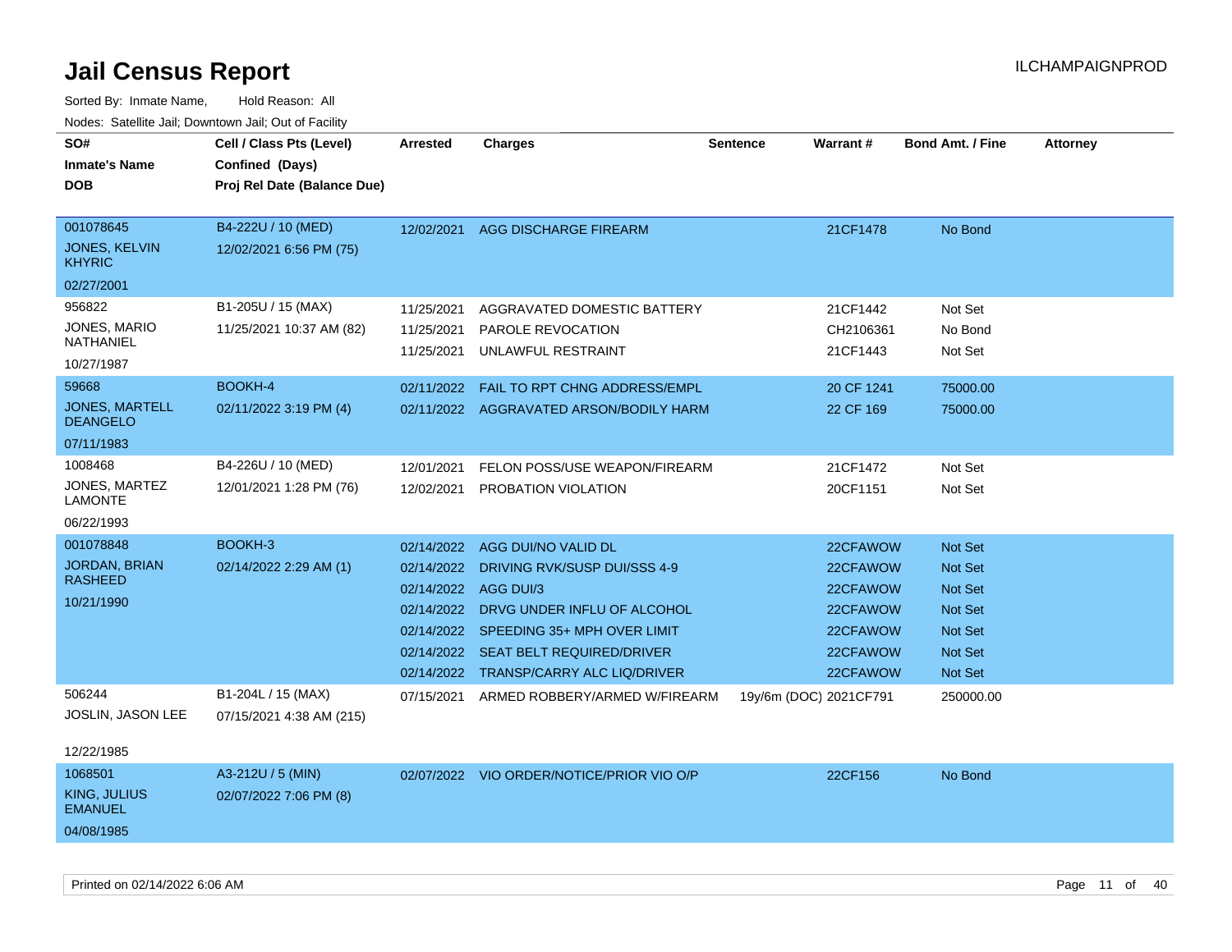# Jail Census Report

ILCHAMPAIGNPROD

Sorted By: Inmate Name, Hold Reason: All

Nodes: Satellite Jail; Downtown Jail; Out of Facility

| SO# / Inmate's Name / DOB | Cell / Class Pts (Level) / Confined (Days) / Proj Rel Date (Balance Due) | Arrested | Charges | Sentence | Warrant # | Bond Amt. / Fine | Attorney |
|---|---|---|---|---|---|---|---|
| 001078645<br>JONES, KELVIN KHYRIC<br>02/27/2001 | B4-222U / 10 (MED)<br>12/02/2021 6:56 PM (75) | 12/02/2021 | AGG DISCHARGE FIREARM | | 21CF1478 | No Bond | |
| 956822<br>JONES, MARIO NATHANIEL<br>10/27/1987 | B1-205U / 15 (MAX)<br>11/25/2021 10:37 AM (82) | 11/25/2021 | AGGRAVATED DOMESTIC BATTERY | | 21CF1442 | Not Set | |
| | | 11/25/2021 | PAROLE REVOCATION | | CH2106361 | No Bond | |
| | | 11/25/2021 | UNLAWFUL RESTRAINT | | 21CF1443 | Not Set | |
| 59668<br>JONES, MARTELL DEANGELO<br>07/11/1983 | BOOKH-4<br>02/11/2022 3:19 PM (4) | 02/11/2022 | FAIL TO RPT CHNG ADDRESS/EMPL | | 20 CF 1241 | 75000.00 | |
| | | 02/11/2022 | AGGRAVATED ARSON/BODILY HARM | | 22 CF 169 | 75000.00 | |
| 1008468<br>JONES, MARTEZ LAMONTE<br>06/22/1993 | B4-226U / 10 (MED)<br>12/01/2021 1:28 PM (76) | 12/01/2021 | FELON POSS/USE WEAPON/FIREARM | | 21CF1472 | Not Set | |
| | | 12/02/2021 | PROBATION VIOLATION | | 20CF1151 | Not Set | |
| 001078848<br>JORDAN, BRIAN RASHEED<br>10/21/1990 | BOOKH-3<br>02/14/2022 2:29 AM (1) | 02/14/2022 | AGG DUI/NO VALID DL | | 22CFAWOW | Not Set | |
| | | 02/14/2022 | DRIVING RVK/SUSP DUI/SSS 4-9 | | 22CFAWOW | Not Set | |
| | | 02/14/2022 | AGG DUI/3 | | 22CFAWOW | Not Set | |
| | | 02/14/2022 | DRVG UNDER INFLU OF ALCOHOL | | 22CFAWOW | Not Set | |
| | | 02/14/2022 | SPEEDING 35+ MPH OVER LIMIT | | 22CFAWOW | Not Set | |
| | | 02/14/2022 | SEAT BELT REQUIRED/DRIVER | | 22CFAWOW | Not Set | |
| | | 02/14/2022 | TRANSP/CARRY ALC LIQ/DRIVER | | 22CFAWOW | Not Set | |
| 506244<br>JOSLIN, JASON LEE<br>12/22/1985 | B1-204L / 15 (MAX)<br>07/15/2021 4:38 AM (215) | 07/15/2021 | ARMED ROBBERY/ARMED W/FIREARM | 19y/6m (DOC) | 2021CF791 | 250000.00 | |
| 1068501<br>KING, JULIUS EMANUEL<br>04/08/1985 | A3-212U / 5 (MIN)<br>02/07/2022 7:06 PM (8) | 02/07/2022 | VIO ORDER/NOTICE/PRIOR VIO O/P | | 22CF156 | No Bond | |

Printed on 02/14/2022 6:06 AM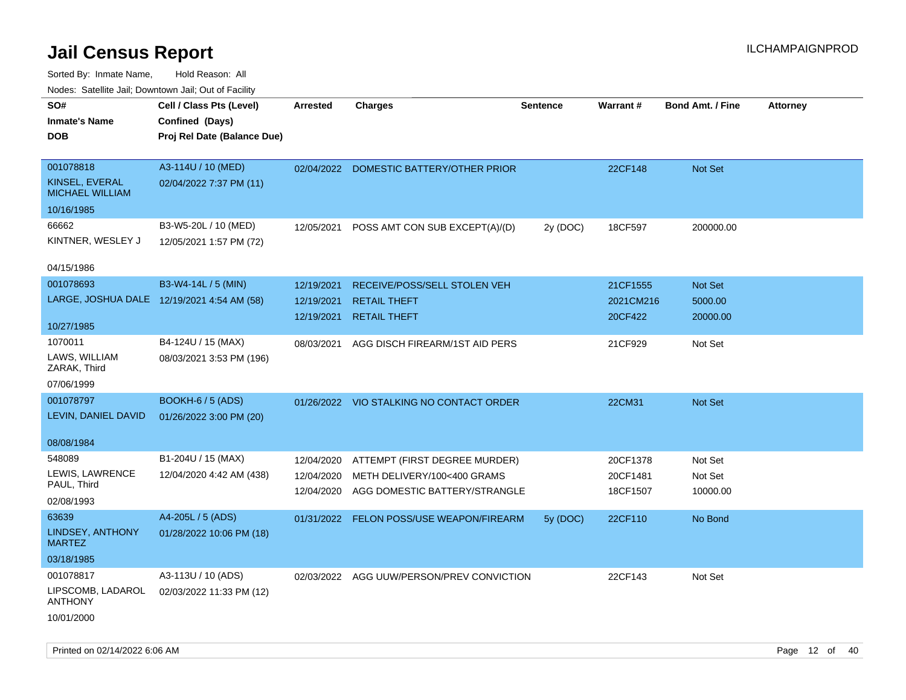# Jail Census Report

Sorted By: Inmate Name, Hold Reason: All

Nodes: Satellite Jail; Downtown Jail; Out of Facility

| SO#<br>Inmate's Name<br>DOB | Cell / Class Pts (Level)<br>Confined (Days)<br>Proj Rel Date (Balance Due) | Arrested | Charges | Sentence | Warrant # | Bond Amt. / Fine | Attorney |
|---|---|---|---|---|---|---|---|
| 001078818<br>KINSEL, EVERAL MICHAEL WILLIAM<br>10/16/1985 | A3-114U / 10 (MED)<br>02/04/2022 7:37 PM (11) | 02/04/2022 | DOMESTIC BATTERY/OTHER PRIOR | | 22CF148 | Not Set | |
| 66662<br>KINTNER, WESLEY J<br>04/15/1986 | B3-W5-20L / 10 (MED)<br>12/05/2021 1:57 PM (72) | 12/05/2021 | POSS AMT CON SUB EXCEPT(A)/(D) | 2y (DOC) | 18CF597 | 200000.00 | |
| 001078693<br>LARGE, JOSHUA DALE<br>10/27/1985 | B3-W4-14L / 5 (MIN)<br>12/19/2021 4:54 AM (58) | 12/19/2021<br>12/19/2021<br>12/19/2021 | RECEIVE/POSS/SELL STOLEN VEH<br>RETAIL THEFT<br>RETAIL THEFT | | 21CF1555<br>2021CM216<br>20CF422 | Not Set<br>5000.00<br>20000.00 | |
| 1070011<br>LAWS, WILLIAM ZARAK, Third<br>07/06/1999 | B4-124U / 15 (MAX)<br>08/03/2021 3:53 PM (196) | 08/03/2021 | AGG DISCH FIREARM/1ST AID PERS | | 21CF929 | Not Set | |
| 001078797<br>LEVIN, DANIEL DAVID<br>08/08/1984 | BOOKH-6 / 5 (ADS)<br>01/26/2022 3:00 PM (20) | 01/26/2022 | VIO STALKING NO CONTACT ORDER | | 22CM31 | Not Set | |
| 548089<br>LEWIS, LAWRENCE PAUL, Third<br>02/08/1993 | B1-204U / 15 (MAX)<br>12/04/2020 4:42 AM (438) | 12/04/2020<br>12/04/2020<br>12/04/2020 | ATTEMPT (FIRST DEGREE MURDER)<br>METH DELIVERY/100<400 GRAMS<br>AGG DOMESTIC BATTERY/STRANGLE | | 20CF1378<br>20CF1481<br>18CF1507 | Not Set<br>Not Set<br>10000.00 | |
| 63639<br>LINDSEY, ANTHONY MARTEZ<br>03/18/1985 | A4-205L / 5 (ADS)<br>01/28/2022 10:06 PM (18) | 01/31/2022 | FELON POSS/USE WEAPON/FIREARM | 5y (DOC) | 22CF110 | No Bond | |
| 001078817<br>LIPSCOMB, LADAROL ANTHONY<br>10/01/2000 | A3-113U / 10 (ADS)<br>02/03/2022 11:33 PM (12) | 02/03/2022 | AGG UUW/PERSON/PREV CONVICTION | | 22CF143 | Not Set | |

Printed on 02/14/2022 6:06 AM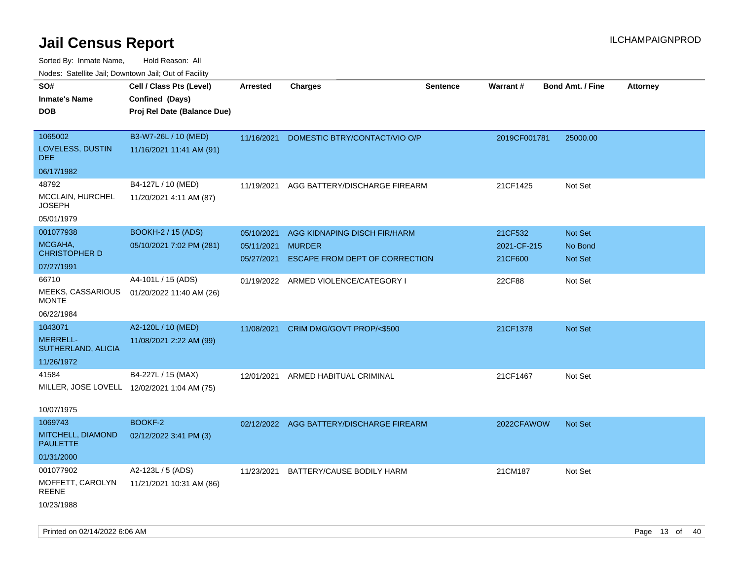# Jail Census Report

ILCHAMPAIGNPROD

Sorted By: Inmate Name, Hold Reason: All

Nodes: Satellite Jail; Downtown Jail; Out of Facility

| SO# / Inmate's Name / DOB | Cell / Class Pts (Level) / Confined (Days) / Proj Rel Date (Balance Due) | Arrested | Charges | Sentence | Warrant # | Bond Amt. / Fine | Attorney |
|---|---|---|---|---|---|---|---|
| 1065002<br>LOVELESS, DUSTIN DEE<br>06/17/1982 | B3-W7-26L / 10 (MED)<br>11/16/2021 11:41 AM (91) | 11/16/2021 | DOMESTIC BTRY/CONTACT/VIO O/P | | 2019CF001781 | 25000.00 | |
| 48792<br>MCCLAIN, HURCHEL JOSEPH<br>05/01/1979 | B4-127L / 10 (MED)<br>11/20/2021 4:11 AM (87) | 11/19/2021 | AGG BATTERY/DISCHARGE FIREARM | | 21CF1425 | Not Set | |
| 001077938<br>MCGAHA, CHRISTOPHER D<br>07/27/1991 | BOOKH-2 / 15 (ADS)<br>05/10/2021 7:02 PM (281) | 05/10/2021<br>05/11/2021<br>05/27/2021 | AGG KIDNAPING DISCH FIR/HARM<br>MURDER<br>ESCAPE FROM DEPT OF CORRECTION | | 21CF532<br>2021-CF-215<br>21CF600 | Not Set<br>No Bond<br>Not Set | |
| 66710<br>MEEKS, CASSARIOUS MONTE<br>06/22/1984 | A4-101L / 15 (ADS)<br>01/20/2022 11:40 AM (26) | 01/19/2022 | ARMED VIOLENCE/CATEGORY I | | 22CF88 | Not Set | |
| 1043071<br>MERRELL-SUTHERLAND, ALICIA<br>11/26/1972 | A2-120L / 10 (MED)<br>11/08/2021 2:22 AM (99) | 11/08/2021 | CRIM DMG/GOVT PROP/<$500 | | 21CF1378 | Not Set | |
| 41584<br>MILLER, JOSE LOVELL<br>10/07/1975 | B4-227L / 15 (MAX)<br>12/02/2021 1:04 AM (75) | 12/01/2021 | ARMED HABITUAL CRIMINAL | | 21CF1467 | Not Set | |
| 1069743<br>MITCHELL, DIAMOND PAULETTE<br>01/31/2000 | BOOKF-2<br>02/12/2022 3:41 PM (3) | 02/12/2022 | AGG BATTERY/DISCHARGE FIREARM | | 2022CFAWOW | Not Set | |
| 001077902<br>MOFFETT, CAROLYN REENE<br>10/23/1988 | A2-123L / 5 (ADS)<br>11/21/2021 10:31 AM (86) | 11/23/2021 | BATTERY/CAUSE BODILY HARM | | 21CM187 | Not Set | |

Printed on 02/14/2022 6:06 AM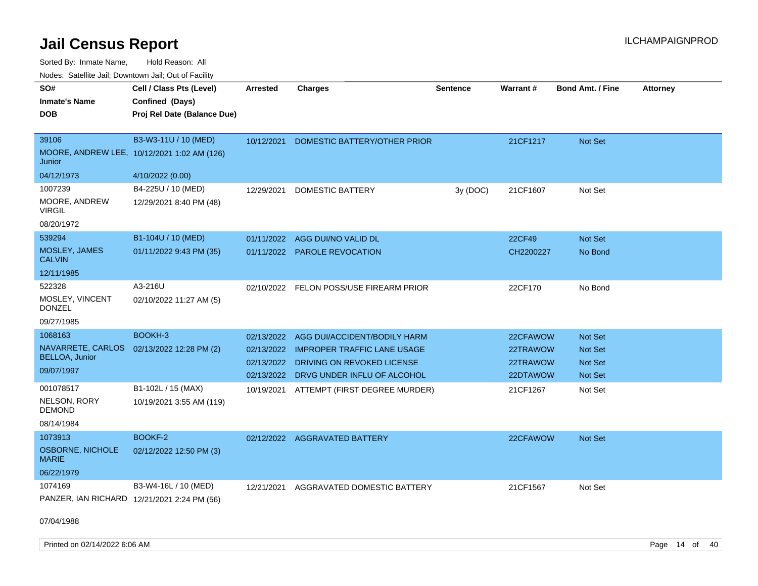# Jail Census Report

ILCHAMPAIGNPROD

Sorted By: Inmate Name, Hold Reason: All

Nodes: Satellite Jail; Downtown Jail; Out of Facility

| SO# / Inmate's Name / DOB | Cell / Class Pts (Level) / Confined (Days) / Proj Rel Date (Balance Due) | Arrested | Charges | Sentence | Warrant # | Bond Amt. / Fine | Attorney |
|---|---|---|---|---|---|---|---|
| 39106 MOORE, ANDREW LEE, Junior 04/12/1973 | B3-W3-11U / 10 (MED) 10/12/2021 1:02 AM (126) 4/10/2022 (0.00) | 10/12/2021 | DOMESTIC BATTERY/OTHER PRIOR | | 21CF1217 | Not Set | |
| 1007239 MOORE, ANDREW VIRGIL 08/20/1972 | B4-225U / 10 (MED) 12/29/2021 8:40 PM (48) | 12/29/2021 | DOMESTIC BATTERY | 3y (DOC) | 21CF1607 | Not Set | |
| 539294 MOSLEY, JAMES CALVIN 12/11/1985 | B1-104U / 10 (MED) 01/11/2022 9:43 PM (35) | 01/11/2022 | AGG DUI/NO VALID DL | | 22CF49 | Not Set | |
| | | 01/11/2022 | PAROLE REVOCATION | | CH2200227 | No Bond | |
| 522328 MOSLEY, VINCENT DONZEL 09/27/1985 | A3-216U 02/10/2022 11:27 AM (5) | 02/10/2022 | FELON POSS/USE FIREARM PRIOR | | 22CF170 | No Bond | |
| 1068163 NAVARRETE, CARLOS BELLOA, Junior 09/07/1997 | BOOKH-3 02/13/2022 12:28 PM (2) | 02/13/2022 | AGG DUI/ACCIDENT/BODILY HARM | | 22CFAWOW | Not Set | |
| | | 02/13/2022 | IMPROPER TRAFFIC LANE USAGE | | 22TRAWOW | Not Set | |
| | | 02/13/2022 | DRIVING ON REVOKED LICENSE | | 22TRAWOW | Not Set | |
| | | 02/13/2022 | DRVG UNDER INFLU OF ALCOHOL | | 22DTAWOW | Not Set | |
| 001078517 NELSON, RORY DEMOND 08/14/1984 | B1-102L / 15 (MAX) 10/19/2021 3:55 AM (119) | 10/19/2021 | ATTEMPT (FIRST DEGREE MURDER) | | 21CF1267 | Not Set | |
| 1073913 OSBORNE, NICHOLE MARIE 06/22/1979 | BOOKF-2 02/12/2022 12:50 PM (3) | 02/12/2022 | AGGRAVATED BATTERY | | 22CFAWOW | Not Set | |
| 1074169 PANZER, IAN RICHARD 07/04/1988 | B3-W4-16L / 10 (MED) 12/21/2021 2:24 PM (56) | 12/21/2021 | AGGRAVATED DOMESTIC BATTERY | | 21CF1567 | Not Set | |

Printed on 02/14/2022 6:06 AM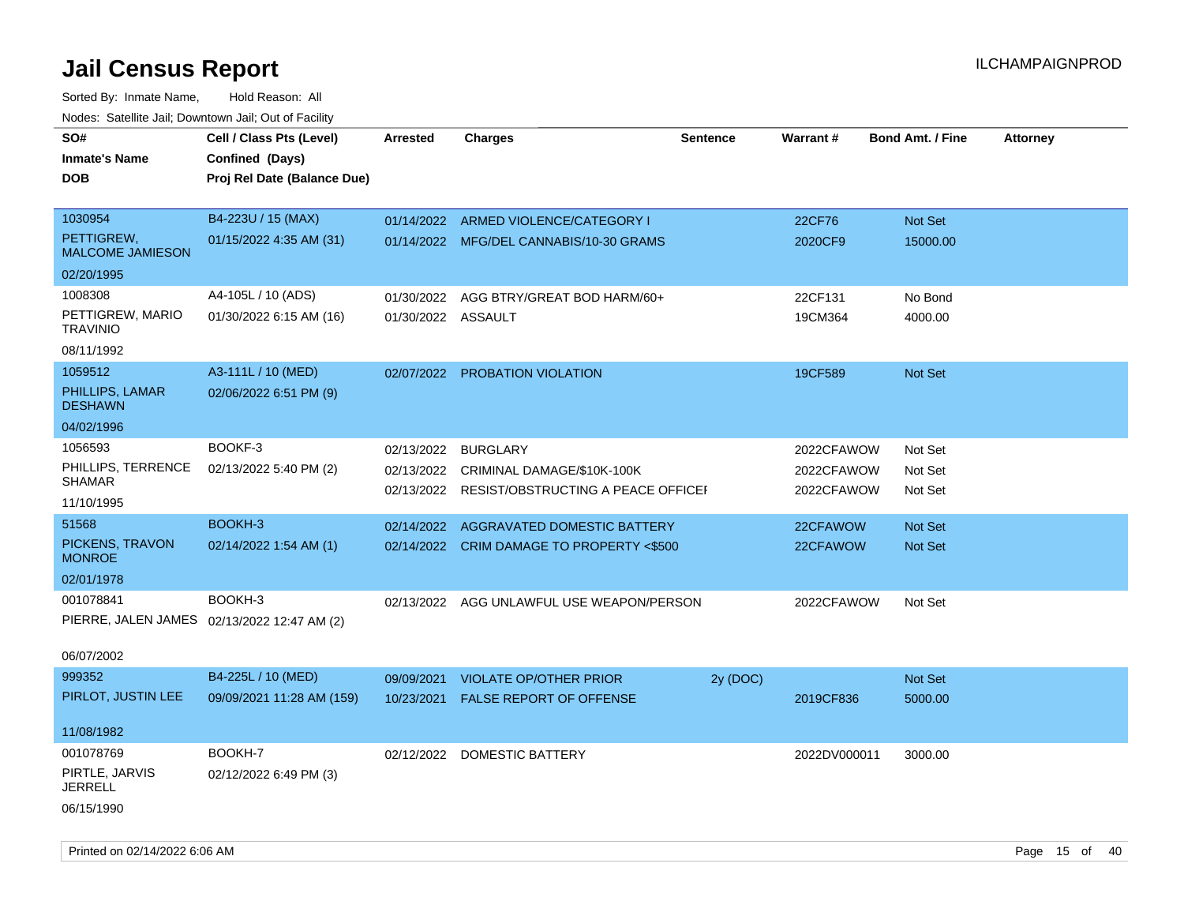# Jail Census Report

Sorted By: Inmate Name, Hold Reason: All

Nodes: Satellite Jail; Downtown Jail; Out of Facility

| SO# / Inmate's Name / DOB | Cell / Class Pts (Level) / Confined (Days) / Proj Rel Date (Balance Due) | Arrested | Charges | Sentence | Warrant # | Bond Amt. / Fine | Attorney |
|---|---|---|---|---|---|---|---|
| 1030954<br>PETTIGREW, MALCOME JAMIESON<br>02/20/1995 | B4-223U / 15 (MAX)<br>01/15/2022 4:35 AM (31) | 01/14/2022<br>01/14/2022 | ARMED VIOLENCE/CATEGORY I<br>MFG/DEL CANNABIS/10-30 GRAMS | | 22CF76<br>2020CF9 | Not Set<br>15000.00 | |
| 1008308<br>PETTIGREW, MARIO TRAVINIO<br>08/11/1992 | A4-105L / 10 (ADS)<br>01/30/2022 6:15 AM (16) | 01/30/2022<br>01/30/2022 | AGG BTRY/GREAT BOD HARM/60+<br>ASSAULT | | 22CF131<br>19CM364 | No Bond<br>4000.00 | |
| 1059512<br>PHILLIPS, LAMAR DESHAWN<br>04/02/1996 | A3-111L / 10 (MED)<br>02/06/2022 6:51 PM (9) | 02/07/2022 | PROBATION VIOLATION | | 19CF589 | Not Set | |
| 1056593<br>PHILLIPS, TERRENCE SHAMAR<br>11/10/1995 | BOOKF-3<br>02/13/2022 5:40 PM (2) | 02/13/2022<br>02/13/2022<br>02/13/2022 | BURGLARY<br>CRIMINAL DAMAGE/$10K-100K<br>RESIST/OBSTRUCTING A PEACE OFFICEI | | 2022CFAWOW<br>2022CFAWOW<br>2022CFAWOW | Not Set<br>Not Set<br>Not Set | |
| 51568<br>PICKENS, TRAVON MONROE<br>02/01/1978 | BOOKH-3<br>02/14/2022 1:54 AM (1) | 02/14/2022<br>02/14/2022 | AGGRAVATED DOMESTIC BATTERY<br>CRIM DAMAGE TO PROPERTY <$500 | | 22CFAWOW<br>22CFAWOW | Not Set<br>Not Set | |
| 001078841<br>PIERRE, JALEN JAMES<br>06/07/2002 | BOOKH-3<br>02/13/2022 12:47 AM (2) | 02/13/2022 | AGG UNLAWFUL USE WEAPON/PERSON | | 2022CFAWOW | Not Set | |
| 999352<br>PIRLOT, JUSTIN LEE<br>11/08/1982 | B4-225L / 10 (MED)<br>09/09/2021 11:28 AM (159) | 09/09/2021<br>10/23/2021 | VIOLATE OP/OTHER PRIOR<br>FALSE REPORT OF OFFENSE | 2y (DOC) | <br>2019CF836 | Not Set<br>5000.00 | |
| 001078769<br>PIRTLE, JARVIS JERRELL<br>06/15/1990 | BOOKH-7<br>02/12/2022 6:49 PM (3) | 02/12/2022 | DOMESTIC BATTERY | | 2022DV000011 | 3000.00 | |

Printed on 02/14/2022 6:06 AM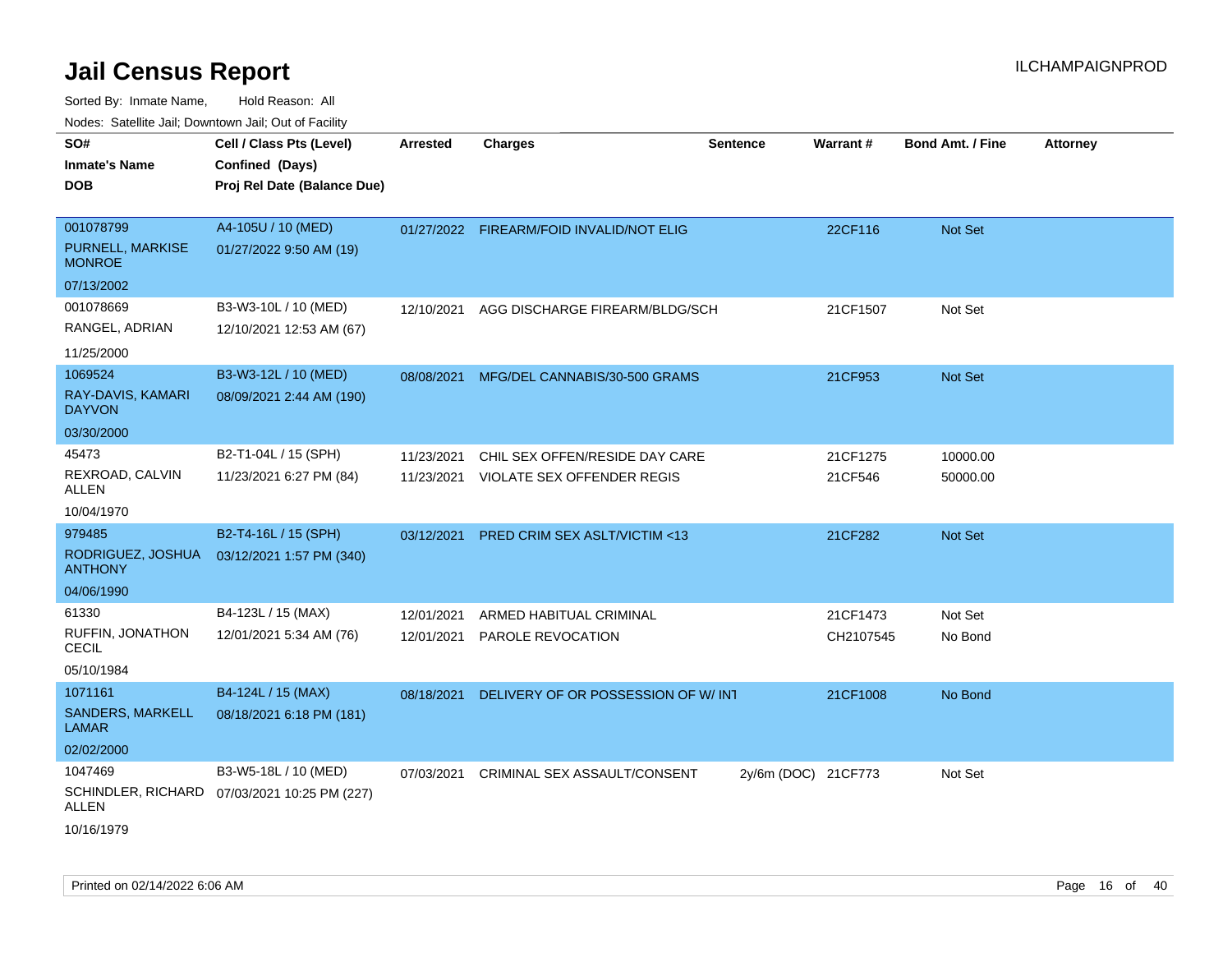# Jail Census Report

ILCHAMPAIGNPROD

Sorted By: Inmate Name, Hold Reason: All

Nodes: Satellite Jail; Downtown Jail; Out of Facility

| SO# / Inmate's Name / DOB | Cell / Class Pts (Level) / Confined (Days) / Proj Rel Date (Balance Due) | Arrested | Charges | Sentence | Warrant # | Bond Amt. / Fine | Attorney |
|---|---|---|---|---|---|---|---|
| 001078799<br>PURNELL, MARKISE MONROE<br>07/13/2002 | A4-105U / 10 (MED)<br>01/27/2022 9:50 AM (19) | 01/27/2022 | FIREARM/FOID INVALID/NOT ELIG | | 22CF116 | Not Set | |
| 001078669<br>RANGEL, ADRIAN<br>11/25/2000 | B3-W3-10L / 10 (MED)<br>12/10/2021 12:53 AM (67) | 12/10/2021 | AGG DISCHARGE FIREARM/BLDG/SCH | | 21CF1507 | Not Set | |
| 1069524<br>RAY-DAVIS, KAMARI DAYVON<br>03/30/2000 | B3-W3-12L / 10 (MED)<br>08/09/2021 2:44 AM (190) | 08/08/2021 | MFG/DEL CANNABIS/30-500 GRAMS | | 21CF953 | Not Set | |
| 45473<br>REXROAD, CALVIN ALLEN<br>10/04/1970 | B2-T1-04L / 15 (SPH)<br>11/23/2021 6:27 PM (84) | 11/23/2021<br>11/23/2021 | CHIL SEX OFFEN/RESIDE DAY CARE<br>VIOLATE SEX OFFENDER REGIS | | 21CF1275<br>21CF546 | 10000.00<br>50000.00 | |
| 979485<br>RODRIGUEZ, JOSHUA ANTHONY<br>04/06/1990 | B2-T4-16L / 15 (SPH)<br>03/12/2021 1:57 PM (340) | 03/12/2021 | PRED CRIM SEX ASLT/VICTIM <13 | | 21CF282 | Not Set | |
| 61330<br>RUFFIN, JONATHON CECIL<br>05/10/1984 | B4-123L / 15 (MAX)<br>12/01/2021 5:34 AM (76) | 12/01/2021<br>12/01/2021 | ARMED HABITUAL CRIMINAL<br>PAROLE REVOCATION | | 21CF1473<br>CH2107545 | Not Set<br>No Bond | |
| 1071161<br>SANDERS, MARKELL LAMAR<br>02/02/2000 | B4-124L / 15 (MAX)<br>08/18/2021 6:18 PM (181) | 08/18/2021 | DELIVERY OF OR POSSESSION OF W/ INT | | 21CF1008 | No Bond | |
| 1047469<br>SCHINDLER, RICHARD ALLEN<br>10/16/1979 | B3-W5-18L / 10 (MED)<br>07/03/2021 10:25 PM (227) | 07/03/2021 | CRIMINAL SEX ASSAULT/CONSENT | 2y/6m (DOC) | 21CF773 | Not Set | |

Printed on 02/14/2022 6:06 AM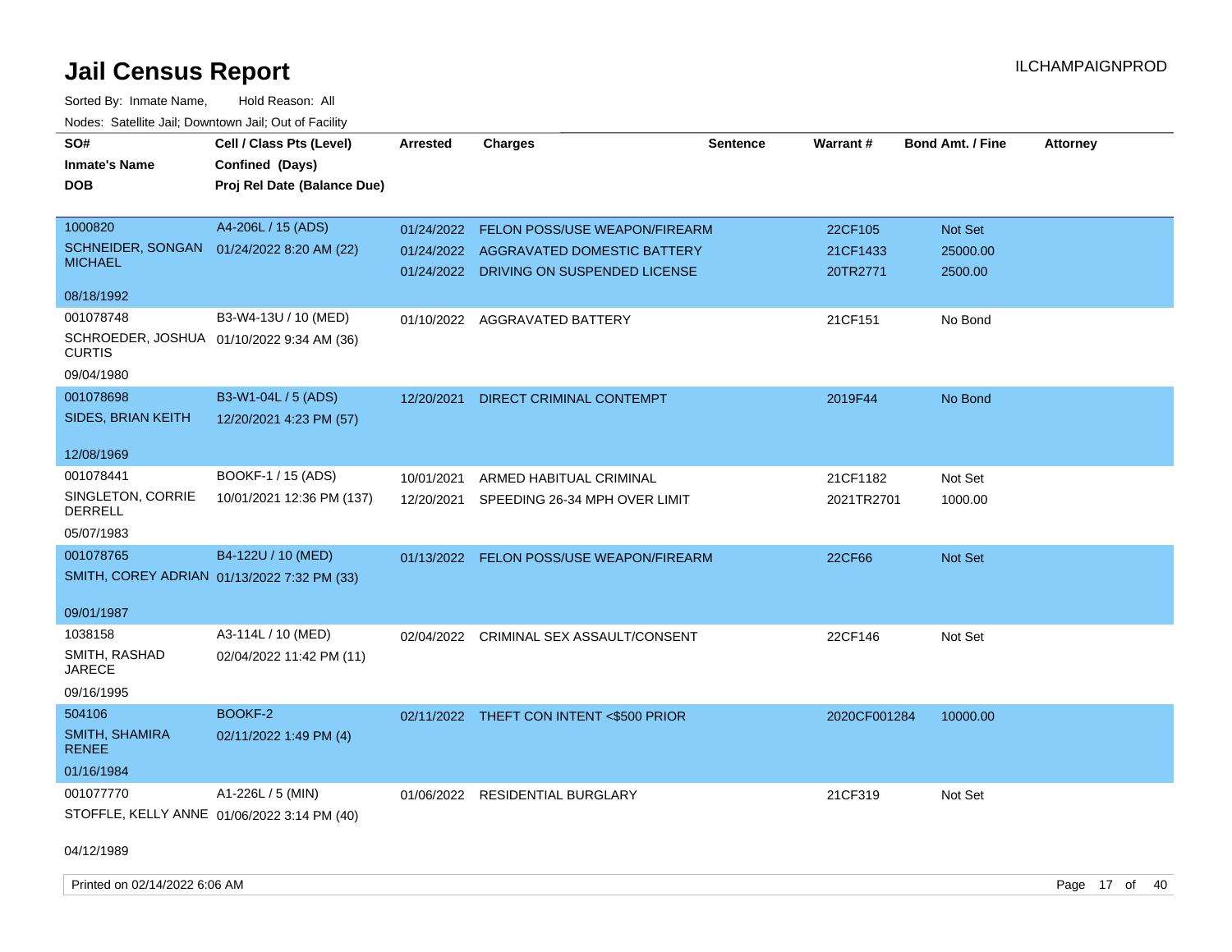# Jail Census Report

ILCHAMPAIGNPROD

Sorted By: Inmate Name, Hold Reason: All

Nodes: Satellite Jail; Downtown Jail; Out of Facility

| SO# / Inmate's Name / DOB | Cell / Class Pts (Level) / Confined (Days) / Proj Rel Date (Balance Due) | Arrested | Charges | Sentence | Warrant # | Bond Amt. / Fine | Attorney |
|---|---|---|---|---|---|---|---|
| 1000820<br>SCHNEIDER, SONGAN MICHAEL<br>08/18/1992 | A4-206L / 15 (ADS)<br>01/24/2022 8:20 AM (22) | 01/24/2022<br>01/24/2022<br>01/24/2022 | FELON POSS/USE WEAPON/FIREARM<br>AGGRAVATED DOMESTIC BATTERY<br>DRIVING ON SUSPENDED LICENSE | | 22CF105<br>21CF1433<br>20TR2771 | Not Set<br>25000.00<br>2500.00 | |
| 001078748<br>SCHROEDER, JOSHUA CURTIS<br>09/04/1980 | B3-W4-13U / 10 (MED)<br>01/10/2022 9:34 AM (36) | 01/10/2022 | AGGRAVATED BATTERY | | 21CF151 | No Bond | |
| 001078698<br>SIDES, BRIAN KEITH<br>12/08/1969 | B3-W1-04L / 5 (ADS)<br>12/20/2021 4:23 PM (57) | 12/20/2021 | DIRECT CRIMINAL CONTEMPT | | 2019F44 | No Bond | |
| 001078441<br>SINGLETON, CORRIE DERRELL<br>05/07/1983 | BOOKF-1 / 15 (ADS)<br>10/01/2021 12:36 PM (137) | 10/01/2021<br>12/20/2021 | ARMED HABITUAL CRIMINAL<br>SPEEDING 26-34 MPH OVER LIMIT | | 21CF1182<br>2021TR2701 | Not Set<br>1000.00 | |
| 001078765<br>SMITH, COREY ADRIAN<br>09/01/1987 | B4-122U / 10 (MED)<br>01/13/2022 7:32 PM (33) | 01/13/2022 | FELON POSS/USE WEAPON/FIREARM | | 22CF66 | Not Set | |
| 1038158<br>SMITH, RASHAD JARECE<br>09/16/1995 | A3-114L / 10 (MED)<br>02/04/2022 11:42 PM (11) | 02/04/2022 | CRIMINAL SEX ASSAULT/CONSENT | | 22CF146 | Not Set | |
| 504106<br>SMITH, SHAMIRA RENEE<br>01/16/1984 | BOOKF-2<br>02/11/2022 1:49 PM (4) | 02/11/2022 | THEFT CON INTENT <$500 PRIOR | | 2020CF001284 | 10000.00 | |
| 001077770<br>STOFFLE, KELLY ANNE<br>04/12/1989 | A1-226L / 5 (MIN)<br>01/06/2022 3:14 PM (40) | 01/06/2022 | RESIDENTIAL BURGLARY | | 21CF319 | Not Set | |

Printed on 02/14/2022 6:06 AM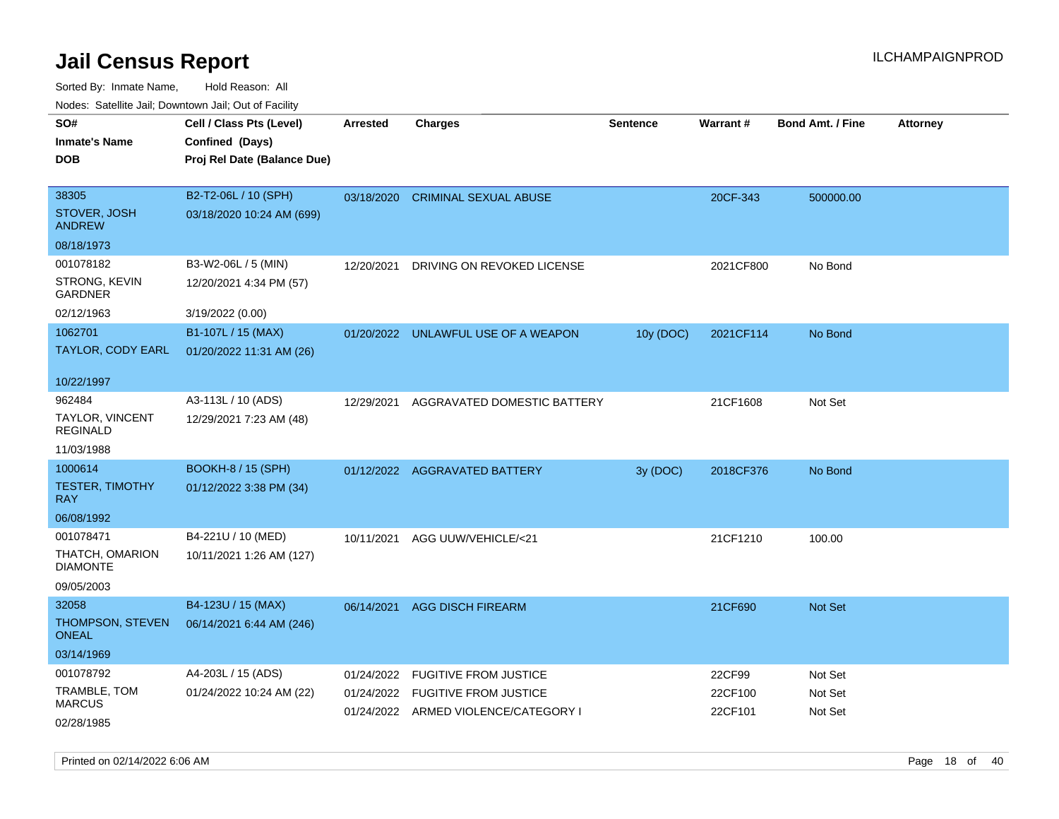# Jail Census Report

ILCHAMPAIGNPROD

Sorted By: Inmate Name, Hold Reason: All

Nodes: Satellite Jail; Downtown Jail; Out of Facility

| SO# / Inmate's Name / DOB | Cell / Class Pts (Level) / Confined (Days) / Proj Rel Date (Balance Due) | Arrested | Charges | Sentence | Warrant # | Bond Amt. / Fine | Attorney |
|---|---|---|---|---|---|---|---|
| 38305 STOVER, JOSH ANDREW 08/18/1973 | B2-T2-06L / 10 (SPH) 03/18/2020 10:24 AM (699) | 03/18/2020 | CRIMINAL SEXUAL ABUSE | | 20CF-343 | 500000.00 | |
| 001078182 STRONG, KEVIN GARDNER 02/12/1963 | B3-W2-06L / 5 (MIN) 12/20/2021 4:34 PM (57) 3/19/2022 (0.00) | 12/20/2021 | DRIVING ON REVOKED LICENSE | | 2021CF800 | No Bond | |
| 1062701 TAYLOR, CODY EARL 10/22/1997 | B1-107L / 15 (MAX) 01/20/2022 11:31 AM (26) | 01/20/2022 | UNLAWFUL USE OF A WEAPON | 10y (DOC) | 2021CF114 | No Bond | |
| 962484 TAYLOR, VINCENT REGINALD 11/03/1988 | A3-113L / 10 (ADS) 12/29/2021 7:23 AM (48) | 12/29/2021 | AGGRAVATED DOMESTIC BATTERY | | 21CF1608 | Not Set | |
| 1000614 TESTER, TIMOTHY RAY 06/08/1992 | BOOKH-8 / 15 (SPH) 01/12/2022 3:38 PM (34) | 01/12/2022 | AGGRAVATED BATTERY | 3y (DOC) | 2018CF376 | No Bond | |
| 001078471 THATCH, OMARION DIAMONTE 09/05/2003 | B4-221U / 10 (MED) 10/11/2021 1:26 AM (127) | 10/11/2021 | AGG UUW/VEHICLE/<21 | | 21CF1210 | 100.00 | |
| 32058 THOMPSON, STEVEN ONEAL 03/14/1969 | B4-123U / 15 (MAX) 06/14/2021 6:44 AM (246) | 06/14/2021 | AGG DISCH FIREARM | | 21CF690 | Not Set | |
| 001078792 TRAMBLE, TOM MARCUS 02/28/1985 | A4-203L / 15 (ADS) 01/24/2022 10:24 AM (22) | 01/24/2022 | FUGITIVE FROM JUSTICE | | 22CF99 | Not Set | |
| | | 01/24/2022 | FUGITIVE FROM JUSTICE | | 22CF100 | Not Set | |
| | | 01/24/2022 | ARMED VIOLENCE/CATEGORY I | | 22CF101 | Not Set | |

Printed on 02/14/2022 6:06 AM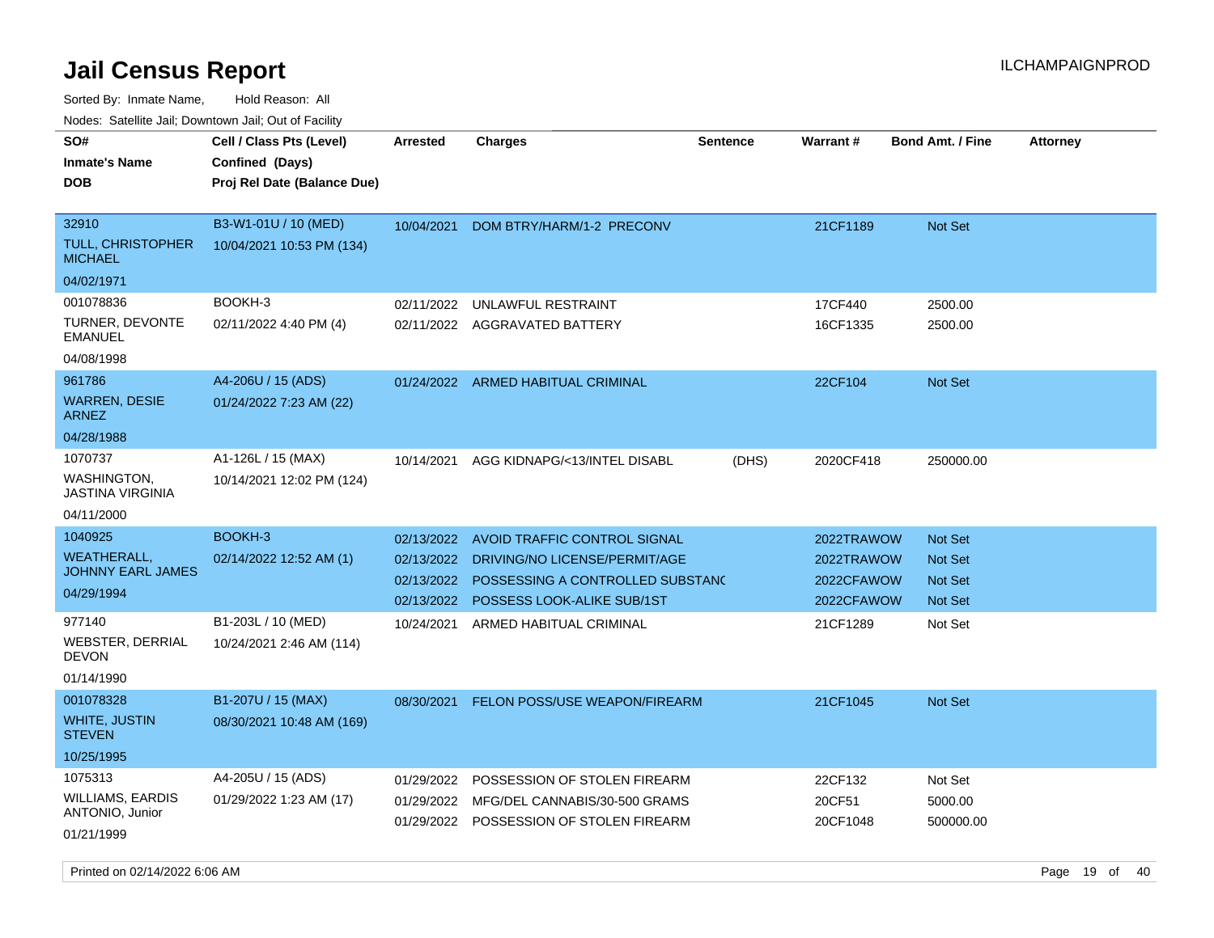# Jail Census Report

Sorted By: Inmate Name, Hold Reason: All

Nodes: Satellite Jail; Downtown Jail; Out of Facility

| SO# / Inmate's Name / DOB | Cell / Class Pts (Level) / Confined (Days) / Proj Rel Date (Balance Due) | Arrested | Charges | Sentence | Warrant # | Bond Amt. / Fine | Attorney |
|---|---|---|---|---|---|---|---|
| 32910<br>TULL, CHRISTOPHER MICHAEL<br>04/02/1971 | B3-W1-01U / 10 (MED)<br>10/04/2021 10:53 PM (134) | 10/04/2021 | DOM BTRY/HARM/1-2 PRECONV | | 21CF1189 | Not Set | |
| 001078836<br>TURNER, DEVONTE EMANUEL<br>04/08/1998 | BOOKH-3<br>02/11/2022 4:40 PM (4) | 02/11/2022<br>02/11/2022 | UNLAWFUL RESTRAINT<br>AGGRAVATED BATTERY | | 17CF440<br>16CF1335 | 2500.00<br>2500.00 | |
| 961786<br>WARREN, DESIE ARNEZ<br>04/28/1988 | A4-206U / 15 (ADS)<br>01/24/2022 7:23 AM (22) | 01/24/2022 | ARMED HABITUAL CRIMINAL | | 22CF104 | Not Set | |
| 1070737<br>WASHINGTON, JASTINA VIRGINIA<br>04/11/2000 | A1-126L / 15 (MAX)<br>10/14/2021 12:02 PM (124) | 10/14/2021 | AGG KIDNAPG/<13/INTEL DISABL | (DHS) | 2020CF418 | 250000.00 | |
| 1040925<br>WEATHERALL, JOHNNY EARL JAMES<br>04/29/1994 | BOOKH-3<br>02/14/2022 12:52 AM (1) | 02/13/2022<br>02/13/2022<br>02/13/2022<br>02/13/2022 | AVOID TRAFFIC CONTROL SIGNAL<br>DRIVING/NO LICENSE/PERMIT/AGE<br>POSSESSING A CONTROLLED SUBSTANC<br>POSSESS LOOK-ALIKE SUB/1ST | | 2022TRAWOW<br>2022TRAWOW<br>2022CFAWOW<br>2022CFAWOW | Not Set<br>Not Set<br>Not Set<br>Not Set | |
| 977140<br>WEBSTER, DERRIAL DEVON<br>01/14/1990 | B1-203L / 10 (MED)<br>10/24/2021 2:46 AM (114) | 10/24/2021 | ARMED HABITUAL CRIMINAL | | 21CF1289 | Not Set | |
| 001078328<br>WHITE, JUSTIN STEVEN<br>10/25/1995 | B1-207U / 15 (MAX)<br>08/30/2021 10:48 AM (169) | 08/30/2021 | FELON POSS/USE WEAPON/FIREARM | | 21CF1045 | Not Set | |
| 1075313<br>WILLIAMS, EARDIS ANTONIO, Junior<br>01/21/1999 | A4-205U / 15 (ADS)<br>01/29/2022 1:23 AM (17) | 01/29/2022<br>01/29/2022<br>01/29/2022 | POSSESSION OF STOLEN FIREARM<br>MFG/DEL CANNABIS/30-500 GRAMS<br>POSSESSION OF STOLEN FIREARM | | 22CF132<br>20CF51<br>20CF1048 | Not Set<br>5000.00<br>500000.00 | |

Printed on 02/14/2022 6:06 AM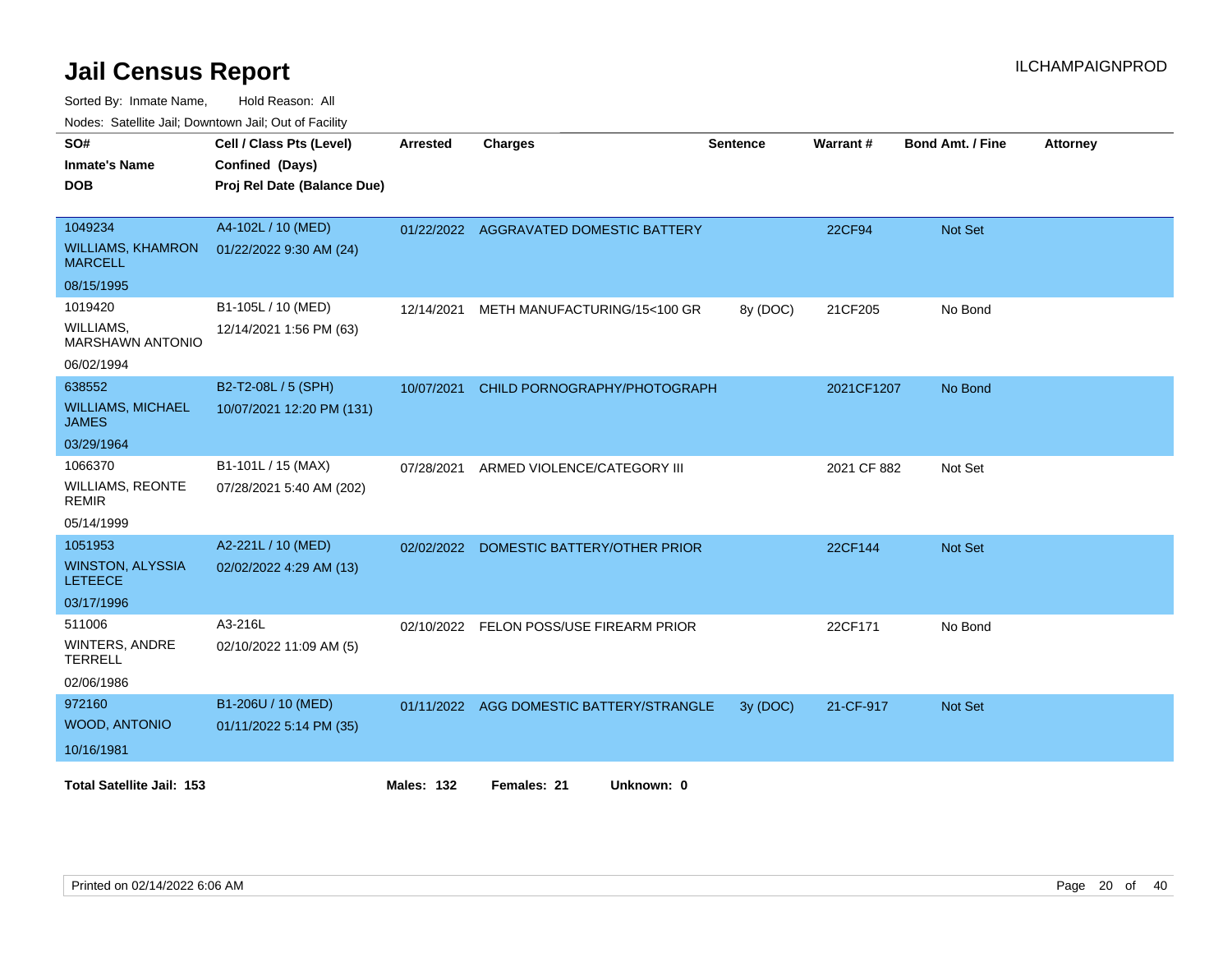# Jail Census Report

ILCHAMPAIGNPROD

Sorted By: Inmate Name, Hold Reason: All

Nodes: Satellite Jail; Downtown Jail; Out of Facility

| SO# / Inmate's Name / DOB | Cell / Class Pts (Level) / Confined (Days) / Proj Rel Date (Balance Due) | Arrested | Charges | Sentence | Warrant # | Bond Amt. / Fine | Attorney |
|---|---|---|---|---|---|---|---|
| 1049234<br>WILLIAMS, KHAMRON MARCELL<br>08/15/1995 | A4-102L / 10 (MED)<br>01/22/2022 9:30 AM (24) | 01/22/2022 | AGGRAVATED DOMESTIC BATTERY | | 22CF94 | Not Set | |
| 1019420<br>WILLIAMS, MARSHAWN ANTONIO<br>06/02/1994 | B1-105L / 10 (MED)<br>12/14/2021 1:56 PM (63) | 12/14/2021 | METH MANUFACTURING/15<100 GR | 8y (DOC) | 21CF205 | No Bond | |
| 638552<br>WILLIAMS, MICHAEL JAMES<br>03/29/1964 | B2-T2-08L / 5 (SPH)<br>10/07/2021 12:20 PM (131) | 10/07/2021 | CHILD PORNOGRAPHY/PHOTOGRAPH | | 2021CF1207 | No Bond | |
| 1066370<br>WILLIAMS, REONTE REMIR<br>05/14/1999 | B1-101L / 15 (MAX)<br>07/28/2021 5:40 AM (202) | 07/28/2021 | ARMED VIOLENCE/CATEGORY III | | 2021 CF 882 | Not Set | |
| 1051953<br>WINSTON, ALYSSIA LETEECE<br>03/17/1996 | A2-221L / 10 (MED)<br>02/02/2022 4:29 AM (13) | 02/02/2022 | DOMESTIC BATTERY/OTHER PRIOR | | 22CF144 | Not Set | |
| 511006<br>WINTERS, ANDRE TERRELL<br>02/06/1986 | A3-216L<br>02/10/2022 11:09 AM (5) | 02/10/2022 | FELON POSS/USE FIREARM PRIOR | | 22CF171 | No Bond | |
| 972160<br>WOOD, ANTONIO<br>10/16/1981 | B1-206U / 10 (MED)<br>01/11/2022 5:14 PM (35) | 01/11/2022 | AGG DOMESTIC BATTERY/STRANGLE | 3y (DOC) | 21-CF-917 | Not Set | |

**Total Satellite Jail: 153** **Males: 132** **Females: 21** **Unknown: 0**

Printed on 02/14/2022 6:06 AM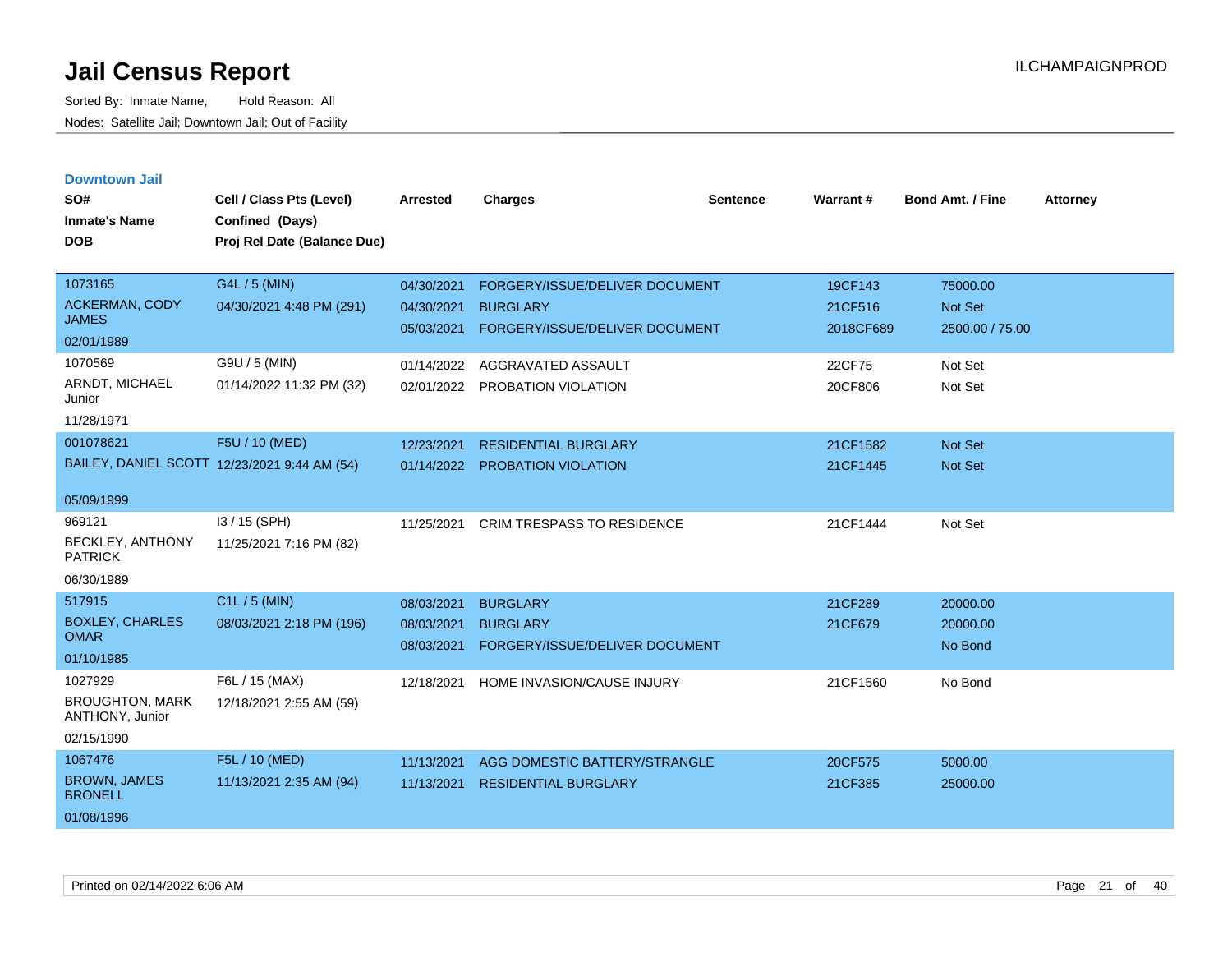# Jail Census Report

Sorted By: Inmate Name, Hold Reason: All

Nodes: Satellite Jail; Downtown Jail; Out of Facility

ILCHAMPAIGNPROD

## Downtown Jail

| SO# / Inmate's Name / DOB | Cell / Class Pts (Level) / Confined (Days) / Proj Rel Date (Balance Due) | Arrested | Charges | Sentence | Warrant # | Bond Amt. / Fine | Attorney |
|---|---|---|---|---|---|---|---|
| 1073165<br>ACKERMAN, CODY JAMES<br>02/01/1989 | G4L / 5 (MIN)<br>04/30/2021 4:48 PM (291) | 04/30/2021<br>04/30/2021<br>05/03/2021 | FORGERY/ISSUE/DELIVER DOCUMENT<br>BURGLARY<br>FORGERY/ISSUE/DELIVER DOCUMENT | | 19CF143<br>21CF516<br>2018CF689 | 75000.00<br>Not Set<br>2500.00 / 75.00 | |
| 1070569<br>ARNDT, MICHAEL Junior<br>11/28/1971 | G9U / 5 (MIN)<br>01/14/2022 11:32 PM (32) | 01/14/2022<br>02/01/2022 | AGGRAVATED ASSAULT<br>PROBATION VIOLATION | | 22CF75<br>20CF806 | Not Set<br>Not Set | |
| 001078621<br>BAILEY, DANIEL SCOTT<br>05/09/1999 | F5U / 10 (MED)<br>12/23/2021 9:44 AM (54) | 12/23/2021<br>01/14/2022 | RESIDENTIAL BURGLARY<br>PROBATION VIOLATION | | 21CF1582<br>21CF1445 | Not Set<br>Not Set | |
| 969121<br>BECKLEY, ANTHONY PATRICK<br>06/30/1989 | I3 / 15 (SPH)<br>11/25/2021 7:16 PM (82) | 11/25/2021 | CRIM TRESPASS TO RESIDENCE | | 21CF1444 | Not Set | |
| 517915<br>BOXLEY, CHARLES OMAR<br>01/10/1985 | C1L / 5 (MIN)<br>08/03/2021 2:18 PM (196) | 08/03/2021<br>08/03/2021<br>08/03/2021 | BURGLARY<br>BURGLARY<br>FORGERY/ISSUE/DELIVER DOCUMENT | | 21CF289<br>21CF679 | 20000.00<br>20000.00<br>No Bond | |
| 1027929<br>BROUGHTON, MARK ANTHONY, Junior<br>02/15/1990 | F6L / 15 (MAX)<br>12/18/2021 2:55 AM (59) | 12/18/2021 | HOME INVASION/CAUSE INJURY | | 21CF1560 | No Bond | |
| 1067476<br>BROWN, JAMES BRONELL<br>01/08/1996 | F5L / 10 (MED)<br>11/13/2021 2:35 AM (94) | 11/13/2021<br>11/13/2021 | AGG DOMESTIC BATTERY/STRANGLE<br>RESIDENTIAL BURGLARY | | 20CF575<br>21CF385 | 5000.00<br>25000.00 | |

Printed on 02/14/2022 6:06 AM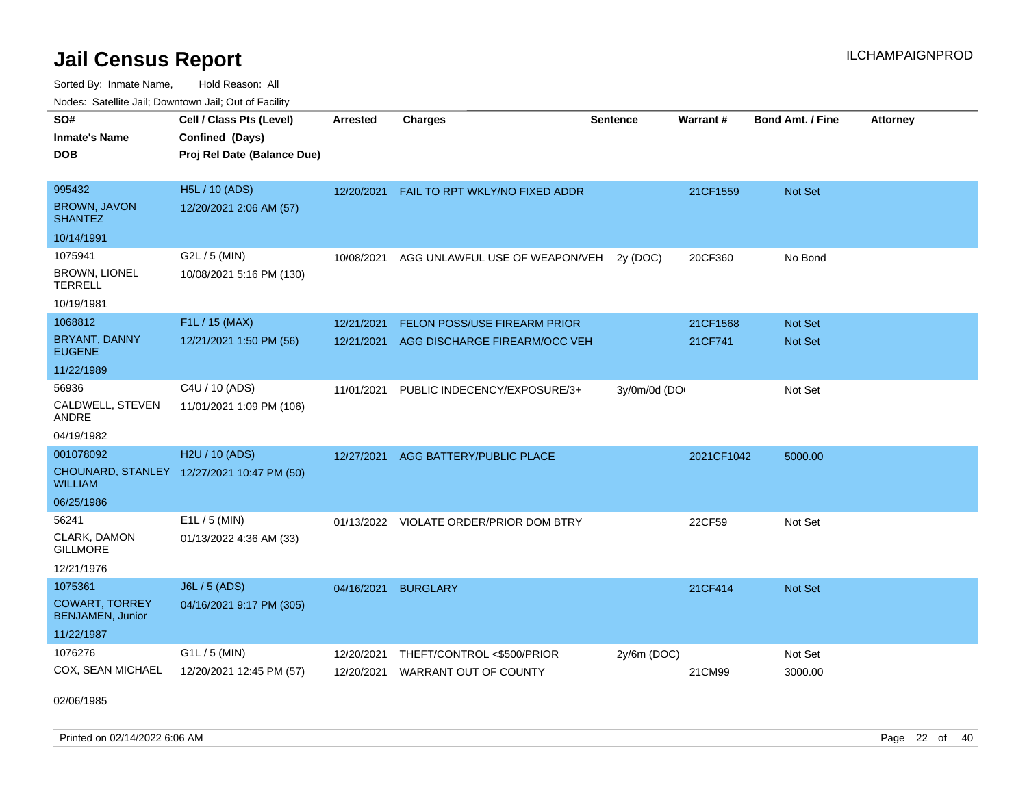# Jail Census Report

ILCHAMPAIGNPROD

Sorted By: Inmate Name, Hold Reason: All

Nodes: Satellite Jail; Downtown Jail; Out of Facility

| SO# / Inmate's Name / DOB | Cell / Class Pts (Level) / Confined (Days) / Proj Rel Date (Balance Due) | Arrested | Charges | Sentence | Warrant # | Bond Amt. / Fine | Attorney |
|---|---|---|---|---|---|---|---|
| 995432<br>BROWN, JAVON SHANTEZ<br>10/14/1991 | H5L / 10 (ADS)<br>12/20/2021 2:06 AM (57) | 12/20/2021 | FAIL TO RPT WKLY/NO FIXED ADDR | | 21CF1559 | Not Set | |
| 1075941<br>BROWN, LIONEL TERRELL<br>10/19/1981 | G2L / 5 (MIN)<br>10/08/2021 5:16 PM (130) | 10/08/2021 | AGG UNLAWFUL USE OF WEAPON/VEH | 2y (DOC) | 20CF360 | No Bond | |
| 1068812<br>BRYANT, DANNY EUGENE<br>11/22/1989 | F1L / 15 (MAX)<br>12/21/2021 1:50 PM (56) | 12/21/2021 | FELON POSS/USE FIREARM PRIOR | | 21CF1568 | Not Set | |
| | | 12/21/2021 | AGG DISCHARGE FIREARM/OCC VEH | | 21CF741 | Not Set | |
| 56936<br>CALDWELL, STEVEN ANDRE<br>04/19/1982 | C4U / 10 (ADS)<br>11/01/2021 1:09 PM (106) | 11/01/2021 | PUBLIC INDECENCY/EXPOSURE/3+ | 3y/0m/0d (DO | | Not Set | |
| 001078092<br>CHOUNARD, STANLEY WILLIAM<br>06/25/1986 | H2U / 10 (ADS)<br>12/27/2021 10:47 PM (50) | 12/27/2021 | AGG BATTERY/PUBLIC PLACE | | 2021CF1042 | 5000.00 | |
| 56241<br>CLARK, DAMON GILLMORE<br>12/21/1976 | E1L / 5 (MIN)<br>01/13/2022 4:36 AM (33) | 01/13/2022 | VIOLATE ORDER/PRIOR DOM BTRY | | 22CF59 | Not Set | |
| 1075361<br>COWART, TORREY BENJAMEN, Junior<br>11/22/1987 | J6L / 5 (ADS)<br>04/16/2021 9:17 PM (305) | 04/16/2021 | BURGLARY | | 21CF414 | Not Set | |
| 1076276<br>COX, SEAN MICHAEL<br>02/06/1985 | G1L / 5 (MIN)<br>12/20/2021 12:45 PM (57) | 12/20/2021 | THEFT/CONTROL <$500/PRIOR | 2y/6m (DOC) | | Not Set | |
| | | 12/20/2021 | WARRANT OUT OF COUNTY | | 21CM99 | 3000.00 | |

Printed on 02/14/2022 6:06 AM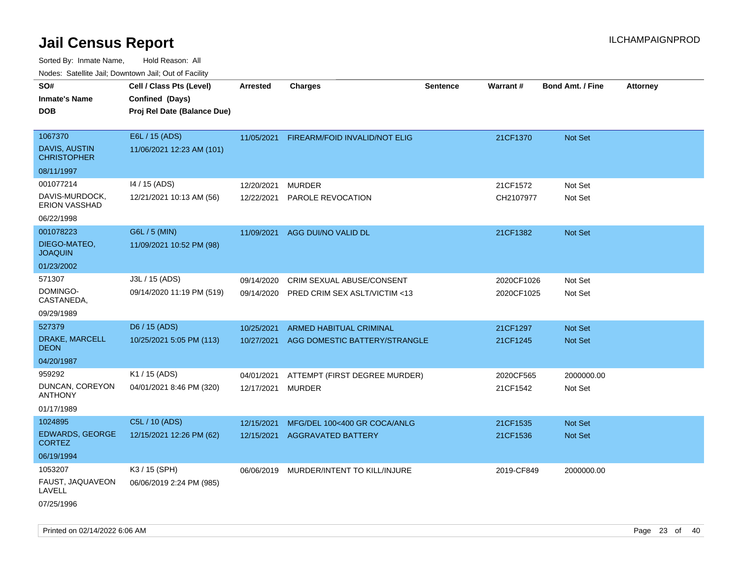# Jail Census Report

ILCHAMPAIGNPROD

Sorted By: Inmate Name, Hold Reason: All

Nodes: Satellite Jail; Downtown Jail; Out of Facility

| SO# / Inmate's Name / DOB | Cell / Class Pts (Level) / Confined (Days) / Proj Rel Date (Balance Due) | Arrested | Charges | Sentence | Warrant # | Bond Amt. / Fine | Attorney |
|---|---|---|---|---|---|---|---|
| 1067370<br>DAVIS, AUSTIN CHRISTOPHER<br>08/11/1997 | E6L / 15 (ADS)<br>11/06/2021 12:23 AM (101) | 11/05/2021 | FIREARM/FOID INVALID/NOT ELIG | | 21CF1370 | Not Set | |
| 001077214<br>DAVIS-MURDOCK, ERION VASSHAD<br>06/22/1998 | I4 / 15 (ADS)<br>12/21/2021 10:13 AM (56) | 12/20/2021<br>12/22/2021 | MURDER<br>PAROLE REVOCATION | | 21CF1572<br>CH2107977 | Not Set<br>Not Set | |
| 001078223<br>DIEGO-MATEO, JOAQUIN<br>01/23/2002 | G6L / 5 (MIN)<br>11/09/2021 10:52 PM (98) | 11/09/2021 | AGG DUI/NO VALID DL | | 21CF1382 | Not Set | |
| 571307<br>DOMINGO-CASTANEDA,<br>09/29/1989 | J3L / 15 (ADS)<br>09/14/2020 11:19 PM (519) | 09/14/2020<br>09/14/2020 | CRIM SEXUAL ABUSE/CONSENT<br>PRED CRIM SEX ASLT/VICTIM <13 | | 2020CF1026<br>2020CF1025 | Not Set<br>Not Set | |
| 527379<br>DRAKE, MARCELL DEON<br>04/20/1987 | D6 / 15 (ADS)<br>10/25/2021 5:05 PM (113) | 10/25/2021<br>10/27/2021 | ARMED HABITUAL CRIMINAL<br>AGG DOMESTIC BATTERY/STRANGLE | | 21CF1297<br>21CF1245 | Not Set<br>Not Set | |
| 959292<br>DUNCAN, COREYON ANTHONY<br>01/17/1989 | K1 / 15 (ADS)<br>04/01/2021 8:46 PM (320) | 04/01/2021<br>12/17/2021 | ATTEMPT (FIRST DEGREE MURDER)<br>MURDER | | 2020CF565<br>21CF1542 | 2000000.00<br>Not Set | |
| 1024895<br>EDWARDS, GEORGE CORTEZ<br>06/19/1994 | C5L / 10 (ADS)<br>12/15/2021 12:26 PM (62) | 12/15/2021<br>12/15/2021 | MFG/DEL 100<400 GR COCA/ANLG<br>AGGRAVATED BATTERY | | 21CF1535<br>21CF1536 | Not Set<br>Not Set | |
| 1053207<br>FAUST, JAQUAVEON LAVELL<br>07/25/1996 | K3 / 15 (SPH)<br>06/06/2019 2:24 PM (985) | 06/06/2019 | MURDER/INTENT TO KILL/INJURE | | 2019-CF849 | 2000000.00 | |

Printed on 02/14/2022 6:06 AM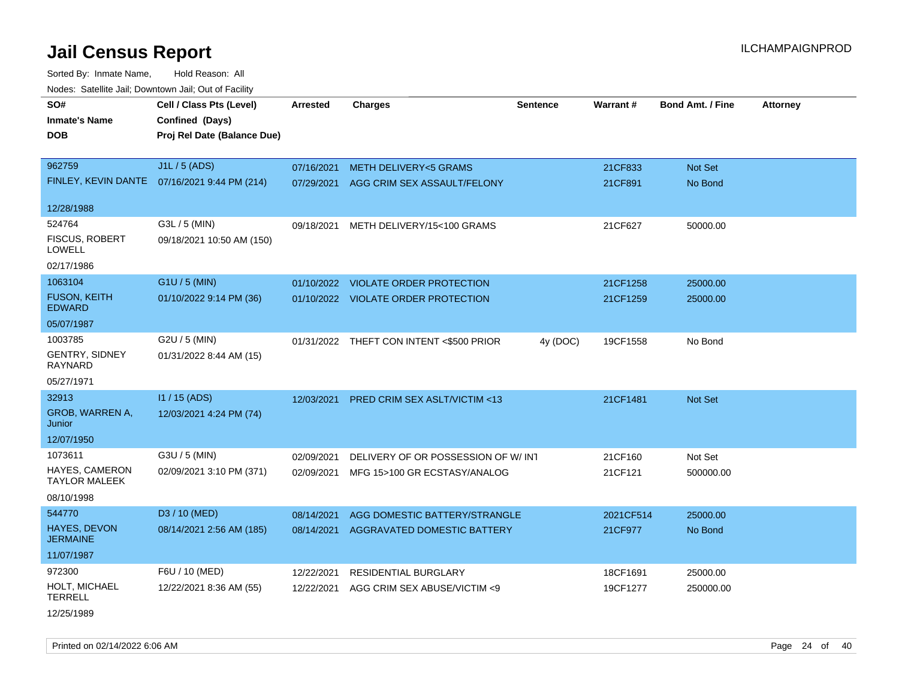# Jail Census Report

ILCHAMPAIGNPROD

Sorted By: Inmate Name, Hold Reason: All

Nodes: Satellite Jail; Downtown Jail; Out of Facility

| SO#<br>Inmate's Name<br>DOB | Cell / Class Pts (Level)<br>Confined (Days)<br>Proj Rel Date (Balance Due) | Arrested | Charges | Sentence | Warrant # | Bond Amt. / Fine | Attorney |
|---|---|---|---|---|---|---|---|
| 962759<br>FINLEY, KEVIN DANTE<br>12/28/1988 | J1L / 5 (ADS)<br>07/16/2021 9:44 PM (214) | 07/16/2021<br>07/29/2021 | METH DELIVERY<5 GRAMS<br>AGG CRIM SEX ASSAULT/FELONY | | 21CF833<br>21CF891 | Not Set<br>No Bond | |
| 524764<br>FISCUS, ROBERT LOWELL<br>02/17/1986 | G3L / 5 (MIN)<br>09/18/2021 10:50 AM (150) | 09/18/2021 | METH DELIVERY/15<100 GRAMS | | 21CF627 | 50000.00 | |
| 1063104<br>FUSON, KEITH EDWARD<br>05/07/1987 | G1U / 5 (MIN)<br>01/10/2022 9:14 PM (36) | 01/10/2022<br>01/10/2022 | VIOLATE ORDER PROTECTION<br>VIOLATE ORDER PROTECTION | | 21CF1258<br>21CF1259 | 25000.00<br>25000.00 | |
| 1003785<br>GENTRY, SIDNEY RAYNARD<br>05/27/1971 | G2U / 5 (MIN)<br>01/31/2022 8:44 AM (15) | 01/31/2022 | THEFT CON INTENT <$500 PRIOR | 4y (DOC) | 19CF1558 | No Bond | |
| 32913<br>GROB, WARREN A, Junior<br>12/07/1950 | I1 / 15 (ADS)<br>12/03/2021 4:24 PM (74) | 12/03/2021 | PRED CRIM SEX ASLT/VICTIM <13 | | 21CF1481 | Not Set | |
| 1073611<br>HAYES, CAMERON TAYLOR MALEEK<br>08/10/1998 | G3U / 5 (MIN)<br>02/09/2021 3:10 PM (371) | 02/09/2021<br>02/09/2021 | DELIVERY OF OR POSSESSION OF W/ INT<br>MFG 15>100 GR ECSTASY/ANALOG | | 21CF160<br>21CF121 | Not Set<br>500000.00 | |
| 544770<br>HAYES, DEVON JERMAINE<br>11/07/1987 | D3 / 10 (MED)<br>08/14/2021 2:56 AM (185) | 08/14/2021<br>08/14/2021 | AGG DOMESTIC BATTERY/STRANGLE<br>AGGRAVATED DOMESTIC BATTERY | | 2021CF514<br>21CF977 | 25000.00<br>No Bond | |
| 972300<br>HOLT, MICHAEL TERRELL<br>12/25/1989 | F6U / 10 (MED)<br>12/22/2021 8:36 AM (55) | 12/22/2021<br>12/22/2021 | RESIDENTIAL BURGLARY<br>AGG CRIM SEX ABUSE/VICTIM <9 | | 18CF1691<br>19CF1277 | 25000.00<br>250000.00 | |

Printed on 02/14/2022 6:06 AM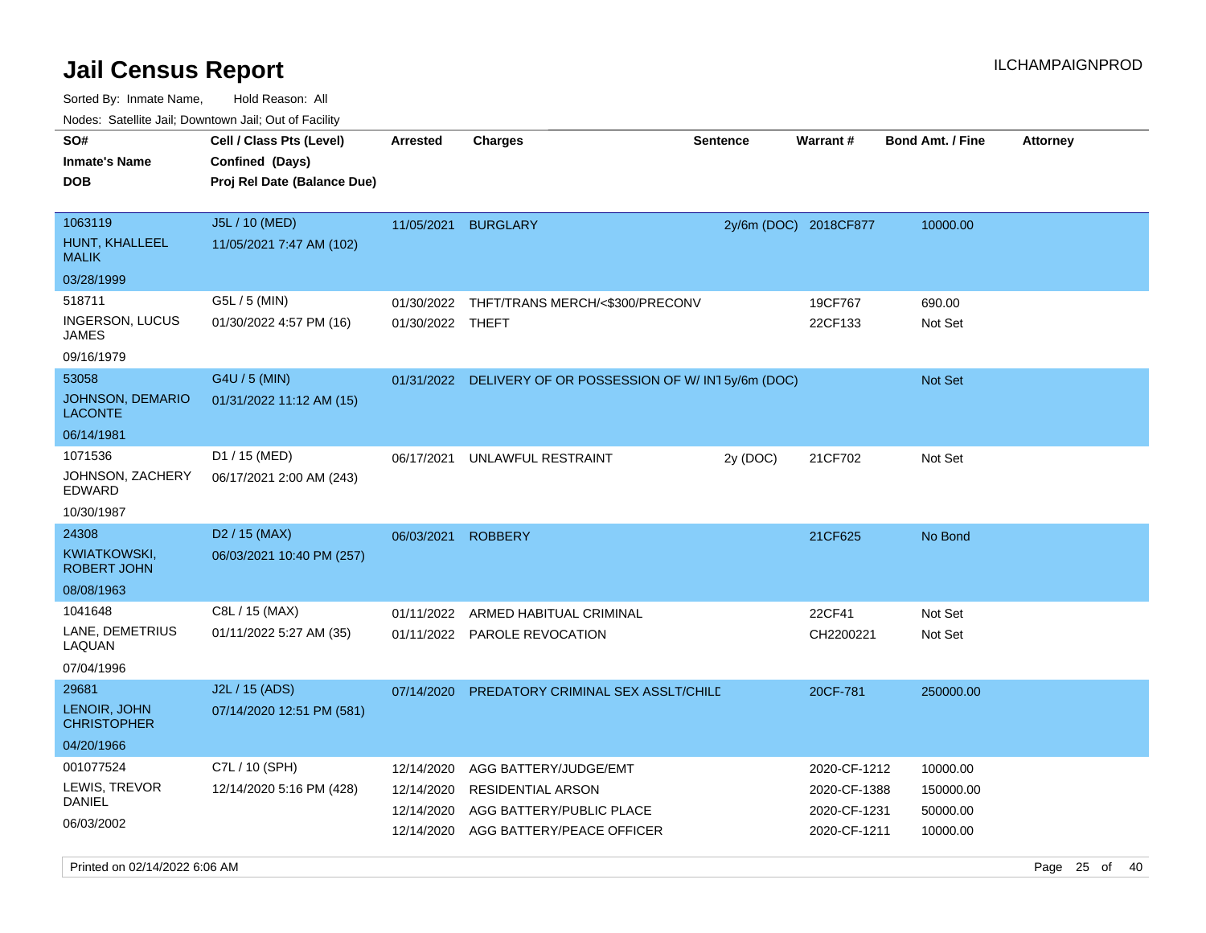# Jail Census Report

ILCHAMPAIGNPROD

Sorted By: Inmate Name, Hold Reason: All

Nodes: Satellite Jail; Downtown Jail; Out of Facility

| SO# / Inmate's Name / DOB | Cell / Class Pts (Level) / Confined (Days) / Proj Rel Date (Balance Due) | Arrested | Charges | Sentence | Warrant # | Bond Amt. / Fine | Attorney |
|---|---|---|---|---|---|---|---|
| 1063119<br>HUNT, KHALLEEL MALIK<br>03/28/1999 | J5L / 10 (MED)<br>11/05/2021 7:47 AM (102) | 11/05/2021 | BURGLARY | 2y/6m (DOC) | 2018CF877 | 10000.00 | |
| 518711<br>INGERSON, LUCUS JAMES<br>09/16/1979 | G5L / 5 (MIN)<br>01/30/2022 4:57 PM (16) | 01/30/2022 | THFT/TRANS MERCH/<$300/PRECONV | | 19CF767 | 690.00 | |
| | | 01/30/2022 | THEFT | | 22CF133 | Not Set | |
| 53058<br>JOHNSON, DEMARIO LACONTE<br>06/14/1981 | G4U / 5 (MIN)<br>01/31/2022 11:12 AM (15) | 01/31/2022 | DELIVERY OF OR POSSESSION OF W/ INT | 5y/6m (DOC) | | Not Set | |
| 1071536<br>JOHNSON, ZACHERY EDWARD<br>10/30/1987 | D1 / 15 (MED)<br>06/17/2021 2:00 AM (243) | 06/17/2021 | UNLAWFUL RESTRAINT | 2y (DOC) | 21CF702 | Not Set | |
| 24308<br>KWIATKOWSKI, ROBERT JOHN<br>08/08/1963 | D2 / 15 (MAX)<br>06/03/2021 10:40 PM (257) | 06/03/2021 | ROBBERY | | 21CF625 | No Bond | |
| 1041648<br>LANE, DEMETRIUS LAQUAN<br>07/04/1996 | C8L / 15 (MAX)<br>01/11/2022 5:27 AM (35) | 01/11/2022 | ARMED HABITUAL CRIMINAL | | 22CF41 | Not Set | |
| | | 01/11/2022 | PAROLE REVOCATION | | CH2200221 | Not Set | |
| 29681<br>LENOIR, JOHN CHRISTOPHER<br>04/20/1966 | J2L / 15 (ADS)<br>07/14/2020 12:51 PM (581) | 07/14/2020 | PREDATORY CRIMINAL SEX ASSLT/CHILD | | 20CF-781 | 250000.00 | |
| 001077524<br>LEWIS, TREVOR DANIEL<br>06/03/2002 | C7L / 10 (SPH)<br>12/14/2020 5:16 PM (428) | 12/14/2020 | AGG BATTERY/JUDGE/EMT | | 2020-CF-1212 | 10000.00 | |
| | | 12/14/2020 | RESIDENTIAL ARSON | | 2020-CF-1388 | 150000.00 | |
| | | 12/14/2020 | AGG BATTERY/PUBLIC PLACE | | 2020-CF-1231 | 50000.00 | |
| | | 12/14/2020 | AGG BATTERY/PEACE OFFICER | | 2020-CF-1211 | 10000.00 | |

Printed on 02/14/2022 6:06 AM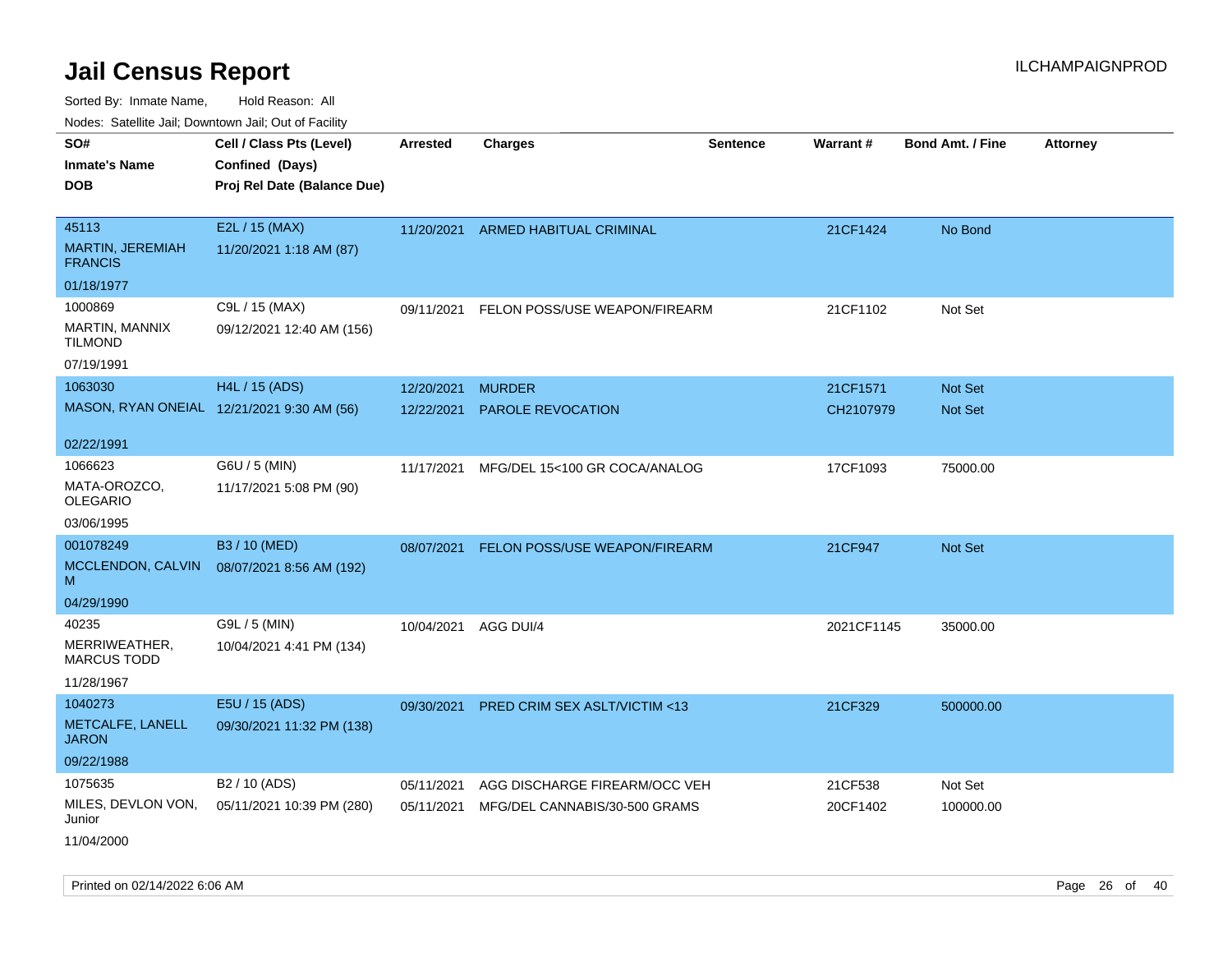# Jail Census Report

Sorted By: Inmate Name, Hold Reason: All

Nodes: Satellite Jail; Downtown Jail; Out of Facility

| SO# / Inmate's Name / DOB | Cell / Class Pts (Level) / Confined (Days) / Proj Rel Date (Balance Due) | Arrested | Charges | Sentence | Warrant # | Bond Amt. / Fine | Attorney |
|---|---|---|---|---|---|---|---|
| 45113<br>MARTIN, JEREMIAH FRANCIS<br>01/18/1977 | E2L / 15 (MAX)<br>11/20/2021 1:18 AM (87) | 11/20/2021 | ARMED HABITUAL CRIMINAL | | 21CF1424 | No Bond | |
| 1000869<br>MARTIN, MANNIX TILMOND<br>07/19/1991 | C9L / 15 (MAX)<br>09/12/2021 12:40 AM (156) | 09/11/2021 | FELON POSS/USE WEAPON/FIREARM | | 21CF1102 | Not Set | |
| 1063030<br>MASON, RYAN ONEIAL<br>02/22/1991 | H4L / 15 (ADS)<br>12/21/2021 9:30 AM (56) | 12/20/2021 | MURDER | | 21CF1571 | Not Set | |
| | | 12/22/2021 | PAROLE REVOCATION | | CH2107979 | Not Set | |
| 1066623<br>MATA-OROZCO, OLEGARIO<br>03/06/1995 | G6U / 5 (MIN)<br>11/17/2021 5:08 PM (90) | 11/17/2021 | MFG/DEL 15<100 GR COCA/ANALOG | | 17CF1093 | 75000.00 | |
| 001078249<br>MCCLENDON, CALVIN M<br>04/29/1990 | B3 / 10 (MED)<br>08/07/2021 8:56 AM (192) | 08/07/2021 | FELON POSS/USE WEAPON/FIREARM | | 21CF947 | Not Set | |
| 40235<br>MERRIWEATHER, MARCUS TODD<br>11/28/1967 | G9L / 5 (MIN)<br>10/04/2021 4:41 PM (134) | 10/04/2021 | AGG DUI/4 | | 2021CF1145 | 35000.00 | |
| 1040273<br>METCALFE, LANELL JARON<br>09/22/1988 | E5U / 15 (ADS)<br>09/30/2021 11:32 PM (138) | 09/30/2021 | PRED CRIM SEX ASLT/VICTIM <13 | | 21CF329 | 500000.00 | |
| 1075635<br>MILES, DEVLON VON, Junior<br>11/04/2000 | B2 / 10 (ADS)<br>05/11/2021 10:39 PM (280) | 05/11/2021 | AGG DISCHARGE FIREARM/OCC VEH | | 21CF538 | Not Set | |
| | | 05/11/2021 | MFG/DEL CANNABIS/30-500 GRAMS | | 20CF1402 | 100000.00 | |

Printed on 02/14/2022 6:06 AM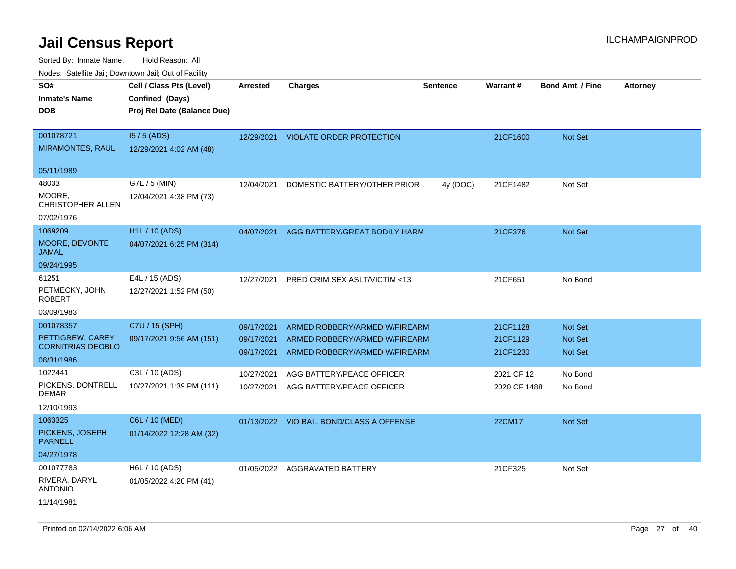# Jail Census Report

Sorted By: Inmate Name, Hold Reason: All

Nodes: Satellite Jail; Downtown Jail; Out of Facility

| SO# / Inmate's Name / DOB | Cell / Class Pts (Level) / Confined (Days) / Proj Rel Date (Balance Due) | Arrested | Charges | Sentence | Warrant # | Bond Amt. / Fine | Attorney |
|---|---|---|---|---|---|---|---|
| 001078721<br>MIRAMONTES, RAUL<br>05/11/1989 | I5 / 5 (ADS)<br>12/29/2021 4:02 AM (48) | 12/29/2021 | VIOLATE ORDER PROTECTION | | 21CF1600 | Not Set | |
| 48033<br>MOORE, CHRISTOPHER ALLEN<br>07/02/1976 | G7L / 5 (MIN)<br>12/04/2021 4:38 PM (73) | 12/04/2021 | DOMESTIC BATTERY/OTHER PRIOR | 4y (DOC) | 21CF1482 | Not Set | |
| 1069209<br>MOORE, DEVONTE JAMAL<br>09/24/1995 | H1L / 10 (ADS)<br>04/07/2021 6:25 PM (314) | 04/07/2021 | AGG BATTERY/GREAT BODILY HARM | | 21CF376 | Not Set | |
| 61251<br>PETMECKY, JOHN ROBERT<br>03/09/1983 | E4L / 15 (ADS)<br>12/27/2021 1:52 PM (50) | 12/27/2021 | PRED CRIM SEX ASLT/VICTIM <13 | | 21CF651 | No Bond | |
| 001078357<br>PETTIGREW, CAREY CORNITRIAS DEOBLO<br>08/31/1986 | C7U / 15 (SPH)<br>09/17/2021 9:56 AM (151) | 09/17/2021<br>09/17/2021<br>09/17/2021 | ARMED ROBBERY/ARMED W/FIREARM<br>ARMED ROBBERY/ARMED W/FIREARM<br>ARMED ROBBERY/ARMED W/FIREARM | | 21CF1128<br>21CF1129<br>21CF1230 | Not Set<br>Not Set<br>Not Set | |
| 1022441<br>PICKENS, DONTRELL DEMAR<br>12/10/1993 | C3L / 10 (ADS)<br>10/27/2021 1:39 PM (111) | 10/27/2021<br>10/27/2021 | AGG BATTERY/PEACE OFFICER<br>AGG BATTERY/PEACE OFFICER | | 2021 CF 12<br>2020 CF 1488 | No Bond<br>No Bond | |
| 1063325<br>PICKENS, JOSEPH PARNELL<br>04/27/1978 | C6L / 10 (MED)<br>01/14/2022 12:28 AM (32) | 01/13/2022 | VIO BAIL BOND/CLASS A OFFENSE | | 22CM17 | Not Set | |
| 001077783<br>RIVERA, DARYL ANTONIO<br>11/14/1981 | H6L / 10 (ADS)<br>01/05/2022 4:20 PM (41) | 01/05/2022 | AGGRAVATED BATTERY | | 21CF325 | Not Set | |

Printed on 02/14/2022 6:06 AM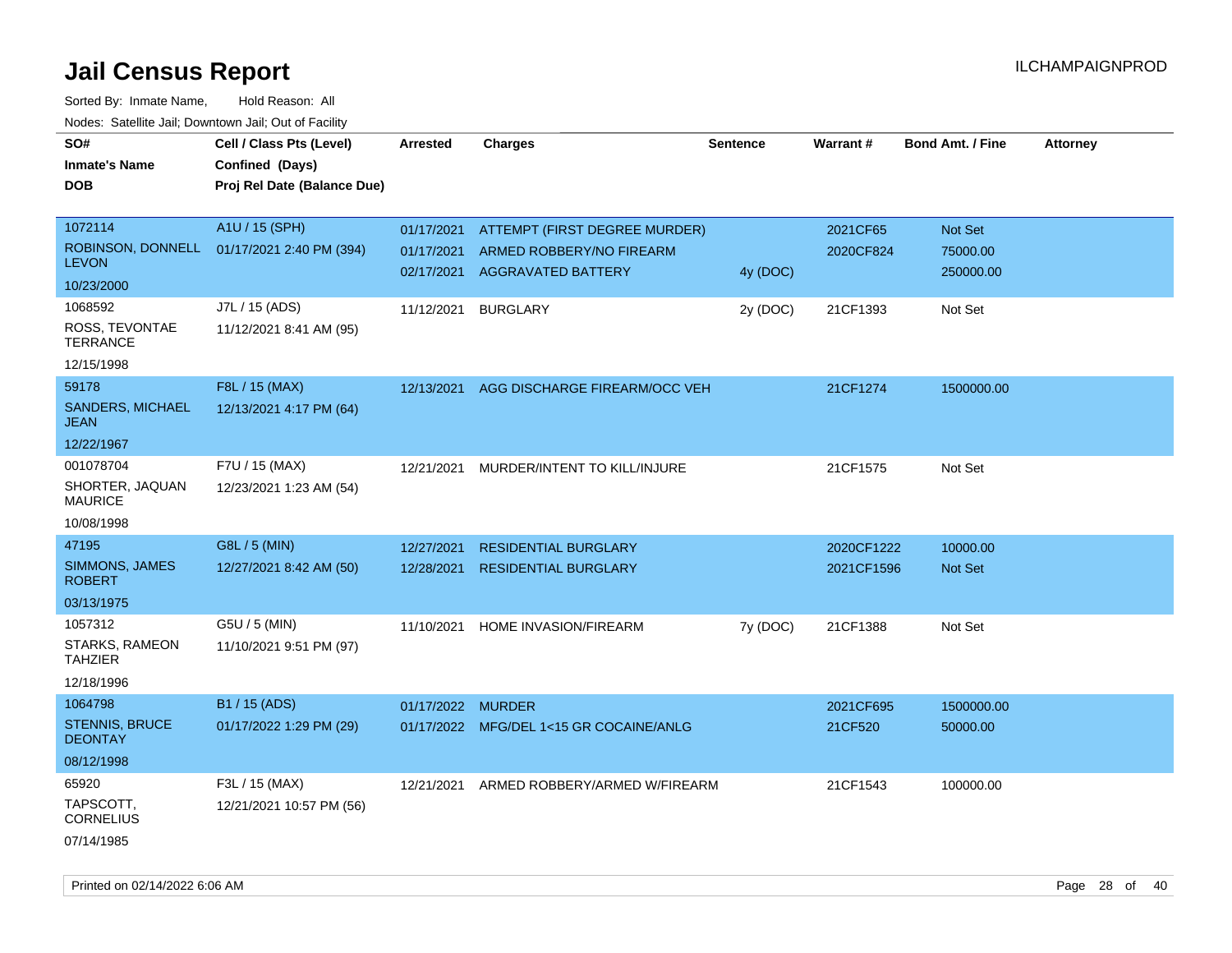# Jail Census Report

ILCHAMPAIGNPROD

Sorted By: Inmate Name, Hold Reason: All

Nodes: Satellite Jail; Downtown Jail; Out of Facility

| SO# / Inmate's Name / DOB | Cell / Class Pts (Level) / Confined (Days) / Proj Rel Date (Balance Due) | Arrested | Charges | Sentence | Warrant # | Bond Amt. / Fine | Attorney |
|---|---|---|---|---|---|---|---|
| 1072114 ROBINSON, DONNELL LEVON 10/23/2000 | A1U / 15 (SPH) 01/17/2021 2:40 PM (394) | 01/17/2021 | ATTEMPT (FIRST DEGREE MURDER) | | 2021CF65 | Not Set | |
| | | 01/17/2021 | ARMED ROBBERY/NO FIREARM | | 2020CF824 | 75000.00 | |
| | | 02/17/2021 | AGGRAVATED BATTERY | 4y (DOC) | | 250000.00 | |
| 1068592 ROSS, TEVONTAE TERRANCE 12/15/1998 | J7L / 15 (ADS) 11/12/2021 8:41 AM (95) | 11/12/2021 | BURGLARY | 2y (DOC) | 21CF1393 | Not Set | |
| 59178 SANDERS, MICHAEL JEAN 12/22/1967 | F8L / 15 (MAX) 12/13/2021 4:17 PM (64) | 12/13/2021 | AGG DISCHARGE FIREARM/OCC VEH | | 21CF1274 | 1500000.00 | |
| 001078704 SHORTER, JAQUAN MAURICE 10/08/1998 | F7U / 15 (MAX) 12/23/2021 1:23 AM (54) | 12/21/2021 | MURDER/INTENT TO KILL/INJURE | | 21CF1575 | Not Set | |
| 47195 SIMMONS, JAMES ROBERT 03/13/1975 | G8L / 5 (MIN) 12/27/2021 8:42 AM (50) | 12/27/2021 | RESIDENTIAL BURGLARY | | 2020CF1222 | 10000.00 | |
| | | 12/28/2021 | RESIDENTIAL BURGLARY | | 2021CF1596 | Not Set | |
| 1057312 STARKS, RAMEON TAHZIER 12/18/1996 | G5U / 5 (MIN) 11/10/2021 9:51 PM (97) | 11/10/2021 | HOME INVASION/FIREARM | 7y (DOC) | 21CF1388 | Not Set | |
| 1064798 STENNIS, BRUCE DEONTAY 08/12/1998 | B1 / 15 (ADS) 01/17/2022 1:29 PM (29) | 01/17/2022 | MURDER | | 2021CF695 | 1500000.00 | |
| | | 01/17/2022 | MFG/DEL 1<15 GR COCAINE/ANLG | | 21CF520 | 50000.00 | |
| 65920 TAPSCOTT, CORNELIUS 07/14/1985 | F3L / 15 (MAX) 12/21/2021 10:57 PM (56) | 12/21/2021 | ARMED ROBBERY/ARMED W/FIREARM | | 21CF1543 | 100000.00 | |

Printed on 02/14/2022 6:06 AM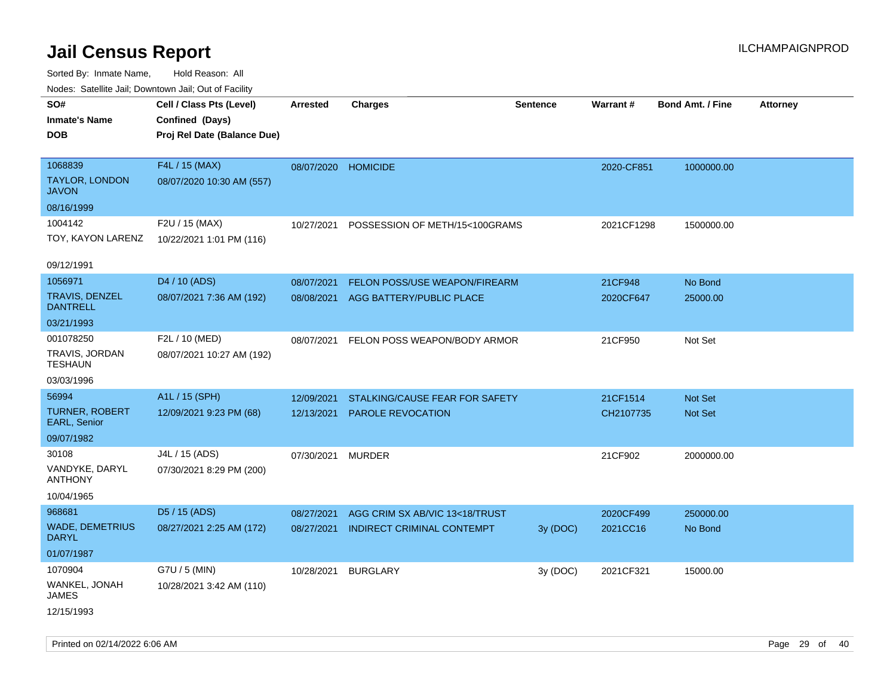# Jail Census Report

ILCHAMPAIGNPROD

Sorted By: Inmate Name, Hold Reason: All

Nodes: Satellite Jail; Downtown Jail; Out of Facility

| SO# / Inmate's Name / DOB | Cell / Class Pts (Level) / Confined (Days) / Proj Rel Date (Balance Due) | Arrested | Charges | Sentence | Warrant # | Bond Amt. / Fine | Attorney |
|---|---|---|---|---|---|---|---|
| 1068839<br>TAYLOR, LONDON JAVON<br>08/16/1999 | F4L / 15 (MAX)<br>08/07/2020 10:30 AM (557) | 08/07/2020 | HOMICIDE | | 2020-CF851 | 1000000.00 | |
| 1004142<br>TOY, KAYON LARENZ<br>09/12/1991 | F2U / 15 (MAX)<br>10/22/2021 1:01 PM (116) | 10/27/2021 | POSSESSION OF METH/15<100GRAMS | | 2021CF1298 | 1500000.00 | |
| 1056971<br>TRAVIS, DENZEL DANTRELL<br>03/21/1993 | D4 / 10 (ADS)<br>08/07/2021 7:36 AM (192) | 08/07/2021 | FELON POSS/USE WEAPON/FIREARM | | 21CF948 | No Bond | |
| | | 08/08/2021 | AGG BATTERY/PUBLIC PLACE | | 2020CF647 | 25000.00 | |
| 001078250<br>TRAVIS, JORDAN TESHAUN<br>03/03/1996 | F2L / 10 (MED)<br>08/07/2021 10:27 AM (192) | 08/07/2021 | FELON POSS WEAPON/BODY ARMOR | | 21CF950 | Not Set | |
| 56994<br>TURNER, ROBERT EARL, Senior<br>09/07/1982 | A1L / 15 (SPH)<br>12/09/2021 9:23 PM (68) | 12/09/2021 | STALKING/CAUSE FEAR FOR SAFETY | | 21CF1514 | Not Set | |
| | | 12/13/2021 | PAROLE REVOCATION | | CH2107735 | Not Set | |
| 30108<br>VANDYKE, DARYL ANTHONY<br>10/04/1965 | J4L / 15 (ADS)<br>07/30/2021 8:29 PM (200) | 07/30/2021 | MURDER | | 21CF902 | 2000000.00 | |
| 968681<br>WADE, DEMETRIUS DARYL<br>01/07/1987 | D5 / 15 (ADS)<br>08/27/2021 2:25 AM (172) | 08/27/2021 | AGG CRIM SX AB/VIC 13<18/TRUST | | 2020CF499 | 250000.00 | |
| | | 08/27/2021 | INDIRECT CRIMINAL CONTEMPT | 3y (DOC) | 2021CC16 | No Bond | |
| 1070904<br>WANKEL, JONAH JAMES<br>12/15/1993 | G7U / 5 (MIN)<br>10/28/2021 3:42 AM (110) | 10/28/2021 | BURGLARY | 3y (DOC) | 2021CF321 | 15000.00 | |

Printed on 02/14/2022 6:06 AM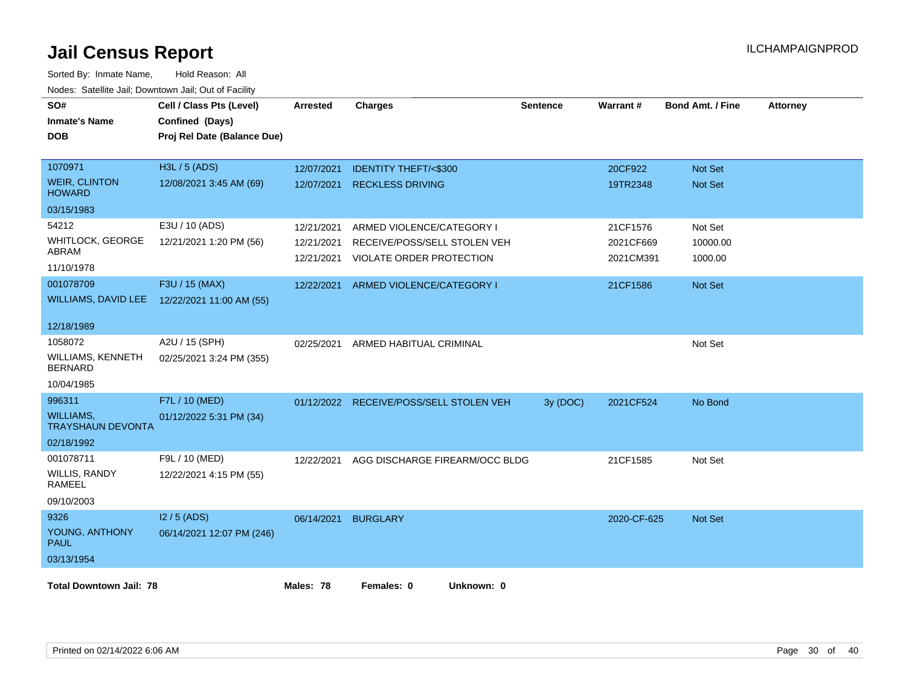# Jail Census Report

ILCHAMPAIGNPROD

Sorted By: Inmate Name, Hold Reason: All

Nodes: Satellite Jail; Downtown Jail; Out of Facility

| SO# / Inmate's Name / DOB | Cell / Class Pts (Level) / Confined (Days) / Proj Rel Date (Balance Due) | Arrested | Charges | Sentence | Warrant # | Bond Amt. / Fine | Attorney |
|---|---|---|---|---|---|---|---|
| 1070971<br>WEIR, CLINTON HOWARD<br>03/15/1983 | H3L / 5 (ADS)<br>12/08/2021 3:45 AM (69) | 12/07/2021<br>12/07/2021 | IDENTITY THEFT/<$300<br>RECKLESS DRIVING | | 20CF922<br>19TR2348 | Not Set<br>Not Set | |
| 54212<br>WHITLOCK, GEORGE ABRAM<br>11/10/1978 | E3U / 10 (ADS)<br>12/21/2021 1:20 PM (56) | 12/21/2021<br>12/21/2021<br>12/21/2021 | ARMED VIOLENCE/CATEGORY I<br>RECEIVE/POSS/SELL STOLEN VEH<br>VIOLATE ORDER PROTECTION | | 21CF1576<br>2021CF669<br>2021CM391 | Not Set<br>10000.00<br>1000.00 | |
| 001078709<br>WILLIAMS, DAVID LEE<br>12/18/1989 | F3U / 15 (MAX)<br>12/22/2021 11:00 AM (55) | 12/22/2021 | ARMED VIOLENCE/CATEGORY I | | 21CF1586 | Not Set | |
| 1058072<br>WILLIAMS, KENNETH BERNARD<br>10/04/1985 | A2U / 15 (SPH)<br>02/25/2021 3:24 PM (355) | 02/25/2021 | ARMED HABITUAL CRIMINAL | | | Not Set | |
| 996311<br>WILLIAMS, TRAYSHAUN DEVONTA<br>02/18/1992 | F7L / 10 (MED)<br>01/12/2022 5:31 PM (34) | 01/12/2022 | RECEIVE/POSS/SELL STOLEN VEH | 3y (DOC) | 2021CF524 | No Bond | |
| 001078711<br>WILLIS, RANDY RAMEEL<br>09/10/2003 | F9L / 10 (MED)<br>12/22/2021 4:15 PM (55) | 12/22/2021 | AGG DISCHARGE FIREARM/OCC BLDG | | 21CF1585 | Not Set | |
| 9326<br>YOUNG, ANTHONY PAUL<br>03/13/1954 | I2 / 5 (ADS)<br>06/14/2021 12:07 PM (246) | 06/14/2021 | BURGLARY | | 2020-CF-625 | Not Set | |

**Total Downtown Jail: 78** **Males: 78** **Females: 0** **Unknown: 0**

Printed on 02/14/2022 6:06 AM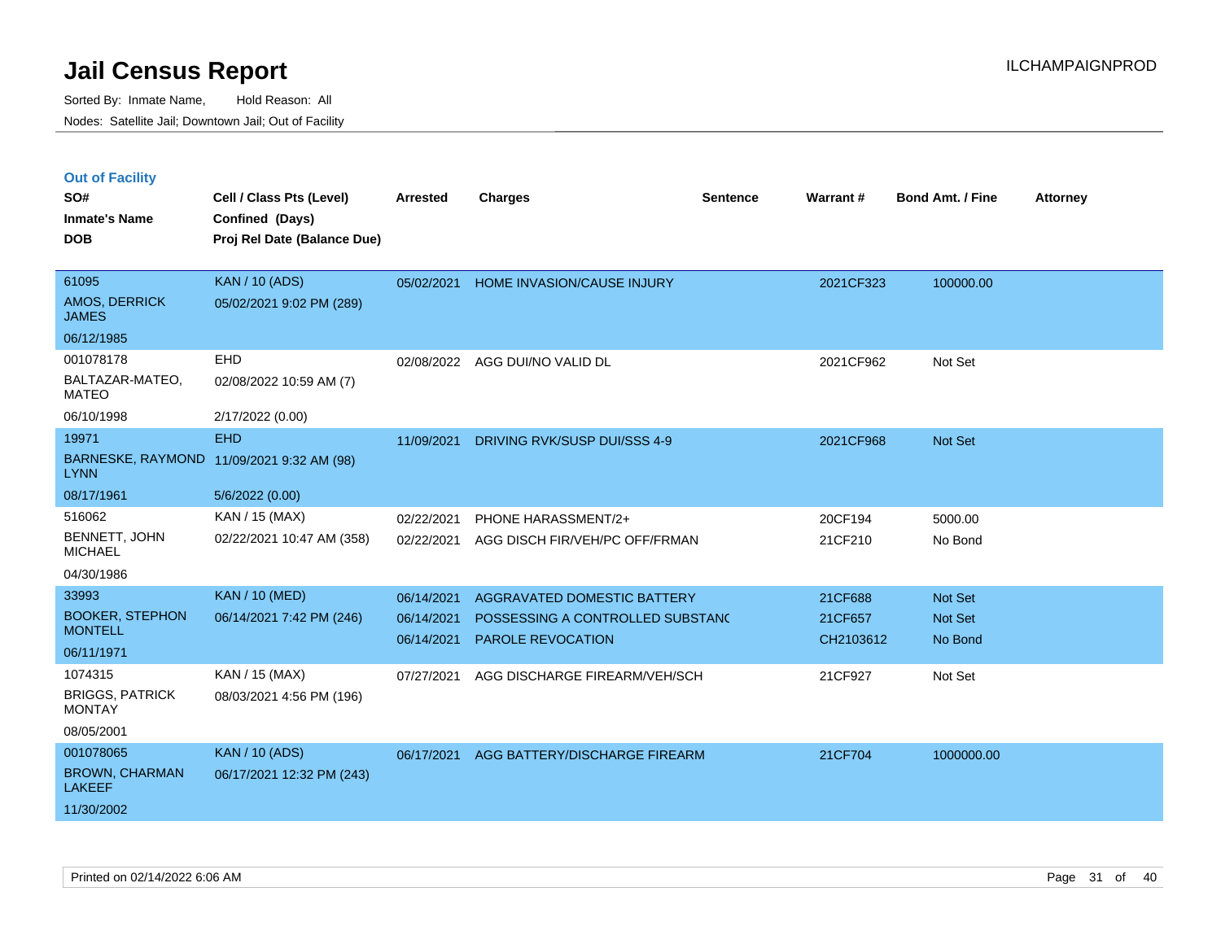# Jail Census Report

Sorted By: Inmate Name, Hold Reason: All

Nodes: Satellite Jail; Downtown Jail; Out of Facility

## Out of Facility

| SO#<br>Inmate's Name<br>DOB | Cell / Class Pts (Level)<br>Confined (Days)<br>Proj Rel Date (Balance Due) | Arrested | Charges | Sentence | Warrant # | Bond Amt. / Fine | Attorney |
|---|---|---|---|---|---|---|---|
| 61095<br>AMOS, DERRICK JAMES<br>06/12/1985 | KAN / 10 (ADS)<br>05/02/2021 9:02 PM (289) | 05/02/2021 | HOME INVASION/CAUSE INJURY | | 2021CF323 | 100000.00 | |
| 001078178<br>BALTAZAR-MATEO, MATEO<br>06/10/1998 | EHD<br>02/08/2022 10:59 AM (7)<br>2/17/2022 (0.00) | 02/08/2022 | AGG DUI/NO VALID DL | | 2021CF962 | Not Set | |
| 19971<br>BARNESKE, RAYMOND LYNN<br>08/17/1961 | EHD<br>11/09/2021 9:32 AM (98)<br>5/6/2022 (0.00) | 11/09/2021 | DRIVING RVK/SUSP DUI/SSS 4-9 | | 2021CF968 | Not Set | |
| 516062<br>BENNETT, JOHN MICHAEL<br>04/30/1986 | KAN / 15 (MAX)<br>02/22/2021 10:47 AM (358) | 02/22/2021<br>02/22/2021 | PHONE HARASSMENT/2+<br>AGG DISCH FIR/VEH/PC OFF/FRMAN | | 20CF194<br>21CF210 | 5000.00<br>No Bond | |
| 33993<br>BOOKER, STEPHON MONTELL<br>06/11/1971 | KAN / 10 (MED)<br>06/14/2021 7:42 PM (246) | 06/14/2021<br>06/14/2021<br>06/14/2021 | AGGRAVATED DOMESTIC BATTERY<br>POSSESSING A CONTROLLED SUBSTANC<br>PAROLE REVOCATION | | 21CF688<br>21CF657<br>CH2103612 | Not Set<br>Not Set<br>No Bond | |
| 1074315<br>BRIGGS, PATRICK MONTAY<br>08/05/2001 | KAN / 15 (MAX)<br>08/03/2021 4:56 PM (196) | 07/27/2021 | AGG DISCHARGE FIREARM/VEH/SCH | | 21CF927 | Not Set | |
| 001078065<br>BROWN, CHARMAN LAKEEF<br>11/30/2002 | KAN / 10 (ADS)<br>06/17/2021 12:32 PM (243) | 06/17/2021 | AGG BATTERY/DISCHARGE FIREARM | | 21CF704 | 1000000.00 | |

Printed on 02/14/2022 6:06 AM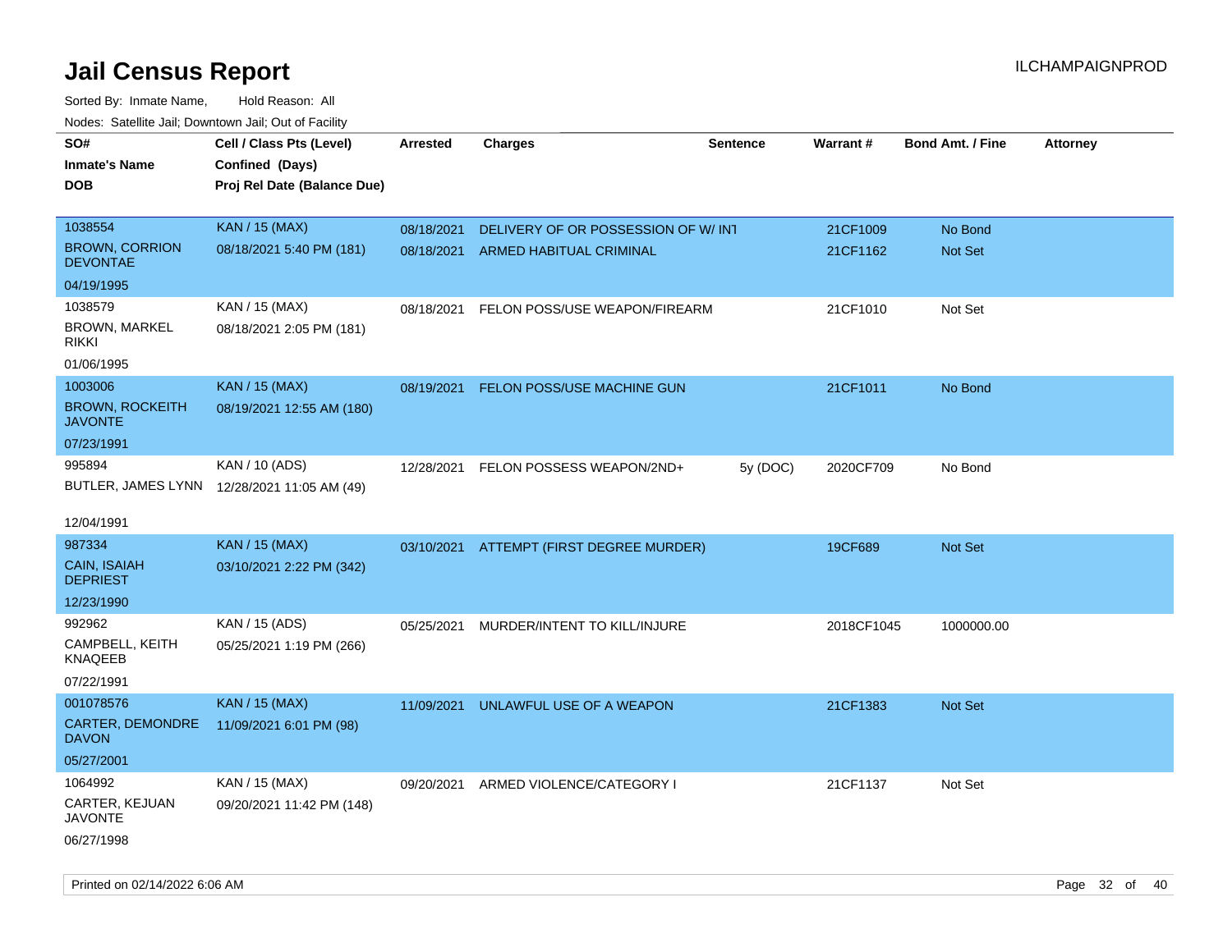# Jail Census Report

ILCHAMPAIGNPROD

Sorted By: Inmate Name, Hold Reason: All

Nodes: Satellite Jail; Downtown Jail; Out of Facility

| SO# / Inmate's Name / DOB | Cell / Class Pts (Level) / Confined (Days) / Proj Rel Date (Balance Due) | Arrested | Charges | Sentence | Warrant # | Bond Amt. / Fine | Attorney |
|---|---|---|---|---|---|---|---|
| 1038554<br>BROWN, CORRION DEVONTAE<br>04/19/1995 | KAN / 15 (MAX)<br>08/18/2021 5:40 PM (181) | 08/18/2021 | DELIVERY OF OR POSSESSION OF W/ INT | | 21CF1009 | No Bond | |
| | | 08/18/2021 | ARMED HABITUAL CRIMINAL | | 21CF1162 | Not Set | |
| 1038579<br>BROWN, MARKEL RIKKI<br>01/06/1995 | KAN / 15 (MAX)<br>08/18/2021 2:05 PM (181) | 08/18/2021 | FELON POSS/USE WEAPON/FIREARM | | 21CF1010 | Not Set | |
| 1003006<br>BROWN, ROCKEITH JAVONTE<br>07/23/1991 | KAN / 15 (MAX)<br>08/19/2021 12:55 AM (180) | 08/19/2021 | FELON POSS/USE MACHINE GUN | | 21CF1011 | No Bond | |
| 995894<br>BUTLER, JAMES LYNN<br>12/04/1991 | KAN / 10 (ADS)<br>12/28/2021 11:05 AM (49) | 12/28/2021 | FELON POSSESS WEAPON/2ND+ | 5y (DOC) | 2020CF709 | No Bond | |
| 987334<br>CAIN, ISAIAH DEPRIEST<br>12/23/1990 | KAN / 15 (MAX)<br>03/10/2021 2:22 PM (342) | 03/10/2021 | ATTEMPT (FIRST DEGREE MURDER) | | 19CF689 | Not Set | |
| 992962<br>CAMPBELL, KEITH KNAQEEB<br>07/22/1991 | KAN / 15 (ADS)<br>05/25/2021 1:19 PM (266) | 05/25/2021 | MURDER/INTENT TO KILL/INJURE | | 2018CF1045 | 1000000.00 | |
| 001078576<br>CARTER, DEMONDRE DAVON<br>05/27/2001 | KAN / 15 (MAX)<br>11/09/2021 6:01 PM (98) | 11/09/2021 | UNLAWFUL USE OF A WEAPON | | 21CF1383 | Not Set | |
| 1064992<br>CARTER, KEJUAN JAVONTE<br>06/27/1998 | KAN / 15 (MAX)<br>09/20/2021 11:42 PM (148) | 09/20/2021 | ARMED VIOLENCE/CATEGORY I | | 21CF1137 | Not Set | |

Printed on 02/14/2022 6:06 AM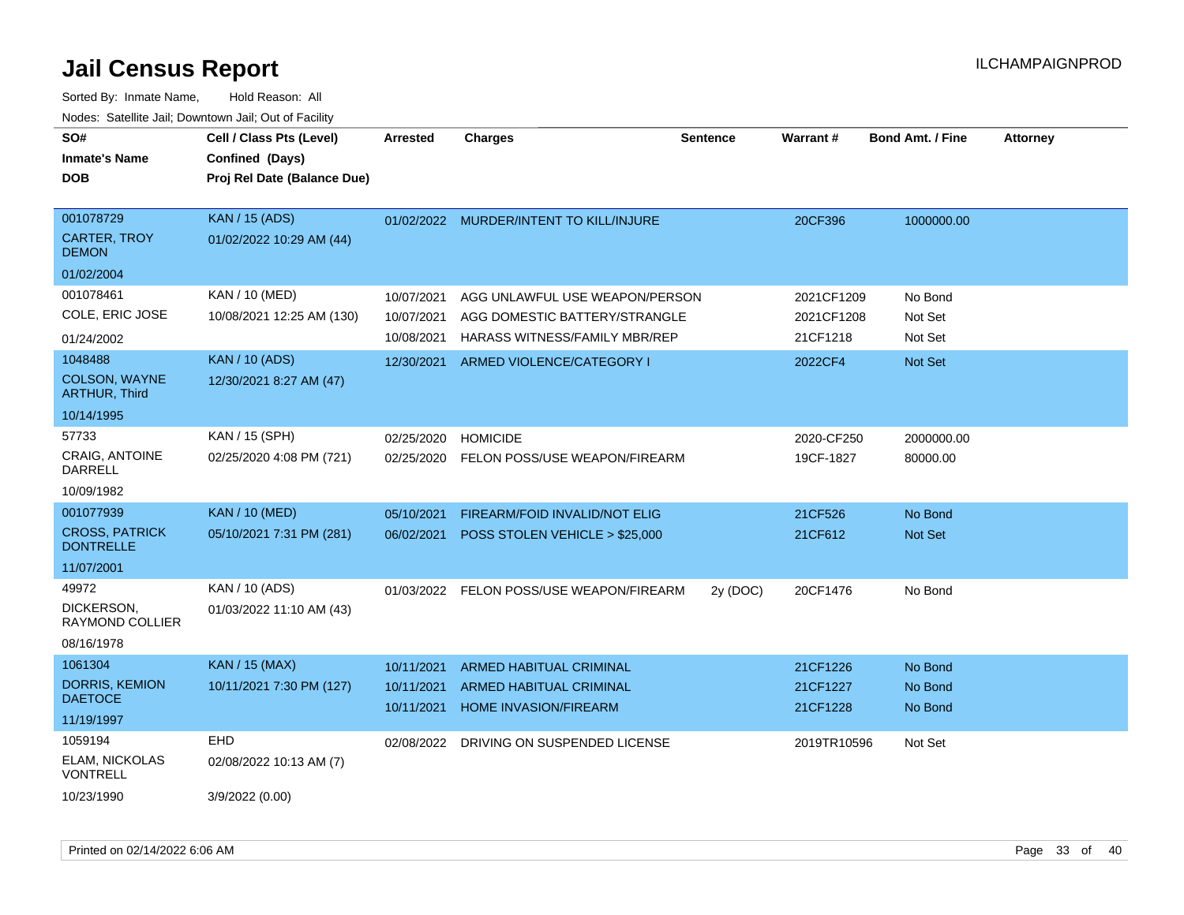# Jail Census Report

Sorted By: Inmate Name, Hold Reason: All

Nodes: Satellite Jail; Downtown Jail; Out of Facility

| SO# / Inmate's Name / DOB | Cell / Class Pts (Level) / Confined (Days) / Proj Rel Date (Balance Due) | Arrested | Charges | Sentence | Warrant # | Bond Amt. / Fine | Attorney |
|---|---|---|---|---|---|---|---|
| 001078729 CARTER, TROY DEMON 01/02/2004 | KAN / 15 (ADS) 01/02/2022 10:29 AM (44) | 01/02/2022 | MURDER/INTENT TO KILL/INJURE | | 20CF396 | 1000000.00 | |
| 001078461 COLE, ERIC JOSE 01/24/2002 | KAN / 10 (MED) 10/08/2021 12:25 AM (130) | 10/07/2021 | AGG UNLAWFUL USE WEAPON/PERSON | | 2021CF1209 | No Bond | |
| | | 10/07/2021 | AGG DOMESTIC BATTERY/STRANGLE | | 2021CF1208 | Not Set | |
| | | 10/08/2021 | HARASS WITNESS/FAMILY MBR/REP | | 21CF1218 | Not Set | |
| 1048488 COLSON, WAYNE ARTHUR, Third 10/14/1995 | KAN / 10 (ADS) 12/30/2021 8:27 AM (47) | 12/30/2021 | ARMED VIOLENCE/CATEGORY I | | 2022CF4 | Not Set | |
| 57733 CRAIG, ANTOINE DARRELL 10/09/1982 | KAN / 15 (SPH) 02/25/2020 4:08 PM (721) | 02/25/2020 | HOMICIDE | | 2020-CF250 | 2000000.00 | |
| | | 02/25/2020 | FELON POSS/USE WEAPON/FIREARM | | 19CF-1827 | 80000.00 | |
| 001077939 CROSS, PATRICK DONTRELLE 11/07/2001 | KAN / 10 (MED) 05/10/2021 7:31 PM (281) | 05/10/2021 | FIREARM/FOID INVALID/NOT ELIG | | 21CF526 | No Bond | |
| | | 06/02/2021 | POSS STOLEN VEHICLE > $25,000 | | 21CF612 | Not Set | |
| 49972 DICKERSON, RAYMOND COLLIER 08/16/1978 | KAN / 10 (ADS) 01/03/2022 11:10 AM (43) | 01/03/2022 | FELON POSS/USE WEAPON/FIREARM | 2y (DOC) | 20CF1476 | No Bond | |
| 1061304 DORRIS, KEMION DAETOCE 11/19/1997 | KAN / 15 (MAX) 10/11/2021 7:30 PM (127) | 10/11/2021 | ARMED HABITUAL CRIMINAL | | 21CF1226 | No Bond | |
| | | 10/11/2021 | ARMED HABITUAL CRIMINAL | | 21CF1227 | No Bond | |
| | | 10/11/2021 | HOME INVASION/FIREARM | | 21CF1228 | No Bond | |
| 1059194 ELAM, NICKOLAS VONTRELL 10/23/1990 | EHD 02/08/2022 10:13 AM (7) 3/9/2022 (0.00) | 02/08/2022 | DRIVING ON SUSPENDED LICENSE | | 2019TR10596 | Not Set | |

Printed on 02/14/2022 6:06 AM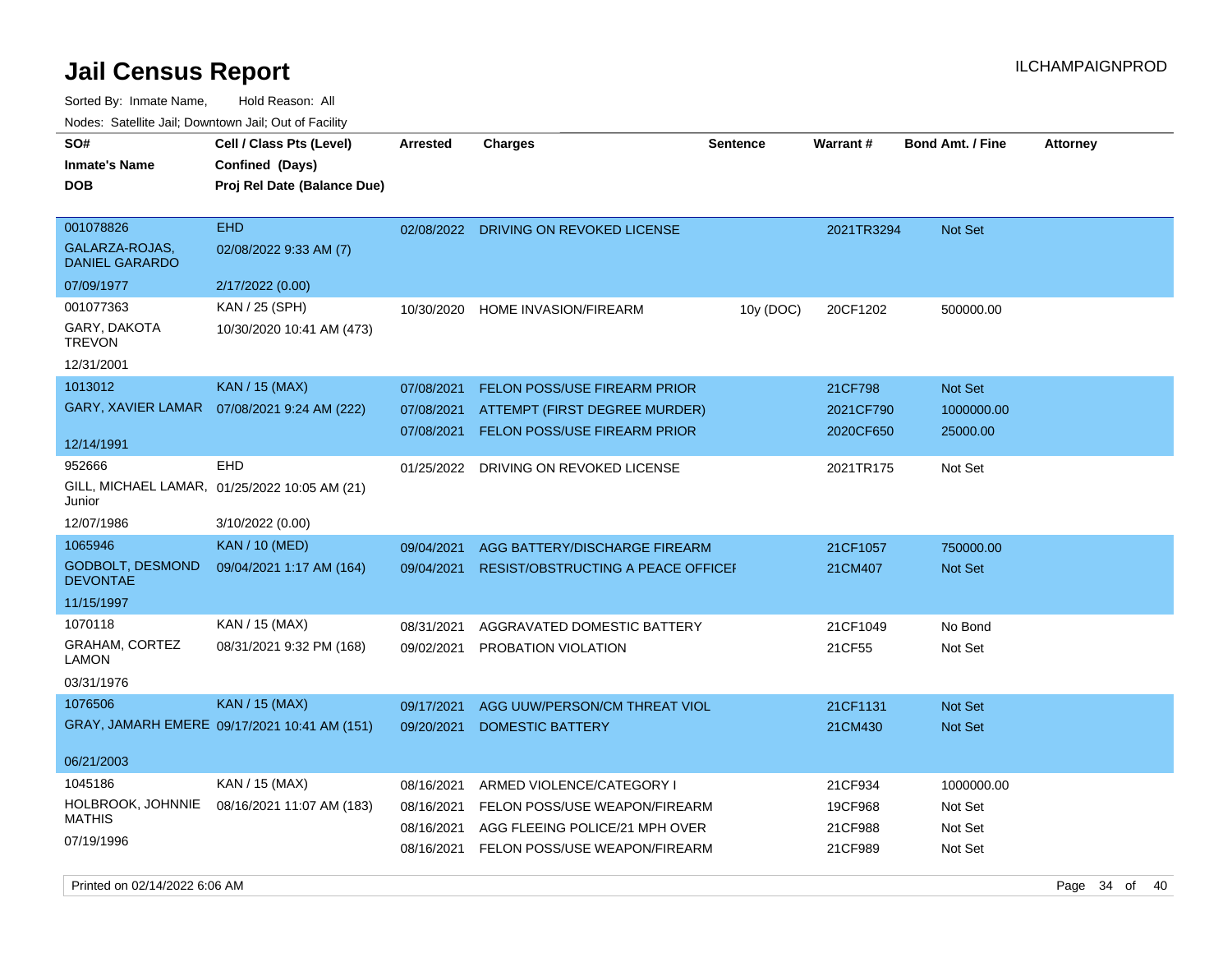# Jail Census Report

Sorted By: Inmate Name, Hold Reason: All

Nodes: Satellite Jail; Downtown Jail; Out of Facility

| SO# / Inmate's Name / DOB | Cell / Class Pts (Level) / Confined (Days) / Proj Rel Date (Balance Due) | Arrested | Charges | Sentence | Warrant # | Bond Amt. / Fine | Attorney |
|---|---|---|---|---|---|---|---|
| 001078826<br>GALARZA-ROJAS, DANIEL GARARDO<br>07/09/1977 | EHD<br>02/08/2022 9:33 AM (7)<br>2/17/2022 (0.00) | 02/08/2022 | DRIVING ON REVOKED LICENSE | | 2021TR3294 | Not Set | |
| 001077363<br>GARY, DAKOTA TREVON<br>12/31/2001 | KAN / 25 (SPH)<br>10/30/2020 10:41 AM (473) | 10/30/2020 | HOME INVASION/FIREARM | 10y (DOC) | 20CF1202 | 500000.00 | |
| 1013012<br>GARY, XAVIER LAMAR<br>12/14/1991 | KAN / 15 (MAX)<br>07/08/2021 9:24 AM (222) | 07/08/2021 | FELON POSS/USE FIREARM PRIOR | | 21CF798 | Not Set | |
| | | 07/08/2021 | ATTEMPT (FIRST DEGREE MURDER) | | 2021CF790 | 1000000.00 | |
| | | 07/08/2021 | FELON POSS/USE FIREARM PRIOR | | 2020CF650 | 25000.00 | |
| 952666<br>GILL, MICHAEL LAMAR, Junior<br>12/07/1986 | EHD<br>01/25/2022 10:05 AM (21)<br>3/10/2022 (0.00) | 01/25/2022 | DRIVING ON REVOKED LICENSE | | 2021TR175 | Not Set | |
| 1065946<br>GODBOLT, DESMOND DEVONTAE<br>11/15/1997 | KAN / 10 (MED)<br>09/04/2021 1:17 AM (164) | 09/04/2021 | AGG BATTERY/DISCHARGE FIREARM | | 21CF1057 | 750000.00 | |
| | | 09/04/2021 | RESIST/OBSTRUCTING A PEACE OFFICEI | | 21CM407 | Not Set | |
| 1070118<br>GRAHAM, CORTEZ LAMON<br>03/31/1976 | KAN / 15 (MAX)<br>08/31/2021 9:32 PM (168) | 08/31/2021 | AGGRAVATED DOMESTIC BATTERY | | 21CF1049 | No Bond | |
| | | 09/02/2021 | PROBATION VIOLATION | | 21CF55 | Not Set | |
| 1076506<br>GRAY, JAMARH EMERE<br>06/21/2003 | KAN / 15 (MAX)<br>09/17/2021 10:41 AM (151) | 09/17/2021 | AGG UUW/PERSON/CM THREAT VIOL | | 21CF1131 | Not Set | |
| | | 09/20/2021 | DOMESTIC BATTERY | | 21CM430 | Not Set | |
| 1045186<br>HOLBROOK, JOHNNIE MATHIS<br>07/19/1996 | KAN / 15 (MAX)<br>08/16/2021 11:07 AM (183) | 08/16/2021 | ARMED VIOLENCE/CATEGORY I | | 21CF934 | 1000000.00 | |
| | | 08/16/2021 | FELON POSS/USE WEAPON/FIREARM | | 19CF968 | Not Set | |
| | | 08/16/2021 | AGG FLEEING POLICE/21 MPH OVER | | 21CF988 | Not Set | |
| | | 08/16/2021 | FELON POSS/USE WEAPON/FIREARM | | 21CF989 | Not Set | |

Printed on 02/14/2022 6:06 AM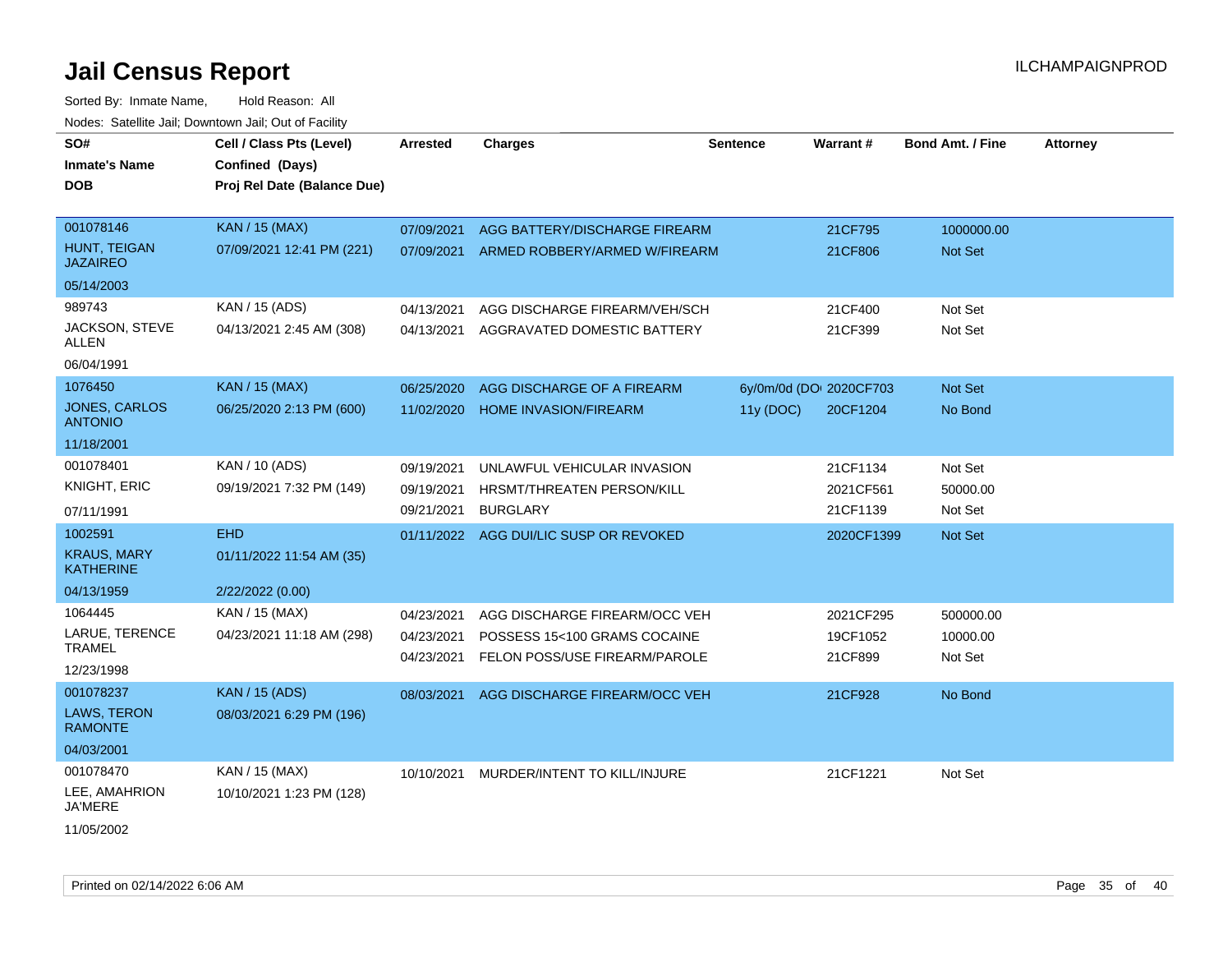# Jail Census Report

Sorted By: Inmate Name, Hold Reason: All

Nodes: Satellite Jail; Downtown Jail; Out of Facility

| SO# / Inmate's Name / DOB | Cell / Class Pts (Level) / Confined (Days) / Proj Rel Date (Balance Due) | Arrested | Charges | Sentence | Warrant # | Bond Amt. / Fine | Attorney |
|---|---|---|---|---|---|---|---|
| 001078146<br>HUNT, TEIGAN JAZAIREO<br>05/14/2003 | KAN / 15 (MAX)<br>07/09/2021 12:41 PM (221) | 07/09/2021 | AGG BATTERY/DISCHARGE FIREARM | | 21CF795 | 1000000.00 | |
| | | 07/09/2021 | ARMED ROBBERY/ARMED W/FIREARM | | 21CF806 | Not Set | |
| 989743<br>JACKSON, STEVE ALLEN<br>06/04/1991 | KAN / 15 (ADS)<br>04/13/2021 2:45 AM (308) | 04/13/2021 | AGG DISCHARGE FIREARM/VEH/SCH | | 21CF400 | Not Set | |
| | | 04/13/2021 | AGGRAVATED DOMESTIC BATTERY | | 21CF399 | Not Set | |
| 1076450<br>JONES, CARLOS ANTONIO<br>11/18/2001 | KAN / 15 (MAX)<br>06/25/2020 2:13 PM (600) | 06/25/2020 | AGG DISCHARGE OF A FIREARM | 6y/0m/0d (DO | 2020CF703 | Not Set | |
| | | 11/02/2020 | HOME INVASION/FIREARM | 11y (DOC) | 20CF1204 | No Bond | |
| 001078401<br>KNIGHT, ERIC<br>07/11/1991 | KAN / 10 (ADS)<br>09/19/2021 7:32 PM (149) | 09/19/2021 | UNLAWFUL VEHICULAR INVASION | | 21CF1134 | Not Set | |
| | | 09/19/2021 | HRSMT/THREATEN PERSON/KILL | | 2021CF561 | 50000.00 | |
| | | 09/21/2021 | BURGLARY | | 21CF1139 | Not Set | |
| 1002591<br>KRAUS, MARY KATHERINE<br>04/13/1959 | EHD<br>01/11/2022 11:54 AM (35)<br>2/22/2022 (0.00) | 01/11/2022 | AGG DUI/LIC SUSP OR REVOKED | | 2020CF1399 | Not Set | |
| 1064445<br>LARUE, TERENCE TRAMEL<br>12/23/1998 | KAN / 15 (MAX)<br>04/23/2021 11:18 AM (298) | 04/23/2021 | AGG DISCHARGE FIREARM/OCC VEH | | 2021CF295 | 500000.00 | |
| | | 04/23/2021 | POSSESS 15<100 GRAMS COCAINE | | 19CF1052 | 10000.00 | |
| | | 04/23/2021 | FELON POSS/USE FIREARM/PAROLE | | 21CF899 | Not Set | |
| 001078237<br>LAWS, TERON RAMONTE<br>04/03/2001 | KAN / 15 (ADS)<br>08/03/2021 6:29 PM (196) | 08/03/2021 | AGG DISCHARGE FIREARM/OCC VEH | | 21CF928 | No Bond | |
| 001078470<br>LEE, AMAHRION JA'MERE<br>11/05/2002 | KAN / 15 (MAX)<br>10/10/2021 1:23 PM (128) | 10/10/2021 | MURDER/INTENT TO KILL/INJURE | | 21CF1221 | Not Set | |

Printed on 02/14/2022 6:06 AM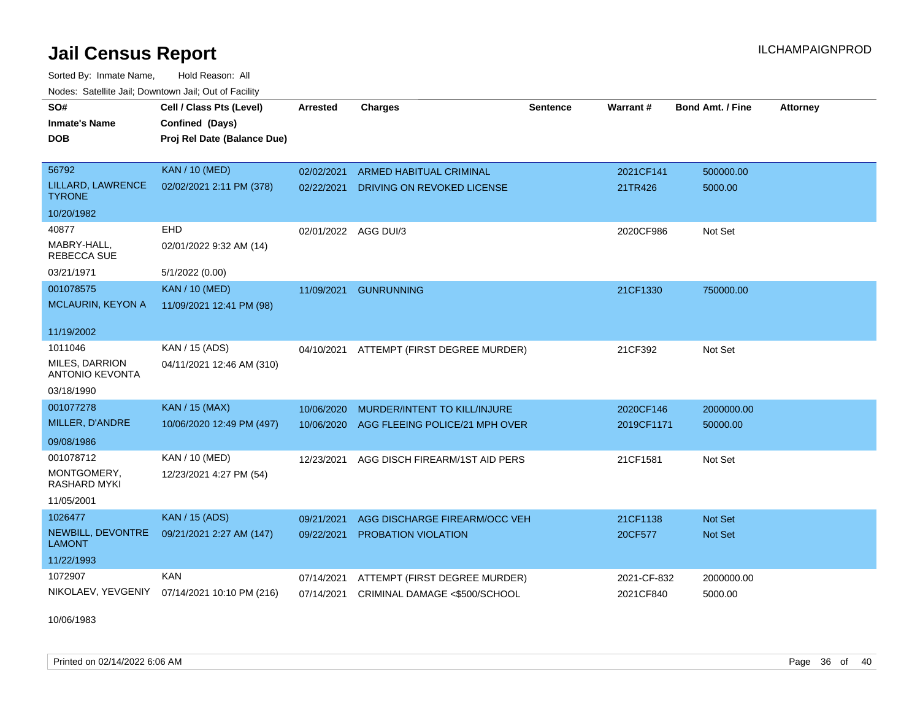# Jail Census Report

ILCHAMPAIGNPROD

Sorted By: Inmate Name, Hold Reason: All

Nodes: Satellite Jail; Downtown Jail; Out of Facility

| SO# / Inmate's Name / DOB | Cell / Class Pts (Level) / Confined (Days) / Proj Rel Date (Balance Due) | Arrested | Charges | Sentence | Warrant # | Bond Amt. / Fine | Attorney |
|---|---|---|---|---|---|---|---|
| 56792 / LILLARD, LAWRENCE TYRONE / 10/20/1982 | KAN / 10 (MED) / 02/02/2021 2:11 PM (378) | 02/02/2021 | ARMED HABITUAL CRIMINAL | | 2021CF141 | 500000.00 | |
| | | 02/22/2021 | DRIVING ON REVOKED LICENSE | | 21TR426 | 5000.00 | |
| 40877 / MABRY-HALL, REBECCA SUE / 03/21/1971 | EHD / 02/01/2022 9:32 AM (14) / 5/1/2022 (0.00) | 02/01/2022 | AGG DUI/3 | | 2020CF986 | Not Set | |
| 001078575 / MCLAURIN, KEYON A / 11/19/2002 | KAN / 10 (MED) / 11/09/2021 12:41 PM (98) | 11/09/2021 | GUNRUNNING | | 21CF1330 | 750000.00 | |
| 1011046 / MILES, DARRION ANTONIO KEVONTA / 03/18/1990 | KAN / 15 (ADS) / 04/11/2021 12:46 AM (310) | 04/10/2021 | ATTEMPT (FIRST DEGREE MURDER) | | 21CF392 | Not Set | |
| 001077278 / MILLER, D'ANDRE / 09/08/1986 | KAN / 15 (MAX) / 10/06/2020 12:49 PM (497) | 10/06/2020 | MURDER/INTENT TO KILL/INJURE | | 2020CF146 | 2000000.00 | |
| | | 10/06/2020 | AGG FLEEING POLICE/21 MPH OVER | | 2019CF1171 | 50000.00 | |
| 001078712 / MONTGOMERY, RASHARD MYKI / 11/05/2001 | KAN / 10 (MED) / 12/23/2021 4:27 PM (54) | 12/23/2021 | AGG DISCH FIREARM/1ST AID PERS | | 21CF1581 | Not Set | |
| 1026477 / NEWBILL, DEVONTRE LAMONT / 11/22/1993 | KAN / 15 (ADS) / 09/21/2021 2:27 AM (147) | 09/21/2021 | AGG DISCHARGE FIREARM/OCC VEH | | 21CF1138 | Not Set | |
| | | 09/22/2021 | PROBATION VIOLATION | | 20CF577 | Not Set | |
| 1072907 / NIKOLAEV, YEVGENIY / 10/06/1983 | KAN / 07/14/2021 10:10 PM (216) | 07/14/2021 | ATTEMPT (FIRST DEGREE MURDER) | | 2021-CF-832 | 2000000.00 | |
| | | 07/14/2021 | CRIMINAL DAMAGE <$500/SCHOOL | | 2021CF840 | 5000.00 | |

Printed on 02/14/2022 6:06 AM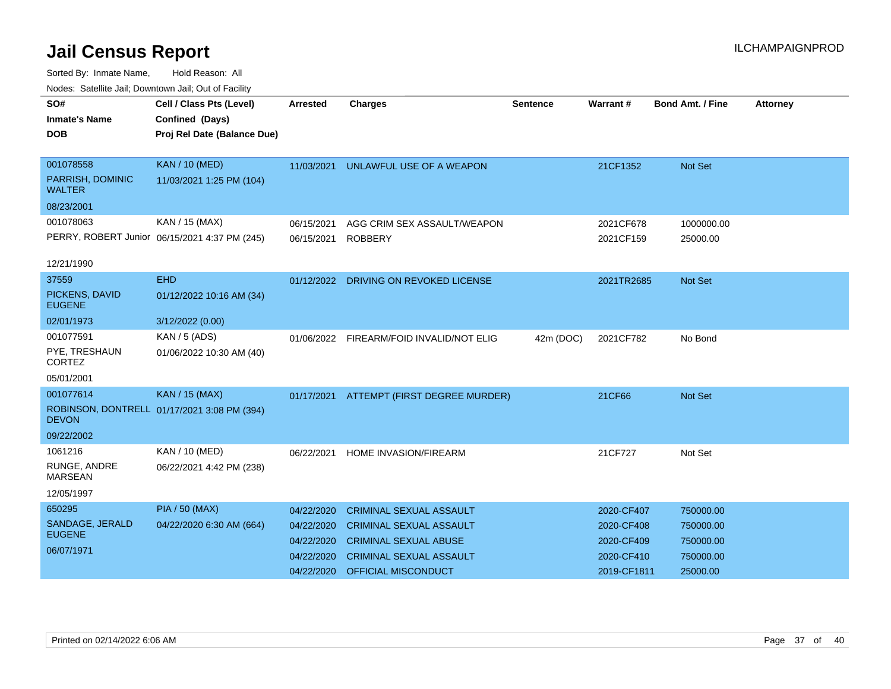# Jail Census Report

Sorted By: Inmate Name, Hold Reason: All

Nodes: Satellite Jail; Downtown Jail; Out of Facility

| SO# / Inmate's Name / DOB | Cell / Class Pts (Level) / Confined (Days) / Proj Rel Date (Balance Due) | Arrested | Charges | Sentence | Warrant # | Bond Amt. / Fine | Attorney |
|---|---|---|---|---|---|---|---|
| 001078558<br>PARRISH, DOMINIC WALTER<br>08/23/2001 | KAN / 10 (MED)<br>11/03/2021 1:25 PM (104) | 11/03/2021 | UNLAWFUL USE OF A WEAPON | | 21CF1352 | Not Set | |
| 001078063<br>PERRY, ROBERT Junior<br>12/21/1990 | KAN / 15 (MAX)<br>06/15/2021 4:37 PM (245) | 06/15/2021 | AGG CRIM SEX ASSAULT/WEAPON | | 2021CF678 | 1000000.00 | |
| | | 06/15/2021 | ROBBERY | | 2021CF159 | 25000.00 | |
| 37559<br>PICKENS, DAVID EUGENE<br>02/01/1973 | EHD<br>01/12/2022 10:16 AM (34)<br>3/12/2022 (0.00) | 01/12/2022 | DRIVING ON REVOKED LICENSE | | 2021TR2685 | Not Set | |
| 001077591<br>PYE, TRESHAUN CORTEZ<br>05/01/2001 | KAN / 5 (ADS)<br>01/06/2022 10:30 AM (40) | 01/06/2022 | FIREARM/FOID INVALID/NOT ELIG | 42m (DOC) | 2021CF782 | No Bond | |
| 001077614<br>ROBINSON, DONTRELL DEVON<br>09/22/2002 | KAN / 15 (MAX)<br>01/17/2021 3:08 PM (394) | 01/17/2021 | ATTEMPT (FIRST DEGREE MURDER) | | 21CF66 | Not Set | |
| 1061216<br>RUNGE, ANDRE MARSEAN<br>12/05/1997 | KAN / 10 (MED)<br>06/22/2021 4:42 PM (238) | 06/22/2021 | HOME INVASION/FIREARM | | 21CF727 | Not Set | |
| 650295<br>SANDAGE, JERALD EUGENE<br>06/07/1971 | PIA / 50 (MAX)<br>04/22/2020 6:30 AM (664) | 04/22/2020 | CRIMINAL SEXUAL ASSAULT | | 2020-CF407 | 750000.00 | |
| | | 04/22/2020 | CRIMINAL SEXUAL ASSAULT | | 2020-CF408 | 750000.00 | |
| | | 04/22/2020 | CRIMINAL SEXUAL ABUSE | | 2020-CF409 | 750000.00 | |
| | | 04/22/2020 | CRIMINAL SEXUAL ASSAULT | | 2020-CF410 | 750000.00 | |
| | | 04/22/2020 | OFFICIAL MISCONDUCT | | 2019-CF1811 | 25000.00 | |

Printed on 02/14/2022 6:06 AM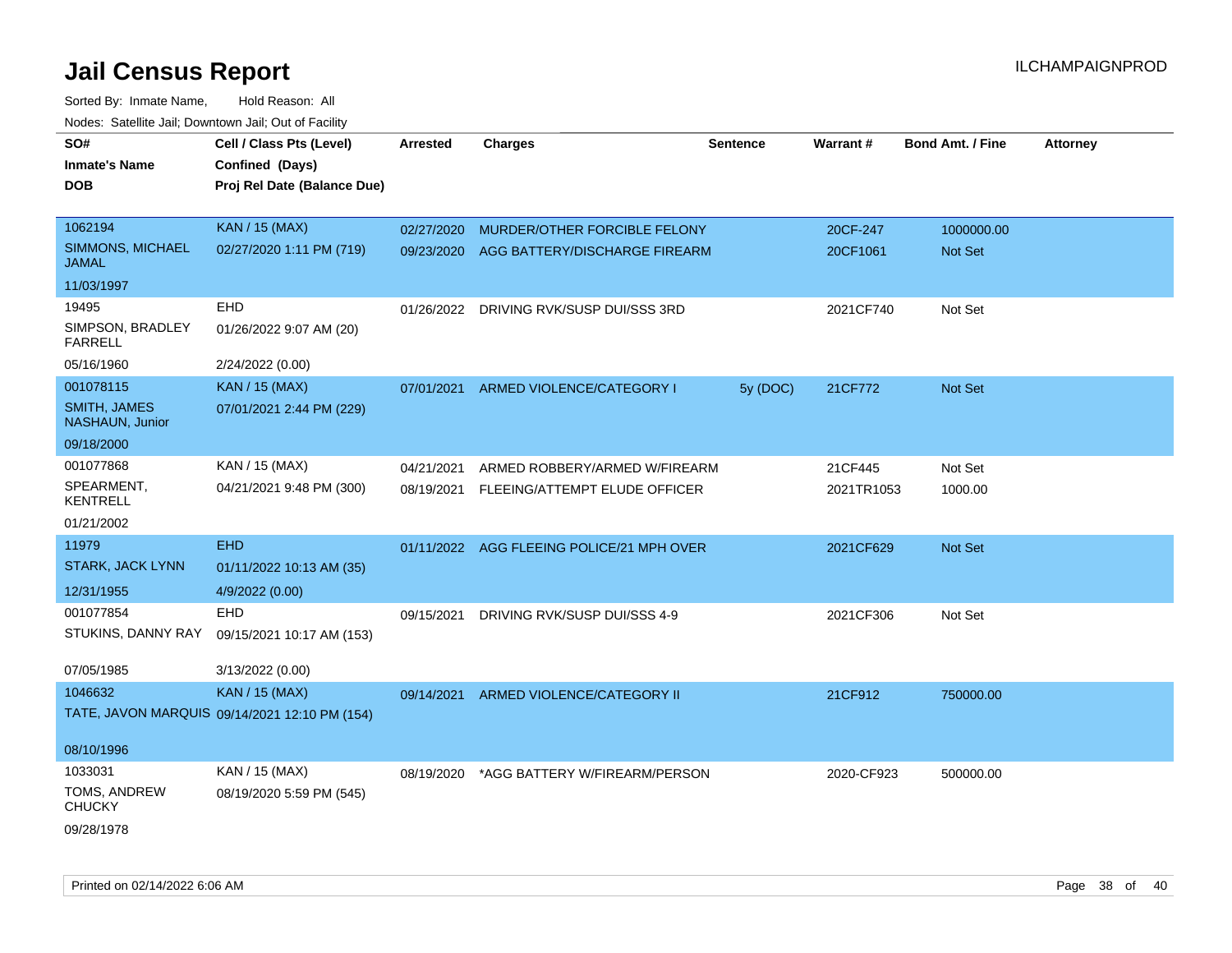# Jail Census Report

Sorted By: Inmate Name, Hold Reason: All

Nodes: Satellite Jail; Downtown Jail; Out of Facility

| SO# / Inmate's Name / DOB | Cell / Class Pts (Level) / Confined (Days) / Proj Rel Date (Balance Due) | Arrested | Charges | Sentence | Warrant # | Bond Amt. / Fine | Attorney |
|---|---|---|---|---|---|---|---|
| 1062194<br>SIMMONS, MICHAEL JAMAL<br>11/03/1997 | KAN / 15 (MAX)<br>02/27/2020 1:11 PM (719) | 02/27/2020<br>09/23/2020 | MURDER/OTHER FORCIBLE FELONY<br>AGG BATTERY/DISCHARGE FIREARM | | 20CF-247<br>20CF1061 | 1000000.00<br>Not Set | |
| 19495<br>SIMPSON, BRADLEY FARRELL<br>05/16/1960 | EHD<br>01/26/2022 9:07 AM (20)<br>2/24/2022 (0.00) | 01/26/2022 | DRIVING RVK/SUSP DUI/SSS 3RD | | 2021CF740 | Not Set | |
| 001078115<br>SMITH, JAMES NASHAUN, Junior<br>09/18/2000 | KAN / 15 (MAX)<br>07/01/2021 2:44 PM (229) | 07/01/2021 | ARMED VIOLENCE/CATEGORY I | 5y (DOC) | 21CF772 | Not Set | |
| 001077868<br>SPEARMENT, KENTRELL<br>01/21/2002 | KAN / 15 (MAX)<br>04/21/2021 9:48 PM (300) | 04/21/2021<br>08/19/2021 | ARMED ROBBERY/ARMED W/FIREARM<br>FLEEING/ATTEMPT ELUDE OFFICER | | 21CF445<br>2021TR1053 | Not Set<br>1000.00 | |
| 11979<br>STARK, JACK LYNN<br>12/31/1955 | EHD<br>01/11/2022 10:13 AM (35)<br>4/9/2022 (0.00) | 01/11/2022 | AGG FLEEING POLICE/21 MPH OVER | | 2021CF629 | Not Set | |
| 001077854<br>STUKINS, DANNY RAY<br>07/05/1985 | EHD<br>09/15/2021 10:17 AM (153)<br>3/13/2022 (0.00) | 09/15/2021 | DRIVING RVK/SUSP DUI/SSS 4-9 | | 2021CF306 | Not Set | |
| 1046632<br>TATE, JAVON MARQUIS<br>08/10/1996 | KAN / 15 (MAX)<br>09/14/2021 12:10 PM (154) | 09/14/2021 | ARMED VIOLENCE/CATEGORY II | | 21CF912 | 750000.00 | |
| 1033031<br>TOMS, ANDREW CHUCKY<br>09/28/1978 | KAN / 15 (MAX)<br>08/19/2020 5:59 PM (545) | 08/19/2020 | *AGG BATTERY W/FIREARM/PERSON | | 2020-CF923 | 500000.00 | |

Printed on 02/14/2022 6:06 AM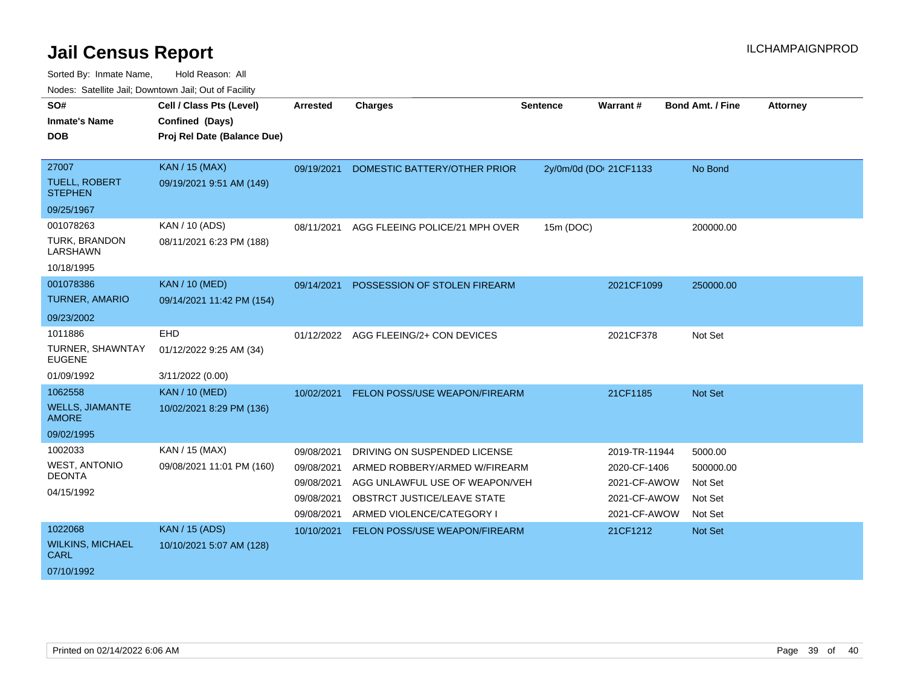# Jail Census Report

ILCHAMPAIGNPROD

Sorted By: Inmate Name, Hold Reason: All

Nodes: Satellite Jail; Downtown Jail; Out of Facility

| SO# / Inmate's Name / DOB | Cell / Class Pts (Level) / Confined (Days) / Proj Rel Date (Balance Due) | Arrested | Charges | Sentence | Warrant # | Bond Amt. / Fine | Attorney |
|---|---|---|---|---|---|---|---|
| 27007<br>TUELL, ROBERT STEPHEN<br>09/25/1967 | KAN / 15 (MAX)<br>09/19/2021 9:51 AM (149) | 09/19/2021 | DOMESTIC BATTERY/OTHER PRIOR | 2y/0m/0d (DO | 21CF1133 | No Bond | |
| 001078263<br>TURK, BRANDON LARSHAWN<br>10/18/1995 | KAN / 10 (ADS)<br>08/11/2021 6:23 PM (188) | 08/11/2021 | AGG FLEEING POLICE/21 MPH OVER | 15m (DOC) | | 200000.00 | |
| 001078386<br>TURNER, AMARIO<br>09/23/2002 | KAN / 10 (MED)<br>09/14/2021 11:42 PM (154) | 09/14/2021 | POSSESSION OF STOLEN FIREARM | | 2021CF1099 | 250000.00 | |
| 1011886<br>TURNER, SHAWNTAY EUGENE<br>01/09/1992 | EHD<br>01/12/2022 9:25 AM (34)<br>3/11/2022 (0.00) | 01/12/2022 | AGG FLEEING/2+ CON DEVICES | | 2021CF378 | Not Set | |
| 1062558<br>WELLS, JIAMANTE AMORE<br>09/02/1995 | KAN / 10 (MED)<br>10/02/2021 8:29 PM (136) | 10/02/2021 | FELON POSS/USE WEAPON/FIREARM | | 21CF1185 | Not Set | |
| 1002033<br>WEST, ANTONIO DEONTA<br>04/15/1992 | KAN / 15 (MAX)<br>09/08/2021 11:01 PM (160) | 09/08/2021 | DRIVING ON SUSPENDED LICENSE | | 2019-TR-11944 | 5000.00 | |
| | | 09/08/2021 | ARMED ROBBERY/ARMED W/FIREARM | | 2020-CF-1406 | 500000.00 | |
| | | 09/08/2021 | AGG UNLAWFUL USE OF WEAPON/VEH | | 2021-CF-AWOW | Not Set | |
| | | 09/08/2021 | OBSTRCT JUSTICE/LEAVE STATE | | 2021-CF-AWOW | Not Set | |
| | | 09/08/2021 | ARMED VIOLENCE/CATEGORY I | | 2021-CF-AWOW | Not Set | |
| 1022068<br>WILKINS, MICHAEL CARL<br>07/10/1992 | KAN / 15 (ADS)<br>10/10/2021 5:07 AM (128) | 10/10/2021 | FELON POSS/USE WEAPON/FIREARM | | 21CF1212 | Not Set | |

Printed on 02/14/2022 6:06 AM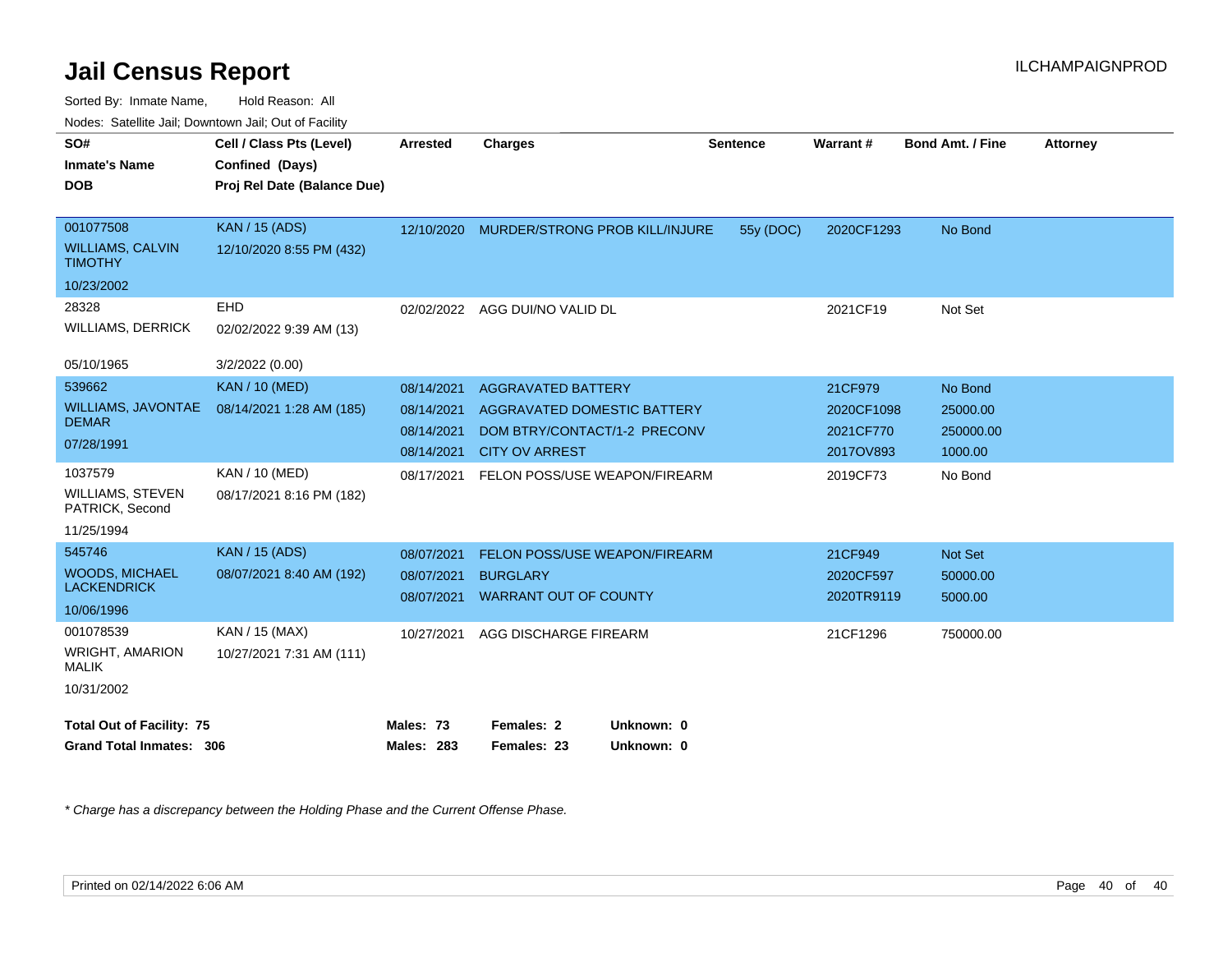# Jail Census Report

ILCHAMPAIGNPROD

Sorted By: Inmate Name, Hold Reason: All

Nodes: Satellite Jail; Downtown Jail; Out of Facility

| SO# / Inmate's Name / DOB | Cell / Class Pts (Level) / Confined (Days) / Proj Rel Date (Balance Due) | Arrested | Charges | Sentence | Warrant # | Bond Amt. / Fine | Attorney |
|---|---|---|---|---|---|---|---|
| 001077508<br>WILLIAMS, CALVIN TIMOTHY<br>10/23/2002 | KAN / 15 (ADS)<br>12/10/2020 8:55 PM (432) | 12/10/2020 | MURDER/STRONG PROB KILL/INJURE | 55y (DOC) | 2020CF1293 | No Bond | |
| 28328<br>WILLIAMS, DERRICK<br>05/10/1965 | EHD<br>02/02/2022 9:39 AM (13)<br>3/2/2022 (0.00) | 02/02/2022 | AGG DUI/NO VALID DL | | 2021CF19 | Not Set | |
| 539662<br>WILLIAMS, JAVONTAE DEMAR<br>07/28/1991 | KAN / 10 (MED)<br>08/14/2021 1:28 AM (185) | 08/14/2021<br>08/14/2021<br>08/14/2021<br>08/14/2021 | AGGRAVATED BATTERY<br>AGGRAVATED DOMESTIC BATTERY<br>DOM BTRY/CONTACT/1-2 PRECONV<br>CITY OV ARREST | | 21CF979<br>2020CF1098<br>2021CF770<br>2017OV893 | No Bond<br>25000.00<br>250000.00<br>1000.00 | |
| 1037579<br>WILLIAMS, STEVEN PATRICK, Second<br>11/25/1994 | KAN / 10 (MED)<br>08/17/2021 8:16 PM (182) | 08/17/2021 | FELON POSS/USE WEAPON/FIREARM | | 2019CF73 | No Bond | |
| 545746<br>WOODS, MICHAEL LACKENDRICK<br>10/06/1996 | KAN / 15 (ADS)<br>08/07/2021 8:40 AM (192) | 08/07/2021<br>08/07/2021<br>08/07/2021 | FELON POSS/USE WEAPON/FIREARM<br>BURGLARY<br>WARRANT OUT OF COUNTY | | 21CF949<br>2020CF597<br>2020TR9119 | Not Set<br>50000.00<br>5000.00 | |
| 001078539<br>WRIGHT, AMARION MALIK<br>10/31/2002 | KAN / 15 (MAX)<br>10/27/2021 7:31 AM (111) | 10/27/2021 | AGG DISCHARGE FIREARM | | 21CF1296 | 750000.00 | |

| | | | |
|---|---|---|---|
| **Total Out of Facility: 75** | **Males: 73** | **Females: 2** | **Unknown: 0** |
| **Grand Total Inmates: 306** | **Males: 283** | **Females: 23** | **Unknown: 0** |

*\* Charge has a discrepancy between the Holding Phase and the Current Offense Phase.*

Printed on 02/14/2022 6:06 AM